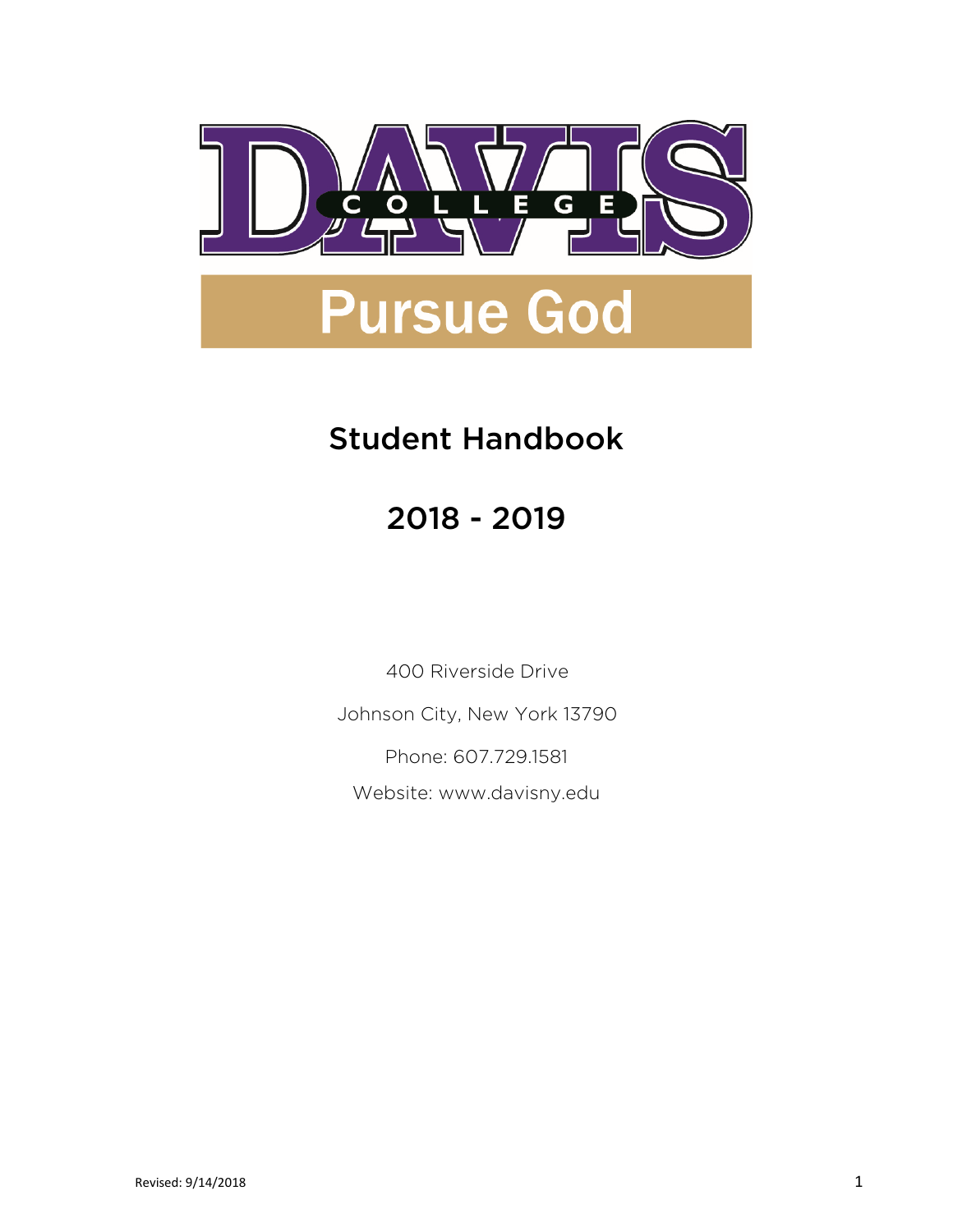# DAVIS COLLEGE

## Pursue God

## Student Handbook

## 2018 - 2019

400 Riverside Drive

Johnson City, New York 13790

Phone: 607.729.1581

Website: www.davisny.edu

Revised: 9/14/2018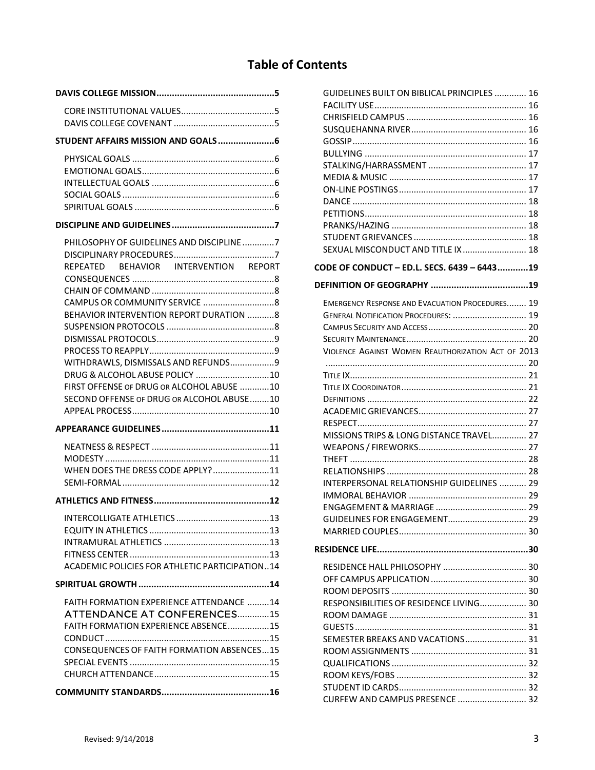# Table of Contents

**DAVIS COLLEGE MISSION** ... 5
- CORE INSTITUTIONAL VALUES ... 5
- DAVIS COLLEGE COVENANT ... 5

**STUDENT AFFAIRS MISSION AND GOALS** ... 6
- PHYSICAL GOALS ... 6
- EMOTIONAL GOALS ... 6
- INTELLECTUAL GOALS ... 6
- SOCIAL GOALS ... 6
- SPIRITUAL GOALS ... 6

**DISCIPLINE AND GUIDELINES** ... 7
- PHILOSOPHY OF GUIDELINES AND DISCIPLINE ... 7
- DISCIPLINARY PROCEDURES ... 7
- REPEATED BEHAVIOR INTERVENTION REPORT CONSEQUENCES ... 8
- CHAIN OF COMMAND ... 8
- CAMPUS OR COMMUNITY SERVICE ... 8
- BEHAVIOR INTERVENTION REPORT DURATION ... 8
- SUSPENSION PROTOCOLS ... 8
- DISMISSAL PROTOCOLS ... 9
- PROCESS TO REAPPLY ... 9
- WITHDRAWLS, DISMISSALS AND REFUNDS ... 9
- DRUG & ALCOHOL ABUSE POLICY ... 10
- FIRST OFFENSE OF DRUG OR ALCOHOL ABUSE ... 10
- SECOND OFFENSE OF DRUG OR ALCOHOL ABUSE ... 10
- APPEAL PROCESS ... 10

**APPEARANCE GUIDELINES** ... 11
- NEATNESS & RESPECT ... 11
- MODESTY ... 11
- WHEN DOES THE DRESS CODE APPLY? ... 11
- SEMI-FORMAL ... 12

**ATHLETICS AND FITNESS** ... 12
- INTERCOLLIGATE ATHLETICS ... 13
- EQUITY IN ATHLETICS ... 13
- INTRAMURAL ATHLETICS ... 13
- FITNESS CENTER ... 13
- ACADEMIC POLICIES FOR ATHLETIC PARTICIPATION ... 14

**SPIRITUAL GROWTH** ... 14
- FAITH FORMATION EXPERIENCE ATTENDANCE ... 14
- ATTENDANCE AT CONFERENCES ... 15
- FAITH FORMATION EXPERIENCE ABSENCE ... 15
- CONDUCT ... 15
- CONSEQUENCES OF FAITH FORMATION ABSENCES ... 15
- SPECIAL EVENTS ... 15
- CHURCH ATTENDANCE ... 15

**COMMUNITY STANDARDS** ... 16
- GUIDELINES BUILT ON BIBLICAL PRINCIPLES ... 16
- FACILITY USE ... 16
- CHRISFIELD CAMPUS ... 16
- SUSQUEHANNA RIVER ... 16
- GOSSIP ... 16
- BULLYING ... 17
- STALKING/HARRASSMENT ... 17
- MEDIA & MUSIC ... 17
- ON-LINE POSTINGS ... 17
- DANCE ... 18
- PETITIONS ... 18
- PRANKS/HAZING ... 18
- STUDENT GRIEVANCES ... 18
- SEXUAL MISCONDUCT AND TITLE IX ... 18

**CODE OF CONDUCT – ED.L. SECS. 6439 – 6443** ... 19

**DEFINITION OF GEOGRAPHY** ... 19
- EMERGENCY RESPONSE AND EVACUATION PROCEDURES ... 19
- GENERAL NOTIFICATION PROCEDURES: ... 19
- CAMPUS SECURITY AND ACCESS ... 20
- SECURITY MAINTENANCE ... 20
- VIOLENCE AGAINST WOMEN REAUTHORIZATION ACT OF 2013 ... 20
- TITLE IX ... 21
- TITLE IX COORDINATOR ... 21
- DEFINITIONS ... 22
- ACADEMIC GRIEVANCES ... 27
- RESPECT ... 27
- MISSIONS TRIPS & LONG DISTANCE TRAVEL ... 27
- WEAPONS / FIREWORKS ... 27
- THEFT ... 28
- RELATIONSHIPS ... 28
- INTERPERSONAL RELATIONSHIP GUIDELINES ... 29
- IMMORAL BEHAVIOR ... 29
- ENGAGEMENT & MARRIAGE ... 29
- GUIDELINES FOR ENGAGEMENT ... 29
- MARRIED COUPLES ... 30

**RESIDENCE LIFE** ... 30
- RESIDENCE HALL PHILOSOPHY ... 30
- OFF CAMPUS APPLICATION ... 30
- ROOM DEPOSITS ... 30
- RESPONSIBILITIES OF RESIDENCE LIVING ... 30
- ROOM DAMAGE ... 31
- GUESTS ... 31
- SEMESTER BREAKS AND VACATIONS ... 31
- ROOM ASSIGNMENTS ... 31
- QUALIFICATIONS ... 32
- ROOM KEYS/FOBS ... 32
- STUDENT ID CARDS ... 32
- CURFEW AND CAMPUS PRESENCE ... 32

Revised: 9/14/2018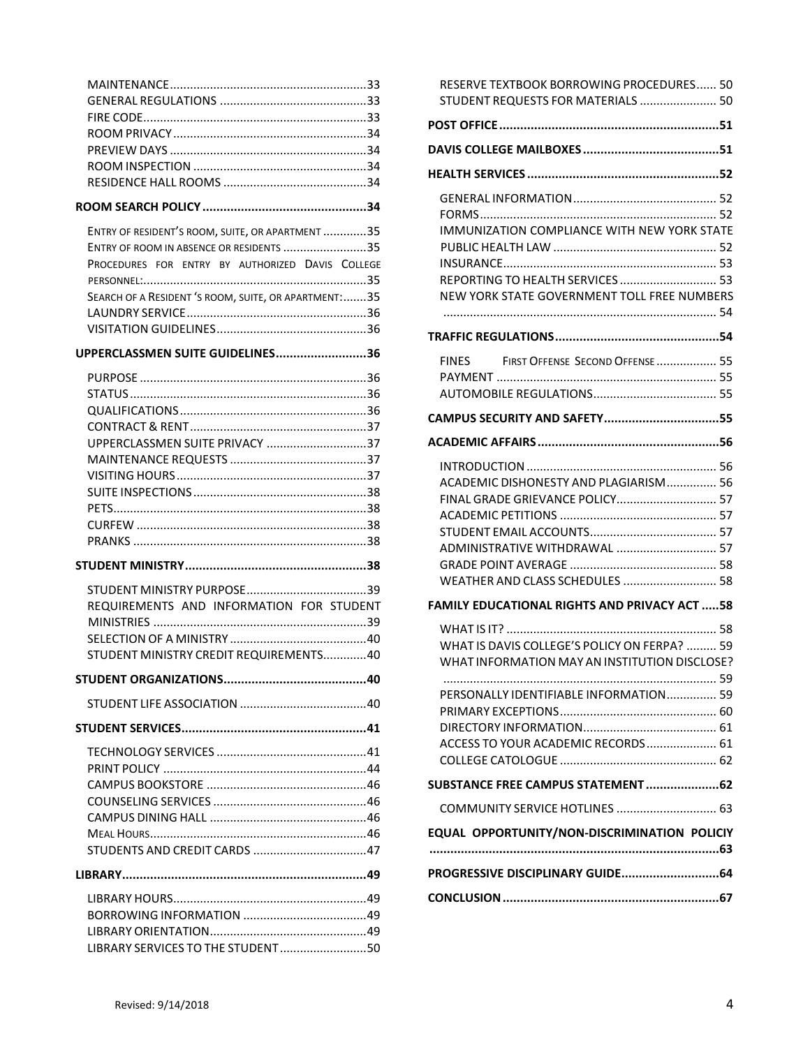MAINTENANCE ............................................................ 33
GENERAL REGULATIONS ............................................. 33
FIRE CODE ................................................................ 33
ROOM PRIVACY ........................................................ 34
PREVIEW DAYS ......................................................... 34
ROOM INSPECTION .................................................. 34
RESIDENCE HALL ROOMS ......................................... 34

**ROOM SEARCH POLICY ............................................. 34**

ENTRY OF RESIDENT'S ROOM, SUITE, OR APARTMENT ............. 35
ENTRY OF ROOM IN ABSENCE OR RESIDENTS ......................... 35
PROCEDURES FOR ENTRY BY AUTHORIZED DAVIS COLLEGE PERSONNEL: ......................................................................... 35
SEARCH OF A RESIDENT 'S ROOM, SUITE, OR APARTMENT: ....... 35
LAUNDRY SERVICE ..................................................... 36
VISITATION GUIDELINES ............................................ 36

**UPPERCLASSMEN SUITE GUIDELINES ......................... 36**

PURPOSE ................................................................... 36
STATUS ...................................................................... 36
QUALIFICATIONS ....................................................... 36
CONTRACT & RENT .................................................... 37
UPPERCLASSMEN SUITE PRIVACY ............................. 37
MAINTENANCE REQUESTS ........................................ 37
VISITING HOURS ........................................................ 37
SUITE INSPECTIONS ................................................... 38
PETS ........................................................................... 38
CURFEW .................................................................... 38
PRANKS ..................................................................... 38

**STUDENT MINISTRY ................................................... 38**

STUDENT MINISTRY PURPOSE ................................... 39
REQUIREMENTS AND INFORMATION FOR STUDENT MINISTRIES ............................................................... 39
SELECTION OF A MINISTRY ........................................ 40
STUDENT MINISTRY CREDIT REQUIREMENTS ............ 40

**STUDENT ORGANIZATIONS ........................................ 40**

STUDENT LIFE ASSOCIATION ..................................... 40

**STUDENT SERVICES .................................................... 41**

TECHNOLOGY SERVICES ............................................ 41
PRINT POLICY ............................................................ 44
CAMPUS BOOKSTORE ............................................... 46
COUNSELING SERVICES ............................................. 46
CAMPUS DINING HALL .............................................. 46
MEAL HOURS ............................................................. 46
STUDENTS AND CREDIT CARDS ................................. 47

**LIBRARY ..................................................................... 49**

LIBRARY HOURS ......................................................... 49
BORROWING INFORMATION .................................... 49
LIBRARY ORIENTATION .............................................. 49
LIBRARY SERVICES TO THE STUDENT ......................... 50
RESERVE TEXTBOOK BORROWING PROCEDURES ...... 50
STUDENT REQUESTS FOR MATERIALS ....................... 50

**POST OFFICE .............................................................. 51**

**DAVIS COLLEGE MAILBOXES ....................................... 51**

**HEALTH SERVICES ...................................................... 52**

GENERAL INFORMATION ........................................... 52
FORMS ...................................................................... 52
IMMUNIZATION COMPLIANCE WITH NEW YORK STATE PUBLIC HEALTH LAW ................................................. 52
INSURANCE ............................................................... 53
REPORTING TO HEALTH SERVICES ............................. 53
NEW YORK STATE GOVERNMENT TOLL FREE NUMBERS ................................................................................ 54

**TRAFFIC REGULATIONS .............................................. 54**

FINES FIRST OFFENSE SECOND OFFENSE .................. 55
PAYMENT ................................................................. 55
AUTOMOBILE REGULATIONS ..................................... 55

**CAMPUS SECURITY AND SAFETY ................................ 55**

**ACADEMIC AFFAIRS ................................................... 56**

INTRODUCTION ......................................................... 56
ACADEMIC DISHONESTY AND PLAGIARISM ............... 56
FINAL GRADE GRIEVANCE POLICY .............................. 57
ACADEMIC PETITIONS ............................................... 57
STUDENT EMAIL ACCOUNTS ...................................... 57
ADMINISTRATIVE WITHDRAWAL .............................. 57
GRADE POINT AVERAGE ............................................ 58
WEATHER AND CLASS SCHEDULES ............................ 58

**FAMILY EDUCATIONAL RIGHTS AND PRIVACY ACT ..... 58**

WHAT IS IT? .............................................................. 58
WHAT IS DAVIS COLLEGE'S POLICY ON FERPA? ......... 59
WHAT INFORMATION MAY AN INSTITUTION DISCLOSE? ................................................................................ 59
PERSONALLY IDENTIFIABLE INFORMATION ............... 59
PRIMARY EXCEPTIONS .............................................. 60
DIRECTORY INFORMATION ........................................ 61
ACCESS TO YOUR ACADEMIC RECORDS ..................... 61
COLLEGE CATOLOGUE ............................................... 62

**SUBSTANCE FREE CAMPUS STATEMENT ..................... 62**

COMMUNITY SERVICE HOTLINES .............................. 63

**EQUAL OPPORTUNITY/NON-DISCRIMINATION POLICIY ................................................................................ 63**

**PROGRESSIVE DISCIPLINARY GUIDE ............................ 64**

**CONCLUSION ............................................................. 67**

Revised: 9/14/2018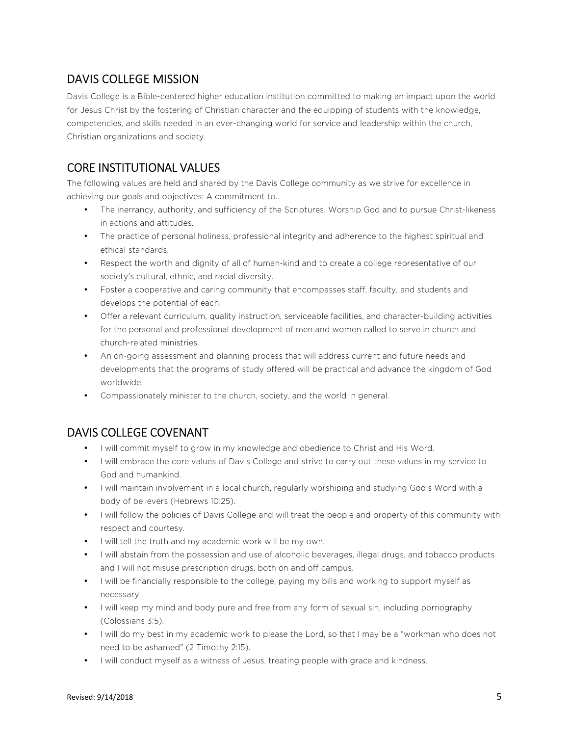## DAVIS COLLEGE MISSION

Davis College is a Bible-centered higher education institution committed to making an impact upon the world for Jesus Christ by the fostering of Christian character and the equipping of students with the knowledge, competencies, and skills needed in an ever-changing world for service and leadership within the church, Christian organizations and society.

## CORE INSTITUTIONAL VALUES

The following values are held and shared by the Davis College community as we strive for excellence in achieving our goals and objectives: A commitment to…

- The inerrancy, authority, and sufficiency of the Scriptures. Worship God and to pursue Christ-likeness in actions and attitudes.
- The practice of personal holiness, professional integrity and adherence to the highest spiritual and ethical standards.
- Respect the worth and dignity of all of human-kind and to create a college representative of our society's cultural, ethnic, and racial diversity.
- Foster a cooperative and caring community that encompasses staff, faculty, and students and develops the potential of each.
- Offer a relevant curriculum, quality instruction, serviceable facilities, and character-building activities for the personal and professional development of men and women called to serve in church and church-related ministries.
- An on-going assessment and planning process that will address current and future needs and developments that the programs of study offered will be practical and advance the kingdom of God worldwide.
- Compassionately minister to the church, society, and the world in general.

## DAVIS COLLEGE COVENANT

- I will commit myself to grow in my knowledge and obedience to Christ and His Word.
- I will embrace the core values of Davis College and strive to carry out these values in my service to God and humankind.
- I will maintain involvement in a local church, regularly worshiping and studying God's Word with a body of believers (Hebrews 10:25).
- I will follow the policies of Davis College and will treat the people and property of this community with respect and courtesy.
- I will tell the truth and my academic work will be my own.
- I will abstain from the possession and use of alcoholic beverages, illegal drugs, and tobacco products and I will not misuse prescription drugs, both on and off campus.
- I will be financially responsible to the college, paying my bills and working to support myself as necessary.
- I will keep my mind and body pure and free from any form of sexual sin, including pornography (Colossians 3:5).
- I will do my best in my academic work to please the Lord, so that I may be a "workman who does not need to be ashamed" (2 Timothy 2:15).
- I will conduct myself as a witness of Jesus, treating people with grace and kindness.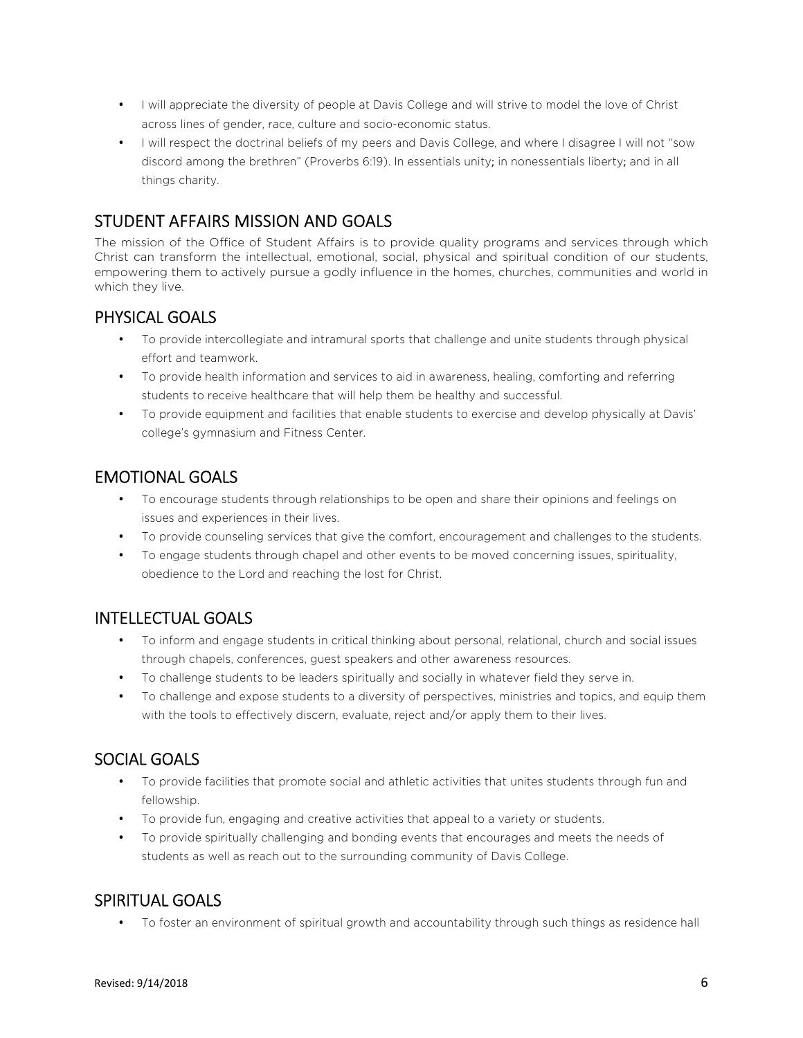- I will appreciate the diversity of people at Davis College and will strive to model the love of Christ across lines of gender, race, culture and socio-economic status.
- I will respect the doctrinal beliefs of my peers and Davis College, and where I disagree I will not "sow discord among the brethren" (Proverbs 6:19). In essentials unity; in nonessentials liberty; and in all things charity.

## STUDENT AFFAIRS MISSION AND GOALS

The mission of the Office of Student Affairs is to provide quality programs and services through which Christ can transform the intellectual, emotional, social, physical and spiritual condition of our students, empowering them to actively pursue a godly influence in the homes, churches, communities and world in which they live.

## PHYSICAL GOALS

- To provide intercollegiate and intramural sports that challenge and unite students through physical effort and teamwork.
- To provide health information and services to aid in awareness, healing, comforting and referring students to receive healthcare that will help them be healthy and successful.
- To provide equipment and facilities that enable students to exercise and develop physically at Davis' college's gymnasium and Fitness Center.

## EMOTIONAL GOALS

- To encourage students through relationships to be open and share their opinions and feelings on issues and experiences in their lives.
- To provide counseling services that give the comfort, encouragement and challenges to the students.
- To engage students through chapel and other events to be moved concerning issues, spirituality, obedience to the Lord and reaching the lost for Christ.

## INTELLECTUAL GOALS

- To inform and engage students in critical thinking about personal, relational, church and social issues through chapels, conferences, guest speakers and other awareness resources.
- To challenge students to be leaders spiritually and socially in whatever field they serve in.
- To challenge and expose students to a diversity of perspectives, ministries and topics, and equip them with the tools to effectively discern, evaluate, reject and/or apply them to their lives.

## SOCIAL GOALS

- To provide facilities that promote social and athletic activities that unites students through fun and fellowship.
- To provide fun, engaging and creative activities that appeal to a variety or students.
- To provide spiritually challenging and bonding events that encourages and meets the needs of students as well as reach out to the surrounding community of Davis College.

## SPIRITUAL GOALS

- To foster an environment of spiritual growth and accountability through such things as residence hall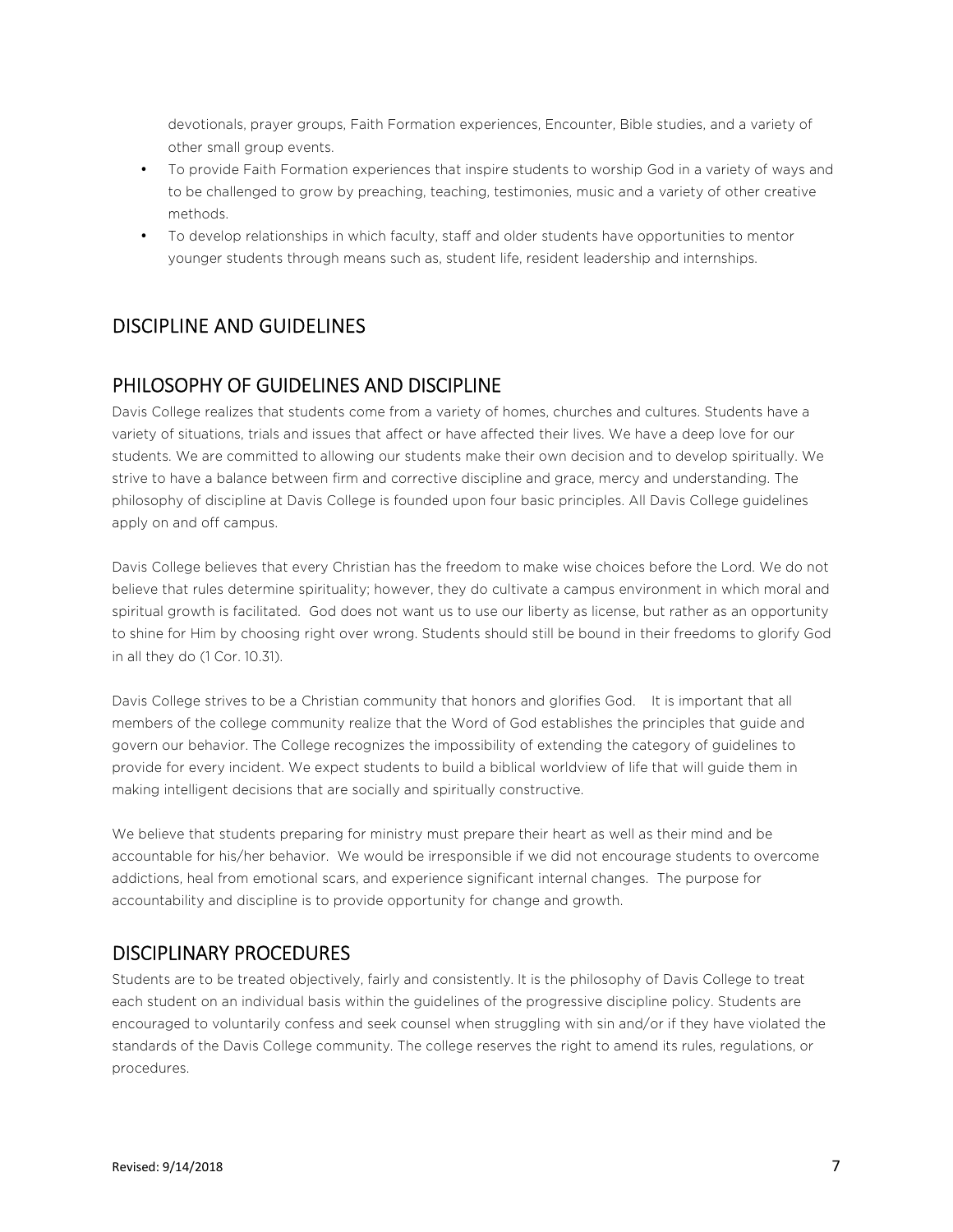devotionals, prayer groups, Faith Formation experiences, Encounter, Bible studies, and a variety of other small group events.

- To provide Faith Formation experiences that inspire students to worship God in a variety of ways and to be challenged to grow by preaching, teaching, testimonies, music and a variety of other creative methods.
- To develop relationships in which faculty, staff and older students have opportunities to mentor younger students through means such as, student life, resident leadership and internships.

# DISCIPLINE AND GUIDELINES

## PHILOSOPHY OF GUIDELINES AND DISCIPLINE

Davis College realizes that students come from a variety of homes, churches and cultures. Students have a variety of situations, trials and issues that affect or have affected their lives. We have a deep love for our students. We are committed to allowing our students make their own decision and to develop spiritually. We strive to have a balance between firm and corrective discipline and grace, mercy and understanding. The philosophy of discipline at Davis College is founded upon four basic principles. All Davis College guidelines apply on and off campus.

Davis College believes that every Christian has the freedom to make wise choices before the Lord. We do not believe that rules determine spirituality; however, they do cultivate a campus environment in which moral and spiritual growth is facilitated. God does not want us to use our liberty as license, but rather as an opportunity to shine for Him by choosing right over wrong. Students should still be bound in their freedoms to glorify God in all they do (1 Cor. 10.31).

Davis College strives to be a Christian community that honors and glorifies God. It is important that all members of the college community realize that the Word of God establishes the principles that guide and govern our behavior. The College recognizes the impossibility of extending the category of guidelines to provide for every incident. We expect students to build a biblical worldview of life that will guide them in making intelligent decisions that are socially and spiritually constructive.

We believe that students preparing for ministry must prepare their heart as well as their mind and be accountable for his/her behavior. We would be irresponsible if we did not encourage students to overcome addictions, heal from emotional scars, and experience significant internal changes. The purpose for accountability and discipline is to provide opportunity for change and growth.

## DISCIPLINARY PROCEDURES

Students are to be treated objectively, fairly and consistently. It is the philosophy of Davis College to treat each student on an individual basis within the guidelines of the progressive discipline policy. Students are encouraged to voluntarily confess and seek counsel when struggling with sin and/or if they have violated the standards of the Davis College community. The college reserves the right to amend its rules, regulations, or procedures.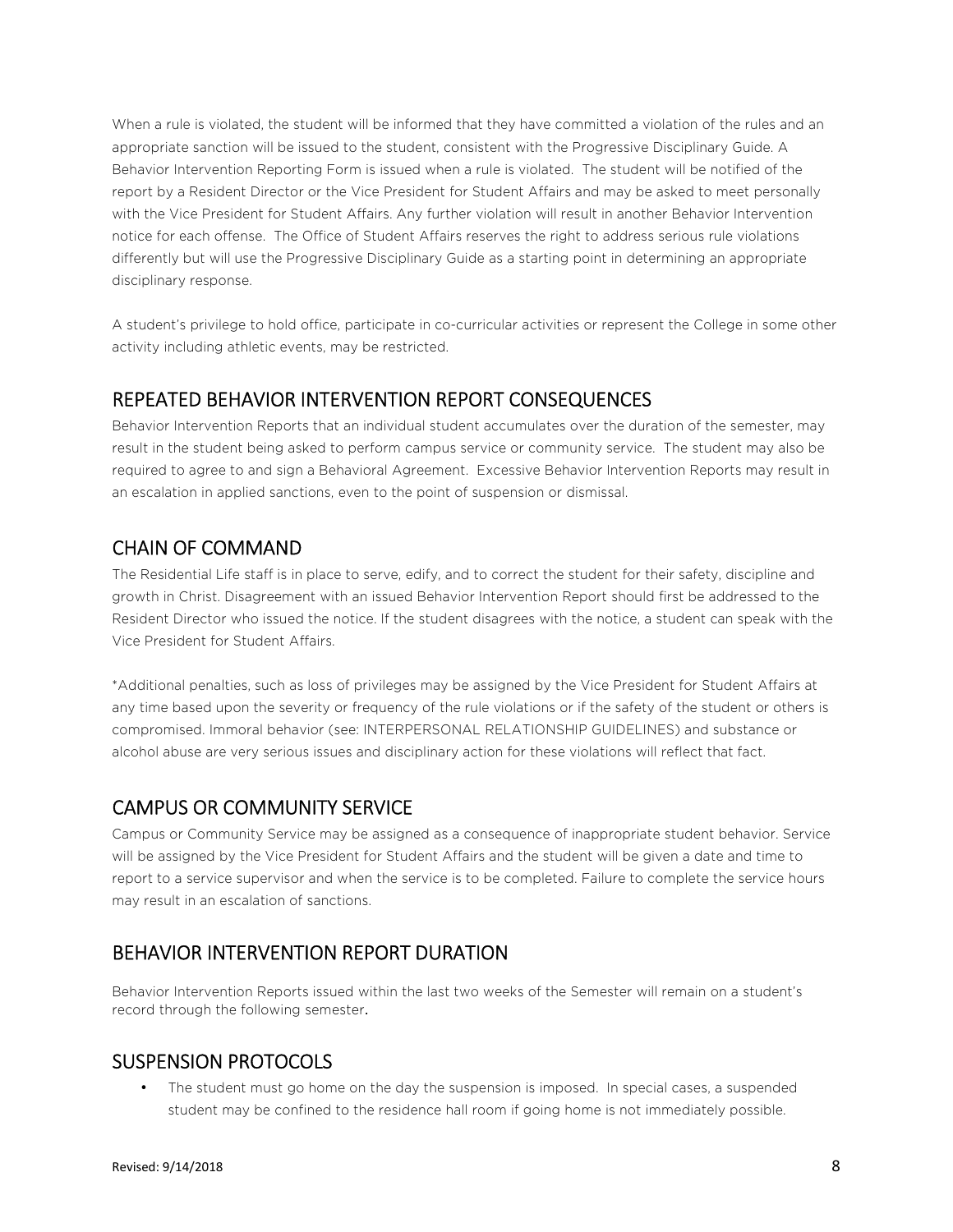When a rule is violated, the student will be informed that they have committed a violation of the rules and an appropriate sanction will be issued to the student, consistent with the Progressive Disciplinary Guide. A Behavior Intervention Reporting Form is issued when a rule is violated. The student will be notified of the report by a Resident Director or the Vice President for Student Affairs and may be asked to meet personally with the Vice President for Student Affairs. Any further violation will result in another Behavior Intervention notice for each offense. The Office of Student Affairs reserves the right to address serious rule violations differently but will use the Progressive Disciplinary Guide as a starting point in determining an appropriate disciplinary response.

A student's privilege to hold office, participate in co-curricular activities or represent the College in some other activity including athletic events, may be restricted.

## REPEATED BEHAVIOR INTERVENTION REPORT CONSEQUENCES

Behavior Intervention Reports that an individual student accumulates over the duration of the semester, may result in the student being asked to perform campus service or community service. The student may also be required to agree to and sign a Behavioral Agreement. Excessive Behavior Intervention Reports may result in an escalation in applied sanctions, even to the point of suspension or dismissal.

## CHAIN OF COMMAND

The Residential Life staff is in place to serve, edify, and to correct the student for their safety, discipline and growth in Christ. Disagreement with an issued Behavior Intervention Report should first be addressed to the Resident Director who issued the notice. If the student disagrees with the notice, a student can speak with the Vice President for Student Affairs.

*Additional penalties, such as loss of privileges may be assigned by the Vice President for Student Affairs at any time based upon the severity or frequency of the rule violations or if the safety of the student or others is compromised. Immoral behavior (see: INTERPERSONAL RELATIONSHIP GUIDELINES) and substance or alcohol abuse are very serious issues and disciplinary action for these violations will reflect that fact.

## CAMPUS OR COMMUNITY SERVICE

Campus or Community Service may be assigned as a consequence of inappropriate student behavior. Service will be assigned by the Vice President for Student Affairs and the student will be given a date and time to report to a service supervisor and when the service is to be completed. Failure to complete the service hours may result in an escalation of sanctions.

## BEHAVIOR INTERVENTION REPORT DURATION

Behavior Intervention Reports issued within the last two weeks of the Semester will remain on a student's record through the following semester.

## SUSPENSION PROTOCOLS

- The student must go home on the day the suspension is imposed. In special cases, a suspended student may be confined to the residence hall room if going home is not immediately possible.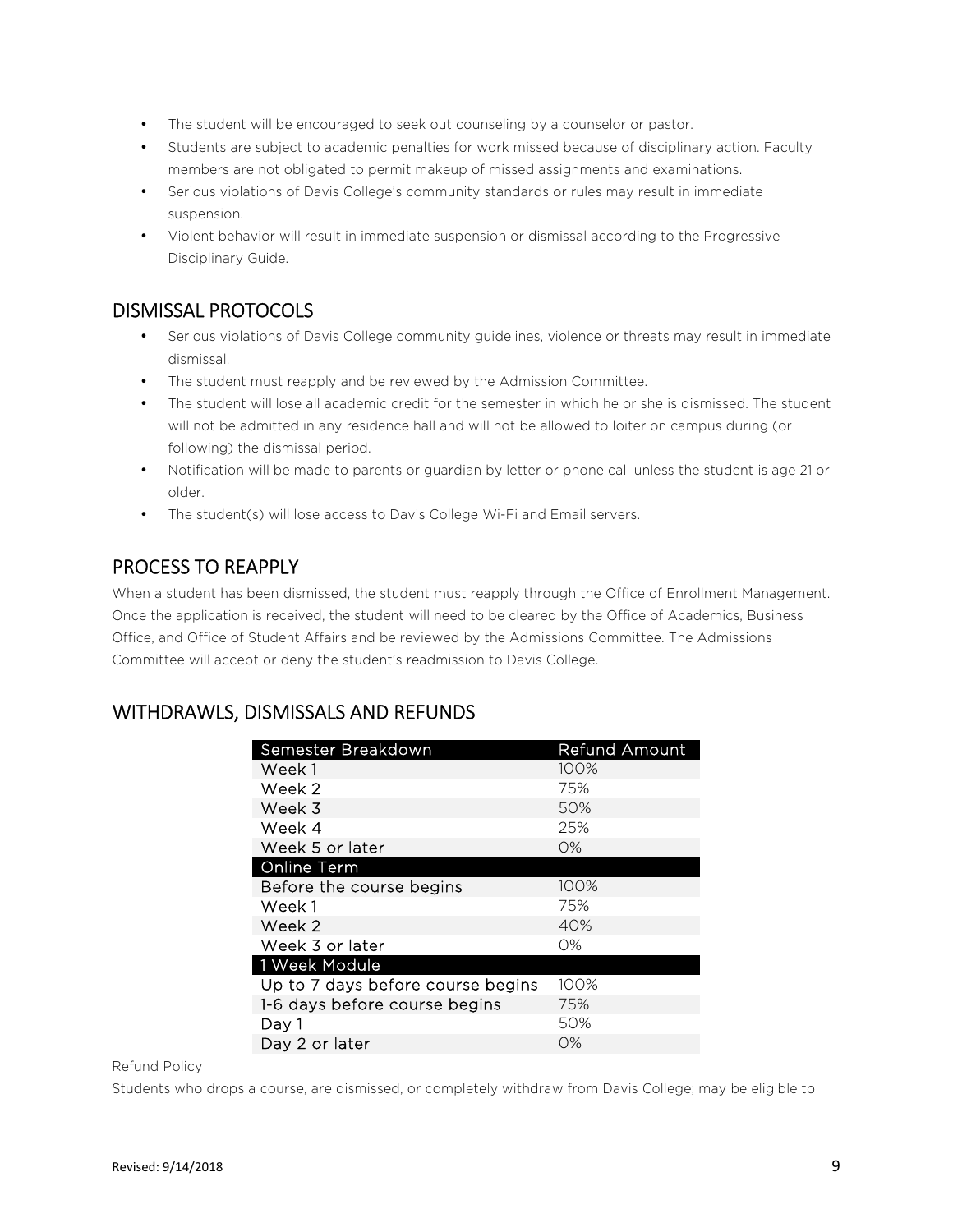- The student will be encouraged to seek out counseling by a counselor or pastor.
- Students are subject to academic penalties for work missed because of disciplinary action. Faculty members are not obligated to permit makeup of missed assignments and examinations.
- Serious violations of Davis College's community standards or rules may result in immediate suspension.
- Violent behavior will result in immediate suspension or dismissal according to the Progressive Disciplinary Guide.

## DISMISSAL PROTOCOLS

- Serious violations of Davis College community guidelines, violence or threats may result in immediate dismissal.
- The student must reapply and be reviewed by the Admission Committee.
- The student will lose all academic credit for the semester in which he or she is dismissed. The student will not be admitted in any residence hall and will not be allowed to loiter on campus during (or following) the dismissal period.
- Notification will be made to parents or guardian by letter or phone call unless the student is age 21 or older.
- The student(s) will lose access to Davis College Wi-Fi and Email servers.

## PROCESS TO REAPPLY

When a student has been dismissed, the student must reapply through the Office of Enrollment Management. Once the application is received, the student will need to be cleared by the Office of Academics, Business Office, and Office of Student Affairs and be reviewed by the Admissions Committee. The Admissions Committee will accept or deny the student's readmission to Davis College.

## WITHDRAWLS, DISMISSALS AND REFUNDS

| Semester Breakdown | Refund Amount |
|---|---|
| Week 1 | 100% |
| Week 2 | 75% |
| Week 3 | 50% |
| Week 4 | 25% |
| Week 5 or later | 0% |
| **Online Term** | |
| Before the course begins | 100% |
| Week 1 | 75% |
| Week 2 | 40% |
| Week 3 or later | 0% |
| **1 Week Module** | |
| Up to 7 days before course begins | 100% |
| 1-6 days before course begins | 75% |
| Day 1 | 50% |
| Day 2 or later | 0% |

Refund Policy

Students who drops a course, are dismissed, or completely withdraw from Davis College; may be eligible to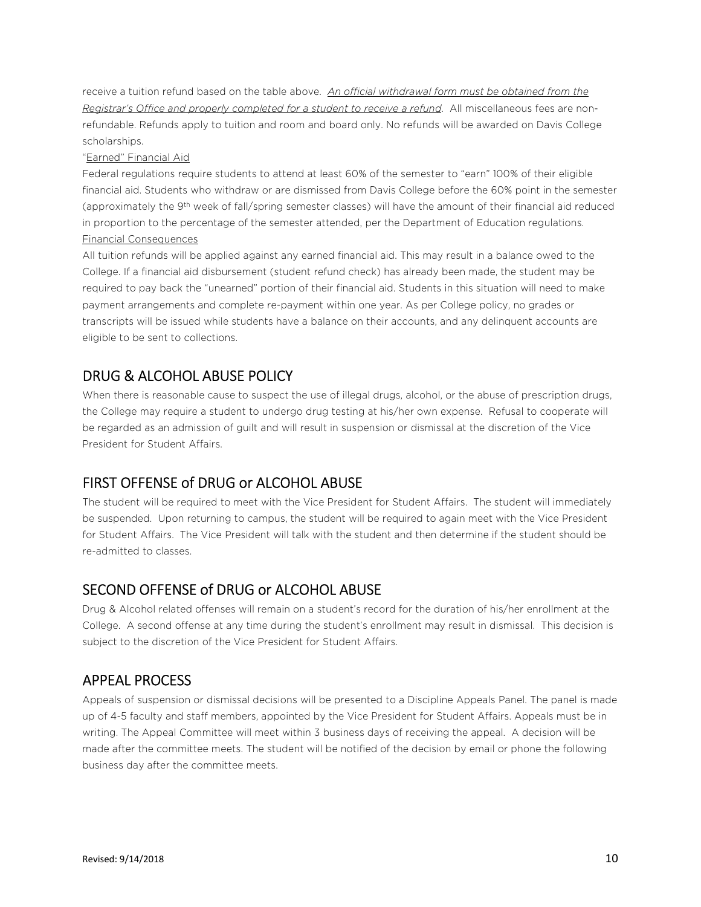receive a tuition refund based on the table above. *An official withdrawal form must be obtained from the Registrar's Office and properly completed for a student to receive a refund*. All miscellaneous fees are non-refundable. Refunds apply to tuition and room and board only. No refunds will be awarded on Davis College scholarships.

"Earned" Financial Aid

Federal regulations require students to attend at least 60% of the semester to "earn" 100% of their eligible financial aid. Students who withdraw or are dismissed from Davis College before the 60% point in the semester (approximately the 9th week of fall/spring semester classes) will have the amount of their financial aid reduced in proportion to the percentage of the semester attended, per the Department of Education regulations.

Financial Consequences

All tuition refunds will be applied against any earned financial aid. This may result in a balance owed to the College. If a financial aid disbursement (student refund check) has already been made, the student may be required to pay back the "unearned" portion of their financial aid. Students in this situation will need to make payment arrangements and complete re-payment within one year. As per College policy, no grades or transcripts will be issued while students have a balance on their accounts, and any delinquent accounts are eligible to be sent to collections.

## DRUG & ALCOHOL ABUSE POLICY

When there is reasonable cause to suspect the use of illegal drugs, alcohol, or the abuse of prescription drugs, the College may require a student to undergo drug testing at his/her own expense. Refusal to cooperate will be regarded as an admission of guilt and will result in suspension or dismissal at the discretion of the Vice President for Student Affairs.

## FIRST OFFENSE of DRUG or ALCOHOL ABUSE

The student will be required to meet with the Vice President for Student Affairs. The student will immediately be suspended. Upon returning to campus, the student will be required to again meet with the Vice President for Student Affairs. The Vice President will talk with the student and then determine if the student should be re-admitted to classes.

## SECOND OFFENSE of DRUG or ALCOHOL ABUSE

Drug & Alcohol related offenses will remain on a student's record for the duration of his/her enrollment at the College. A second offense at any time during the student's enrollment may result in dismissal. This decision is subject to the discretion of the Vice President for Student Affairs.

## APPEAL PROCESS

Appeals of suspension or dismissal decisions will be presented to a Discipline Appeals Panel. The panel is made up of 4-5 faculty and staff members, appointed by the Vice President for Student Affairs. Appeals must be in writing. The Appeal Committee will meet within 3 business days of receiving the appeal. A decision will be made after the committee meets. The student will be notified of the decision by email or phone the following business day after the committee meets.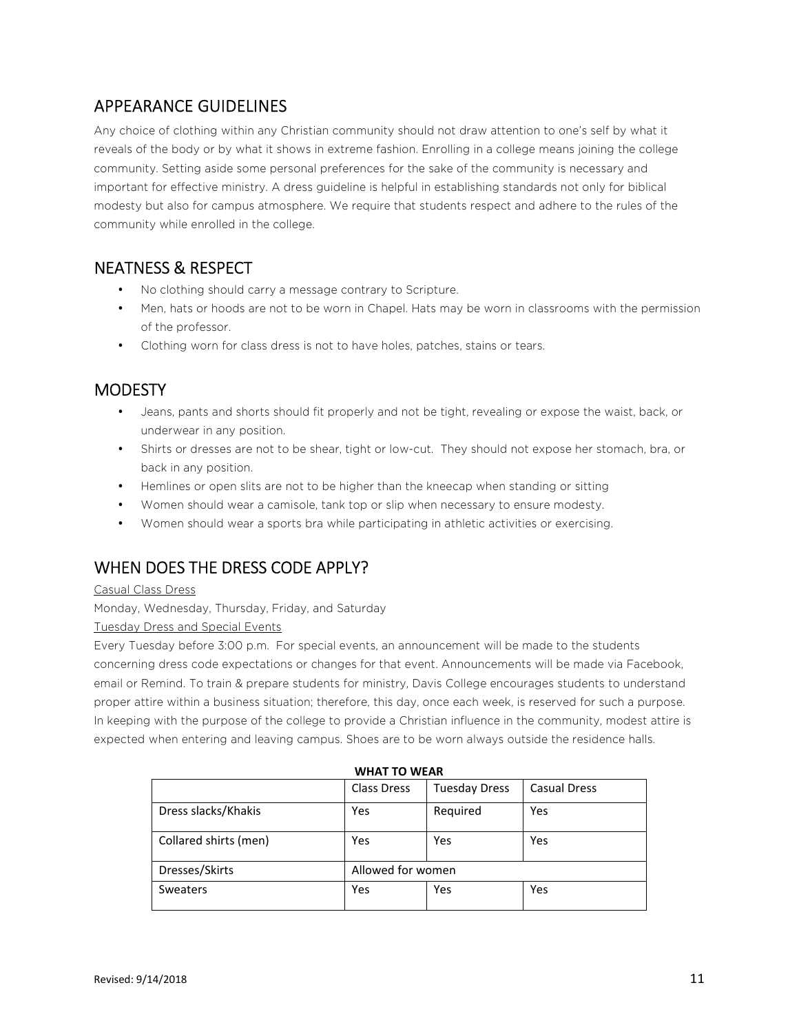## APPEARANCE GUIDELINES

Any choice of clothing within any Christian community should not draw attention to one's self by what it reveals of the body or by what it shows in extreme fashion. Enrolling in a college means joining the college community. Setting aside some personal preferences for the sake of the community is necessary and important for effective ministry. A dress guideline is helpful in establishing standards not only for biblical modesty but also for campus atmosphere. We require that students respect and adhere to the rules of the community while enrolled in the college.

## NEATNESS & RESPECT

- No clothing should carry a message contrary to Scripture.
- Men, hats or hoods are not to be worn in Chapel. Hats may be worn in classrooms with the permission of the professor.
- Clothing worn for class dress is not to have holes, patches, stains or tears.

## MODESTY

- Jeans, pants and shorts should fit properly and not be tight, revealing or expose the waist, back, or underwear in any position.
- Shirts or dresses are not to be shear, tight or low-cut. They should not expose her stomach, bra, or back in any position.
- Hemlines or open slits are not to be higher than the kneecap when standing or sitting
- Women should wear a camisole, tank top or slip when necessary to ensure modesty.
- Women should wear a sports bra while participating in athletic activities or exercising.

## WHEN DOES THE DRESS CODE APPLY?

Casual Class Dress

Monday, Wednesday, Thursday, Friday, and Saturday

Tuesday Dress and Special Events

Every Tuesday before 3:00 p.m. For special events, an announcement will be made to the students concerning dress code expectations or changes for that event. Announcements will be made via Facebook, email or Remind. To train & prepare students for ministry, Davis College encourages students to understand proper attire within a business situation; therefore, this day, once each week, is reserved for such a purpose. In keeping with the purpose of the college to provide a Christian influence in the community, modest attire is expected when entering and leaving campus. Shoes are to be worn always outside the residence halls.

**WHAT TO WEAR**

| | Class Dress | Tuesday Dress | Casual Dress |
|---|---|---|---|
| Dress slacks/Khakis | Yes | Required | Yes |
| Collared shirts (men) | Yes | Yes | Yes |
| Dresses/Skirts | Allowed for women | | |
| Sweaters | Yes | Yes | Yes |

Revised: 9/14/2018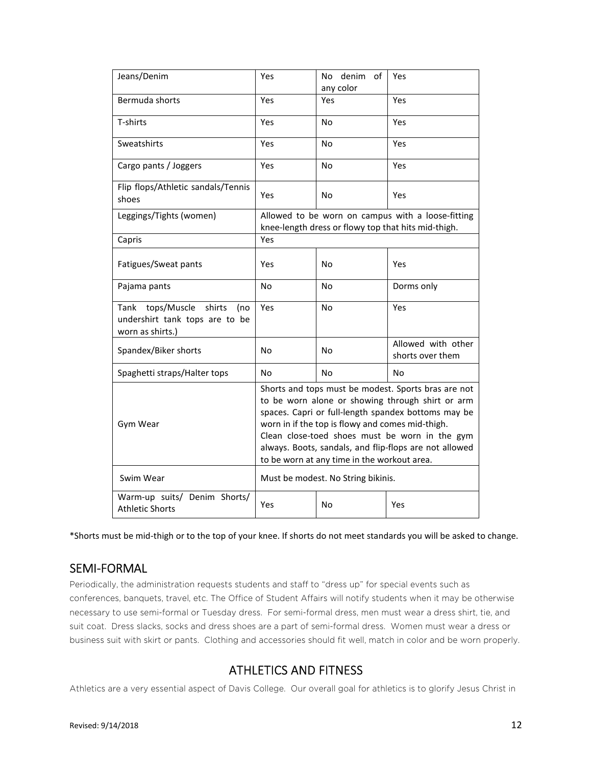| Jeans/Denim | Yes | No denim of any color | Yes |
|---|---|---|---|
| Bermuda shorts | Yes | Yes | Yes |
| T-shirts | Yes | No | Yes |
| Sweatshirts | Yes | No | Yes |
| Cargo pants / Joggers | Yes | No | Yes |
| Flip flops/Athletic sandals/Tennis shoes | Yes | No | Yes |
| Leggings/Tights (women) | Allowed to be worn on campus with a loose-fitting knee-length dress or flowy top that hits mid-thigh. | | |
| Capris | Yes | | |
| Fatigues/Sweat pants | Yes | No | Yes |
| Pajama pants | No | No | Dorms only |
| Tank tops/Muscle shirts (no undershirt tank tops are to be worn as shirts.) | Yes | No | Yes |
| Spandex/Biker shorts | No | No | Allowed with other shorts over them |
| Spaghetti straps/Halter tops | No | No | No |
| Gym Wear | Shorts and tops must be modest. Sports bras are not to be worn alone or showing through shirt or arm spaces. Capri or full-length spandex bottoms may be worn in if the top is flowy and comes mid-thigh. Clean close-toed shoes must be worn in the gym always. Boots, sandals, and flip-flops are not allowed to be worn at any time in the workout area. | | |
| Swim Wear | Must be modest. No String bikinis. | | |
| Warm-up suits/ Denim Shorts/ Athletic Shorts | Yes | No | Yes |

*Shorts must be mid-thigh or to the top of your knee. If shorts do not meet standards you will be asked to change.

## SEMI-FORMAL

Periodically, the administration requests students and staff to "dress up" for special events such as conferences, banquets, travel, etc. The Office of Student Affairs will notify students when it may be otherwise necessary to use semi-formal or Tuesday dress. For semi-formal dress, men must wear a dress shirt, tie, and suit coat. Dress slacks, socks and dress shoes are a part of semi-formal dress. Women must wear a dress or business suit with skirt or pants. Clothing and accessories should fit well, match in color and be worn properly.

# ATHLETICS AND FITNESS

Athletics are a very essential aspect of Davis College. Our overall goal for athletics is to glorify Jesus Christ in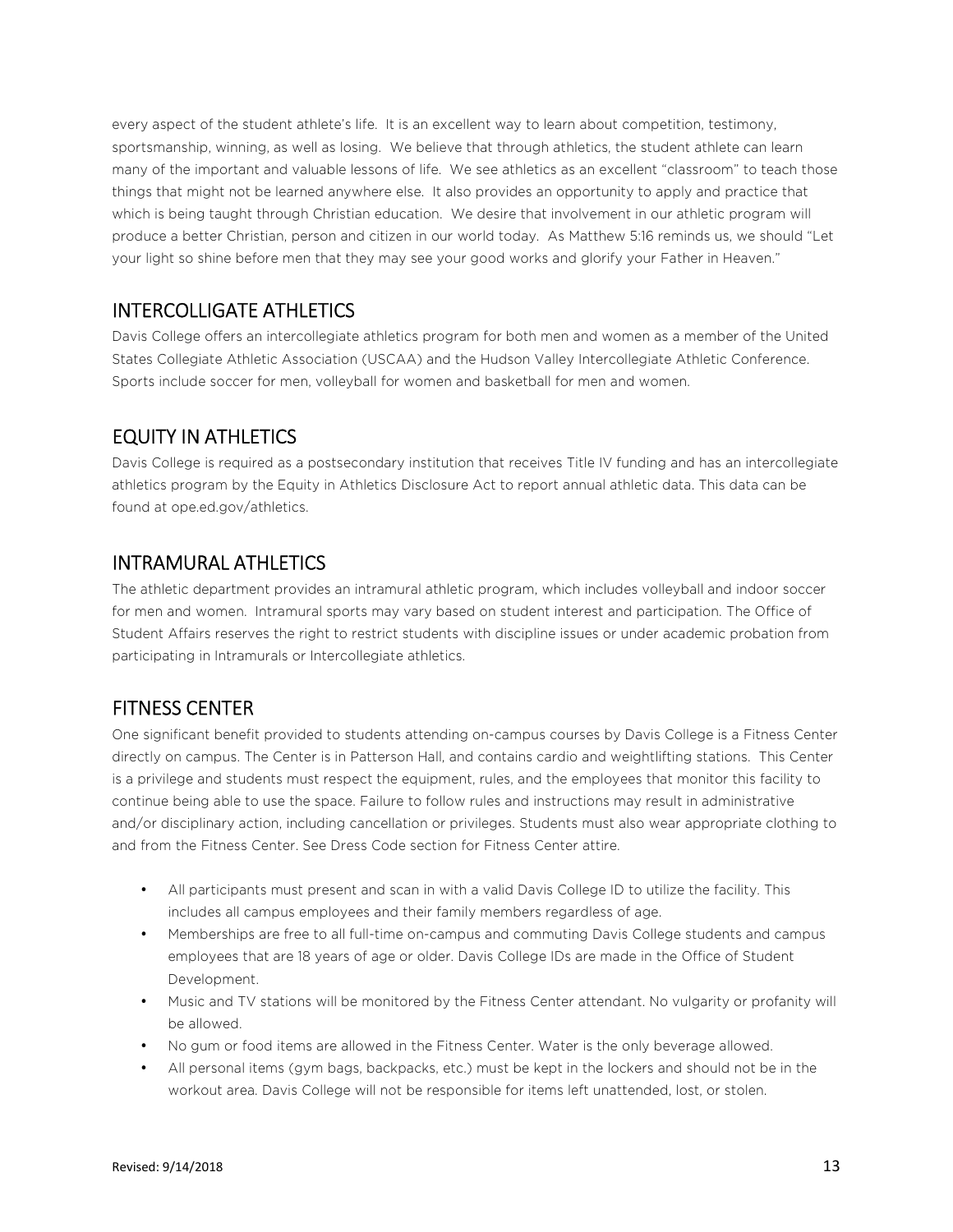every aspect of the student athlete's life. It is an excellent way to learn about competition, testimony, sportsmanship, winning, as well as losing. We believe that through athletics, the student athlete can learn many of the important and valuable lessons of life. We see athletics as an excellent "classroom" to teach those things that might not be learned anywhere else. It also provides an opportunity to apply and practice that which is being taught through Christian education. We desire that involvement in our athletic program will produce a better Christian, person and citizen in our world today. As Matthew 5:16 reminds us, we should "Let your light so shine before men that they may see your good works and glorify your Father in Heaven."

## INTERCOLLIGATE ATHLETICS

Davis College offers an intercollegiate athletics program for both men and women as a member of the United States Collegiate Athletic Association (USCAA) and the Hudson Valley Intercollegiate Athletic Conference. Sports include soccer for men, volleyball for women and basketball for men and women.

## EQUITY IN ATHLETICS

Davis College is required as a postsecondary institution that receives Title IV funding and has an intercollegiate athletics program by the Equity in Athletics Disclosure Act to report annual athletic data. This data can be found at ope.ed.gov/athletics.

## INTRAMURAL ATHLETICS

The athletic department provides an intramural athletic program, which includes volleyball and indoor soccer for men and women. Intramural sports may vary based on student interest and participation. The Office of Student Affairs reserves the right to restrict students with discipline issues or under academic probation from participating in Intramurals or Intercollegiate athletics.

## FITNESS CENTER

One significant benefit provided to students attending on-campus courses by Davis College is a Fitness Center directly on campus. The Center is in Patterson Hall, and contains cardio and weightlifting stations. This Center is a privilege and students must respect the equipment, rules, and the employees that monitor this facility to continue being able to use the space. Failure to follow rules and instructions may result in administrative and/or disciplinary action, including cancellation or privileges. Students must also wear appropriate clothing to and from the Fitness Center. See Dress Code section for Fitness Center attire.

- All participants must present and scan in with a valid Davis College ID to utilize the facility. This includes all campus employees and their family members regardless of age.
- Memberships are free to all full-time on-campus and commuting Davis College students and campus employees that are 18 years of age or older. Davis College IDs are made in the Office of Student Development.
- Music and TV stations will be monitored by the Fitness Center attendant. No vulgarity or profanity will be allowed.
- No gum or food items are allowed in the Fitness Center. Water is the only beverage allowed.
- All personal items (gym bags, backpacks, etc.) must be kept in the lockers and should not be in the workout area. Davis College will not be responsible for items left unattended, lost, or stolen.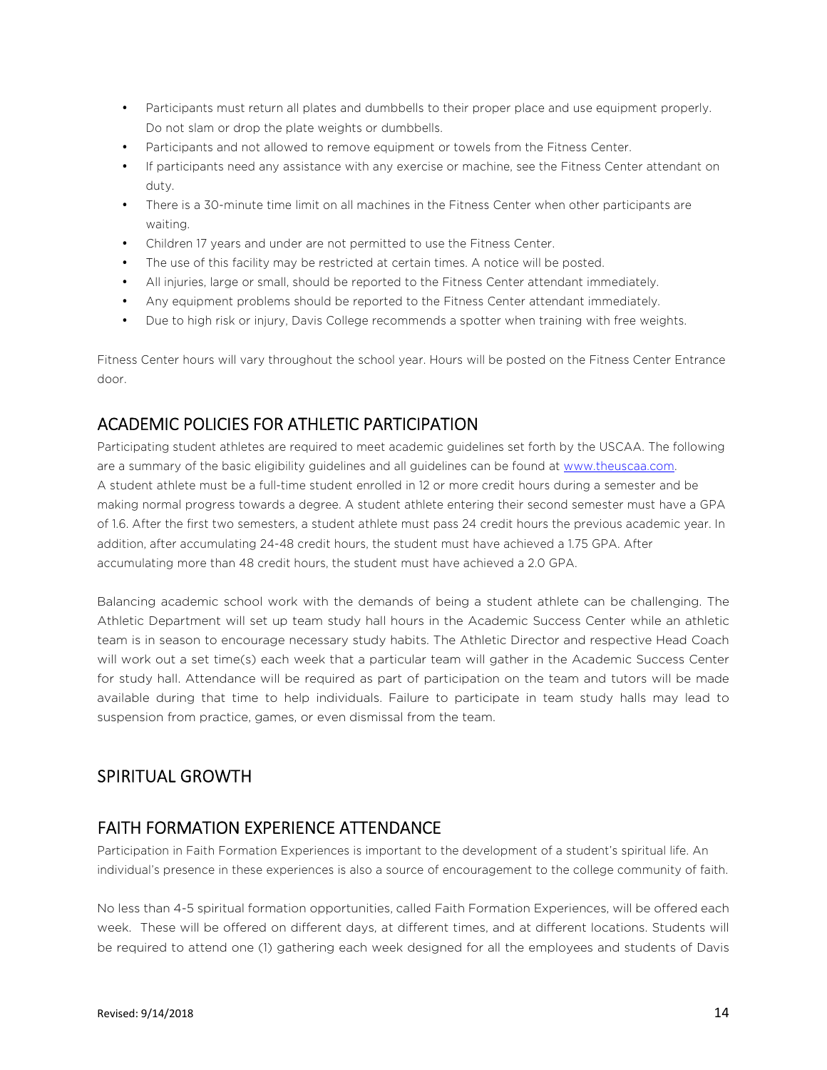- Participants must return all plates and dumbbells to their proper place and use equipment properly. Do not slam or drop the plate weights or dumbbells.
- Participants and not allowed to remove equipment or towels from the Fitness Center.
- If participants need any assistance with any exercise or machine, see the Fitness Center attendant on duty.
- There is a 30-minute time limit on all machines in the Fitness Center when other participants are waiting.
- Children 17 years and under are not permitted to use the Fitness Center.
- The use of this facility may be restricted at certain times. A notice will be posted.
- All injuries, large or small, should be reported to the Fitness Center attendant immediately.
- Any equipment problems should be reported to the Fitness Center attendant immediately.
- Due to high risk or injury, Davis College recommends a spotter when training with free weights.

Fitness Center hours will vary throughout the school year. Hours will be posted on the Fitness Center Entrance door.

## ACADEMIC POLICIES FOR ATHLETIC PARTICIPATION

Participating student athletes are required to meet academic guidelines set forth by the USCAA. The following are a summary of the basic eligibility guidelines and all guidelines can be found at www.theuscaa.com.
A student athlete must be a full-time student enrolled in 12 or more credit hours during a semester and be making normal progress towards a degree. A student athlete entering their second semester must have a GPA of 1.6. After the first two semesters, a student athlete must pass 24 credit hours the previous academic year. In addition, after accumulating 24-48 credit hours, the student must have achieved a 1.75 GPA. After accumulating more than 48 credit hours, the student must have achieved a 2.0 GPA.

Balancing academic school work with the demands of being a student athlete can be challenging. The Athletic Department will set up team study hall hours in the Academic Success Center while an athletic team is in season to encourage necessary study habits. The Athletic Director and respective Head Coach will work out a set time(s) each week that a particular team will gather in the Academic Success Center for study hall. Attendance will be required as part of participation on the team and tutors will be made available during that time to help individuals. Failure to participate in team study halls may lead to suspension from practice, games, or even dismissal from the team.

# SPIRITUAL GROWTH

## FAITH FORMATION EXPERIENCE ATTENDANCE

Participation in Faith Formation Experiences is important to the development of a student's spiritual life. An individual's presence in these experiences is also a source of encouragement to the college community of faith.

No less than 4-5 spiritual formation opportunities, called Faith Formation Experiences, will be offered each week. These will be offered on different days, at different times, and at different locations. Students will be required to attend one (1) gathering each week designed for all the employees and students of Davis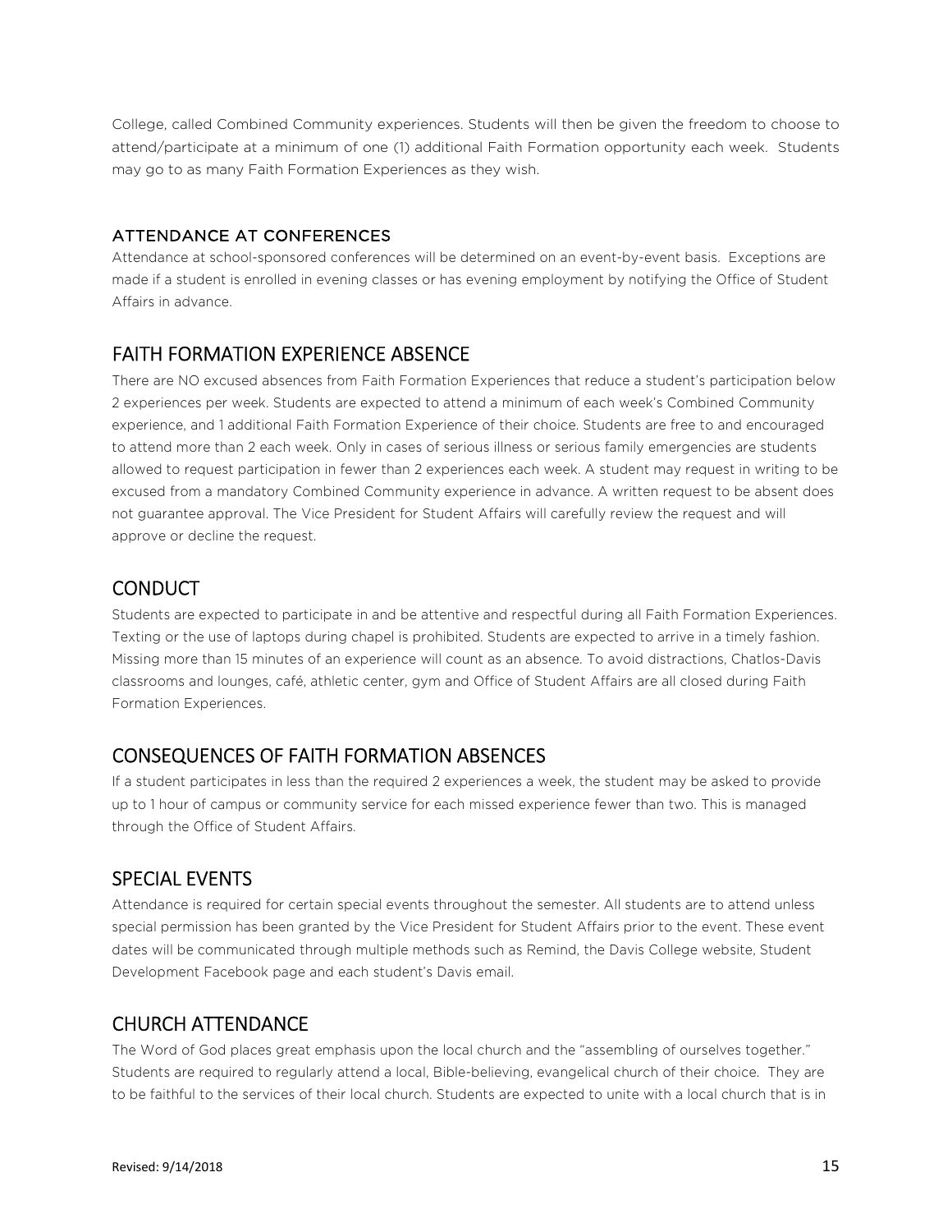College, called Combined Community experiences. Students will then be given the freedom to choose to attend/participate at a minimum of one (1) additional Faith Formation opportunity each week. Students may go to as many Faith Formation Experiences as they wish.

### ATTENDANCE AT CONFERENCES

Attendance at school-sponsored conferences will be determined on an event-by-event basis. Exceptions are made if a student is enrolled in evening classes or has evening employment by notifying the Office of Student Affairs in advance.

## FAITH FORMATION EXPERIENCE ABSENCE

There are NO excused absences from Faith Formation Experiences that reduce a student's participation below 2 experiences per week. Students are expected to attend a minimum of each week's Combined Community experience, and 1 additional Faith Formation Experience of their choice. Students are free to and encouraged to attend more than 2 each week. Only in cases of serious illness or serious family emergencies are students allowed to request participation in fewer than 2 experiences each week. A student may request in writing to be excused from a mandatory Combined Community experience in advance. A written request to be absent does not guarantee approval. The Vice President for Student Affairs will carefully review the request and will approve or decline the request.

## CONDUCT

Students are expected to participate in and be attentive and respectful during all Faith Formation Experiences. Texting or the use of laptops during chapel is prohibited. Students are expected to arrive in a timely fashion. Missing more than 15 minutes of an experience will count as an absence. To avoid distractions, Chatlos-Davis classrooms and lounges, café, athletic center, gym and Office of Student Affairs are all closed during Faith Formation Experiences.

## CONSEQUENCES OF FAITH FORMATION ABSENCES

If a student participates in less than the required 2 experiences a week, the student may be asked to provide up to 1 hour of campus or community service for each missed experience fewer than two. This is managed through the Office of Student Affairs.

## SPECIAL EVENTS

Attendance is required for certain special events throughout the semester. All students are to attend unless special permission has been granted by the Vice President for Student Affairs prior to the event. These event dates will be communicated through multiple methods such as Remind, the Davis College website, Student Development Facebook page and each student's Davis email.

## CHURCH ATTENDANCE

The Word of God places great emphasis upon the local church and the "assembling of ourselves together." Students are required to regularly attend a local, Bible-believing, evangelical church of their choice. They are to be faithful to the services of their local church. Students are expected to unite with a local church that is in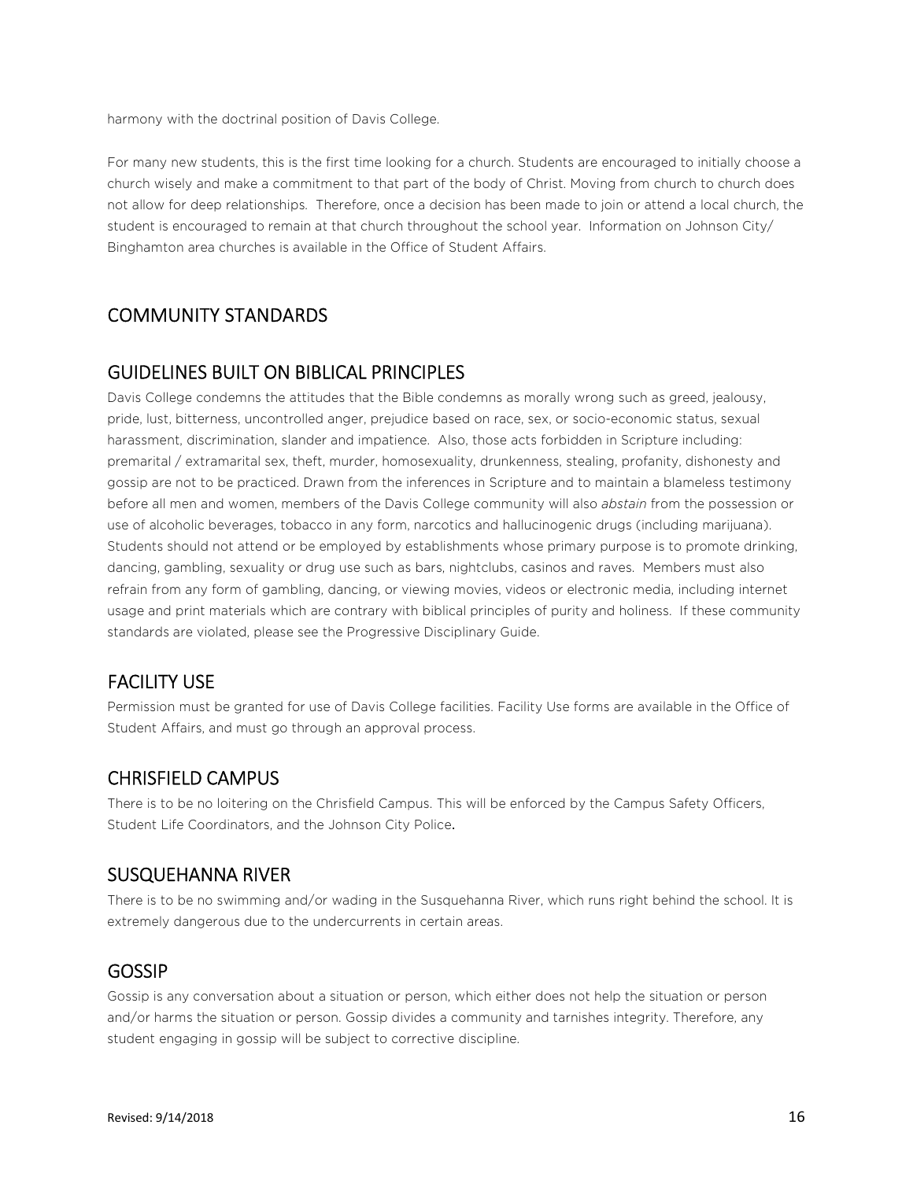harmony with the doctrinal position of Davis College.

For many new students, this is the first time looking for a church. Students are encouraged to initially choose a church wisely and make a commitment to that part of the body of Christ. Moving from church to church does not allow for deep relationships. Therefore, once a decision has been made to join or attend a local church, the student is encouraged to remain at that church throughout the school year. Information on Johnson City/ Binghamton area churches is available in the Office of Student Affairs.

# COMMUNITY STANDARDS

## GUIDELINES BUILT ON BIBLICAL PRINCIPLES

Davis College condemns the attitudes that the Bible condemns as morally wrong such as greed, jealousy, pride, lust, bitterness, uncontrolled anger, prejudice based on race, sex, or socio-economic status, sexual harassment, discrimination, slander and impatience. Also, those acts forbidden in Scripture including: premarital / extramarital sex, theft, murder, homosexuality, drunkenness, stealing, profanity, dishonesty and gossip are not to be practiced. Drawn from the inferences in Scripture and to maintain a blameless testimony before all men and women, members of the Davis College community will also *abstain* from the possession or use of alcoholic beverages, tobacco in any form, narcotics and hallucinogenic drugs (including marijuana). Students should not attend or be employed by establishments whose primary purpose is to promote drinking, dancing, gambling, sexuality or drug use such as bars, nightclubs, casinos and raves. Members must also refrain from any form of gambling, dancing, or viewing movies, videos or electronic media, including internet usage and print materials which are contrary with biblical principles of purity and holiness. If these community standards are violated, please see the Progressive Disciplinary Guide.

## FACILITY USE

Permission must be granted for use of Davis College facilities. Facility Use forms are available in the Office of Student Affairs, and must go through an approval process.

## CHRISFIELD CAMPUS

There is to be no loitering on the Chrisfield Campus. This will be enforced by the Campus Safety Officers, Student Life Coordinators, and the Johnson City Police.

## SUSQUEHANNA RIVER

There is to be no swimming and/or wading in the Susquehanna River, which runs right behind the school. It is extremely dangerous due to the undercurrents in certain areas.

## GOSSIP

Gossip is any conversation about a situation or person, which either does not help the situation or person and/or harms the situation or person. Gossip divides a community and tarnishes integrity. Therefore, any student engaging in gossip will be subject to corrective discipline.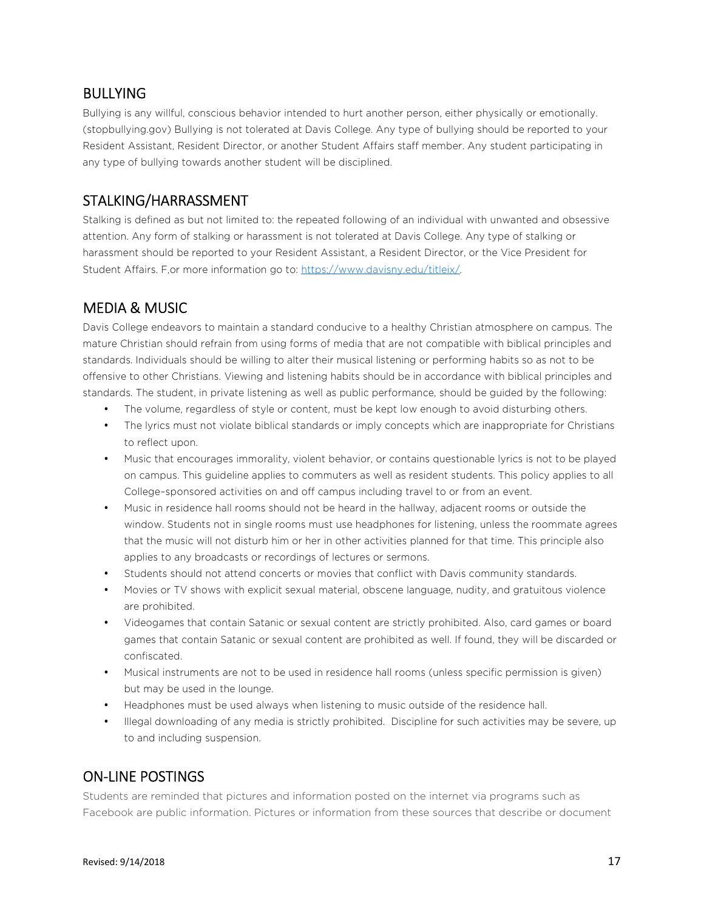## BULLYING

Bullying is any willful, conscious behavior intended to hurt another person, either physically or emotionally. (stopbullying.gov) Bullying is not tolerated at Davis College. Any type of bullying should be reported to your Resident Assistant, Resident Director, or another Student Affairs staff member. Any student participating in any type of bullying towards another student will be disciplined.

## STALKING/HARRASSMENT

Stalking is defined as but not limited to: the repeated following of an individual with unwanted and obsessive attention. Any form of stalking or harassment is not tolerated at Davis College. Any type of stalking or harassment should be reported to your Resident Assistant, a Resident Director, or the Vice President for Student Affairs. F,or more information go to: https://www.davisny.edu/titleix/.

## MEDIA & MUSIC

Davis College endeavors to maintain a standard conducive to a healthy Christian atmosphere on campus. The mature Christian should refrain from using forms of media that are not compatible with biblical principles and standards. Individuals should be willing to alter their musical listening or performing habits so as not to be offensive to other Christians. Viewing and listening habits should be in accordance with biblical principles and standards. The student, in private listening as well as public performance, should be guided by the following:

- The volume, regardless of style or content, must be kept low enough to avoid disturbing others.
- The lyrics must not violate biblical standards or imply concepts which are inappropriate for Christians to reflect upon.
- Music that encourages immorality, violent behavior, or contains questionable lyrics is not to be played on campus. This guideline applies to commuters as well as resident students. This policy applies to all College–sponsored activities on and off campus including travel to or from an event.
- Music in residence hall rooms should not be heard in the hallway, adjacent rooms or outside the window. Students not in single rooms must use headphones for listening, unless the roommate agrees that the music will not disturb him or her in other activities planned for that time. This principle also applies to any broadcasts or recordings of lectures or sermons.
- Students should not attend concerts or movies that conflict with Davis community standards.
- Movies or TV shows with explicit sexual material, obscene language, nudity, and gratuitous violence are prohibited.
- Videogames that contain Satanic or sexual content are strictly prohibited. Also, card games or board games that contain Satanic or sexual content are prohibited as well. If found, they will be discarded or confiscated.
- Musical instruments are not to be used in residence hall rooms (unless specific permission is given) but may be used in the lounge.
- Headphones must be used always when listening to music outside of the residence hall.
- Illegal downloading of any media is strictly prohibited. Discipline for such activities may be severe, up to and including suspension.

## ON-LINE POSTINGS

Students are reminded that pictures and information posted on the internet via programs such as Facebook are public information. Pictures or information from these sources that describe or document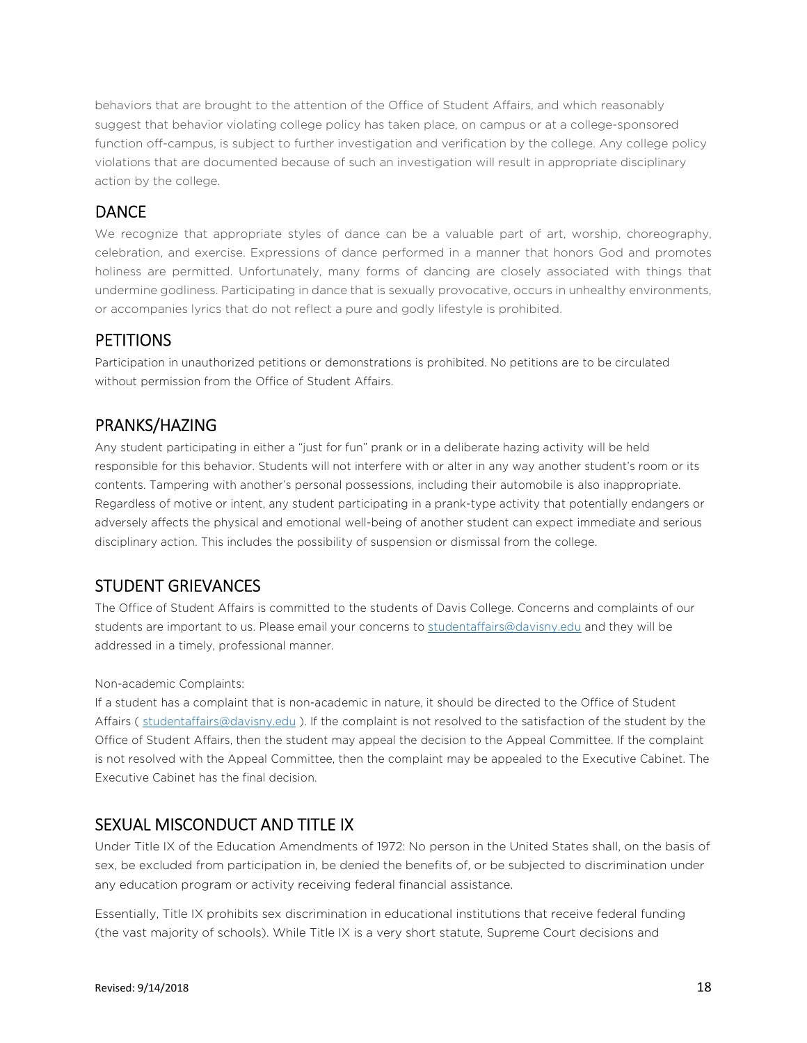behaviors that are brought to the attention of the Office of Student Affairs, and which reasonably suggest that behavior violating college policy has taken place, on campus or at a college-sponsored function off-campus, is subject to further investigation and verification by the college. Any college policy violations that are documented because of such an investigation will result in appropriate disciplinary action by the college.

## DANCE

We recognize that appropriate styles of dance can be a valuable part of art, worship, choreography, celebration, and exercise. Expressions of dance performed in a manner that honors God and promotes holiness are permitted. Unfortunately, many forms of dancing are closely associated with things that undermine godliness. Participating in dance that is sexually provocative, occurs in unhealthy environments, or accompanies lyrics that do not reflect a pure and godly lifestyle is prohibited.

## PETITIONS

Participation in unauthorized petitions or demonstrations is prohibited. No petitions are to be circulated without permission from the Office of Student Affairs.

## PRANKS/HAZING

Any student participating in either a "just for fun" prank or in a deliberate hazing activity will be held responsible for this behavior. Students will not interfere with or alter in any way another student's room or its contents. Tampering with another's personal possessions, including their automobile is also inappropriate. Regardless of motive or intent, any student participating in a prank-type activity that potentially endangers or adversely affects the physical and emotional well-being of another student can expect immediate and serious disciplinary action. This includes the possibility of suspension or dismissal from the college.

## STUDENT GRIEVANCES

The Office of Student Affairs is committed to the students of Davis College. Concerns and complaints of our students are important to us. Please email your concerns to studentaffairs@davisny.edu and they will be addressed in a timely, professional manner.

Non-academic Complaints:

If a student has a complaint that is non-academic in nature, it should be directed to the Office of Student Affairs ( studentaffairs@davisny.edu ). If the complaint is not resolved to the satisfaction of the student by the Office of Student Affairs, then the student may appeal the decision to the Appeal Committee. If the complaint is not resolved with the Appeal Committee, then the complaint may be appealed to the Executive Cabinet. The Executive Cabinet has the final decision.

## SEXUAL MISCONDUCT AND TITLE IX

Under Title IX of the Education Amendments of 1972: No person in the United States shall, on the basis of sex, be excluded from participation in, be denied the benefits of, or be subjected to discrimination under any education program or activity receiving federal financial assistance.

Essentially, Title IX prohibits sex discrimination in educational institutions that receive federal funding (the vast majority of schools). While Title IX is a very short statute, Supreme Court decisions and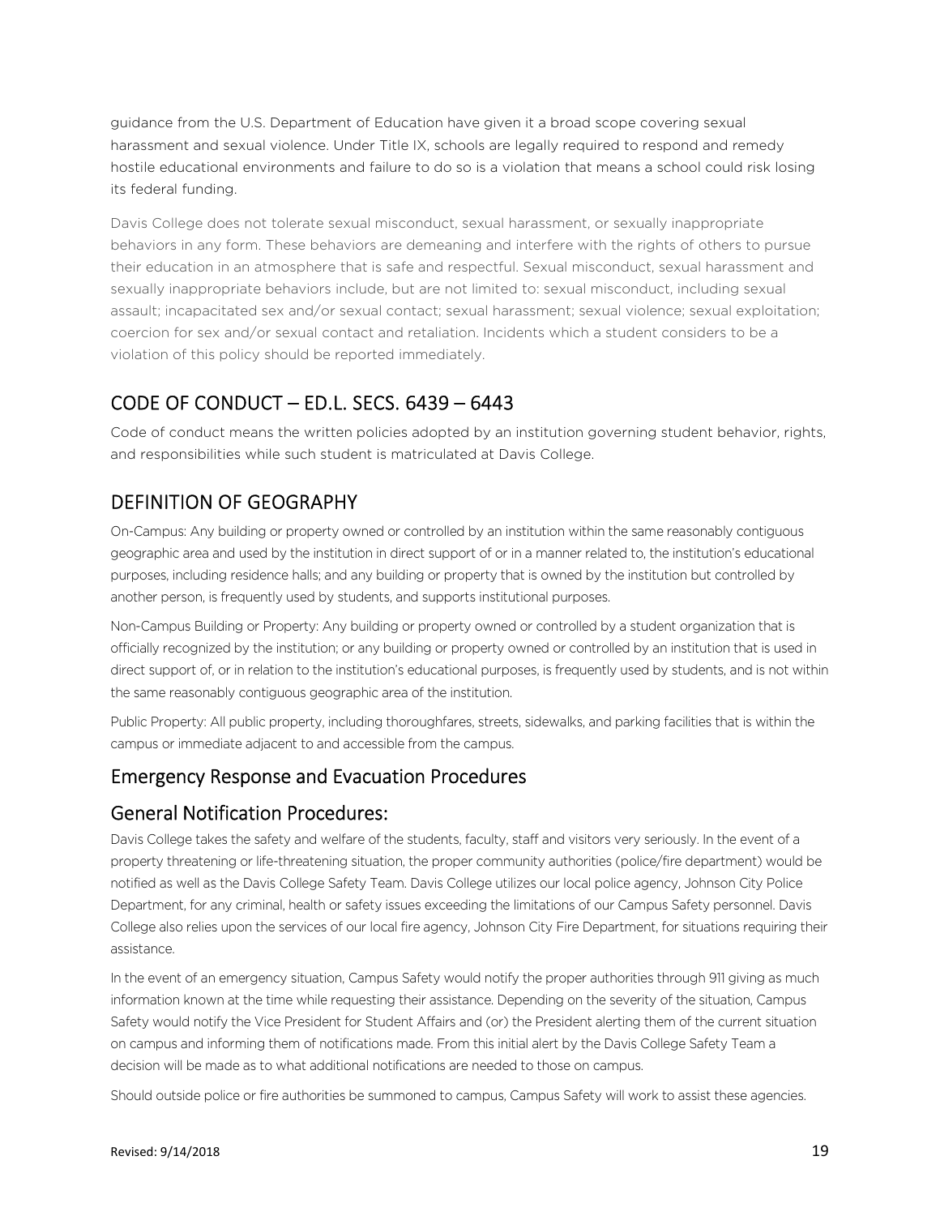guidance from the U.S. Department of Education have given it a broad scope covering sexual harassment and sexual violence. Under Title IX, schools are legally required to respond and remedy hostile educational environments and failure to do so is a violation that means a school could risk losing its federal funding.

Davis College does not tolerate sexual misconduct, sexual harassment, or sexually inappropriate behaviors in any form. These behaviors are demeaning and interfere with the rights of others to pursue their education in an atmosphere that is safe and respectful. Sexual misconduct, sexual harassment and sexually inappropriate behaviors include, but are not limited to: sexual misconduct, including sexual assault; incapacitated sex and/or sexual contact; sexual harassment; sexual violence; sexual exploitation; coercion for sex and/or sexual contact and retaliation. Incidents which a student considers to be a violation of this policy should be reported immediately.

## CODE OF CONDUCT – ED.L. SECS. 6439 – 6443

Code of conduct means the written policies adopted by an institution governing student behavior, rights, and responsibilities while such student is matriculated at Davis College.

## DEFINITION OF GEOGRAPHY

On-Campus: Any building or property owned or controlled by an institution within the same reasonably contiguous geographic area and used by the institution in direct support of or in a manner related to, the institution's educational purposes, including residence halls; and any building or property that is owned by the institution but controlled by another person, is frequently used by students, and supports institutional purposes.

Non-Campus Building or Property: Any building or property owned or controlled by a student organization that is officially recognized by the institution; or any building or property owned or controlled by an institution that is used in direct support of, or in relation to the institution's educational purposes, is frequently used by students, and is not within the same reasonably contiguous geographic area of the institution.

Public Property: All public property, including thoroughfares, streets, sidewalks, and parking facilities that is within the campus or immediate adjacent to and accessible from the campus.

## Emergency Response and Evacuation Procedures

## General Notification Procedures:

Davis College takes the safety and welfare of the students, faculty, staff and visitors very seriously. In the event of a property threatening or life-threatening situation, the proper community authorities (police/fire department) would be notified as well as the Davis College Safety Team. Davis College utilizes our local police agency, Johnson City Police Department, for any criminal, health or safety issues exceeding the limitations of our Campus Safety personnel. Davis College also relies upon the services of our local fire agency, Johnson City Fire Department, for situations requiring their assistance.

In the event of an emergency situation, Campus Safety would notify the proper authorities through 911 giving as much information known at the time while requesting their assistance. Depending on the severity of the situation, Campus Safety would notify the Vice President for Student Affairs and (or) the President alerting them of the current situation on campus and informing them of notifications made. From this initial alert by the Davis College Safety Team a decision will be made as to what additional notifications are needed to those on campus.

Should outside police or fire authorities be summoned to campus, Campus Safety will work to assist these agencies.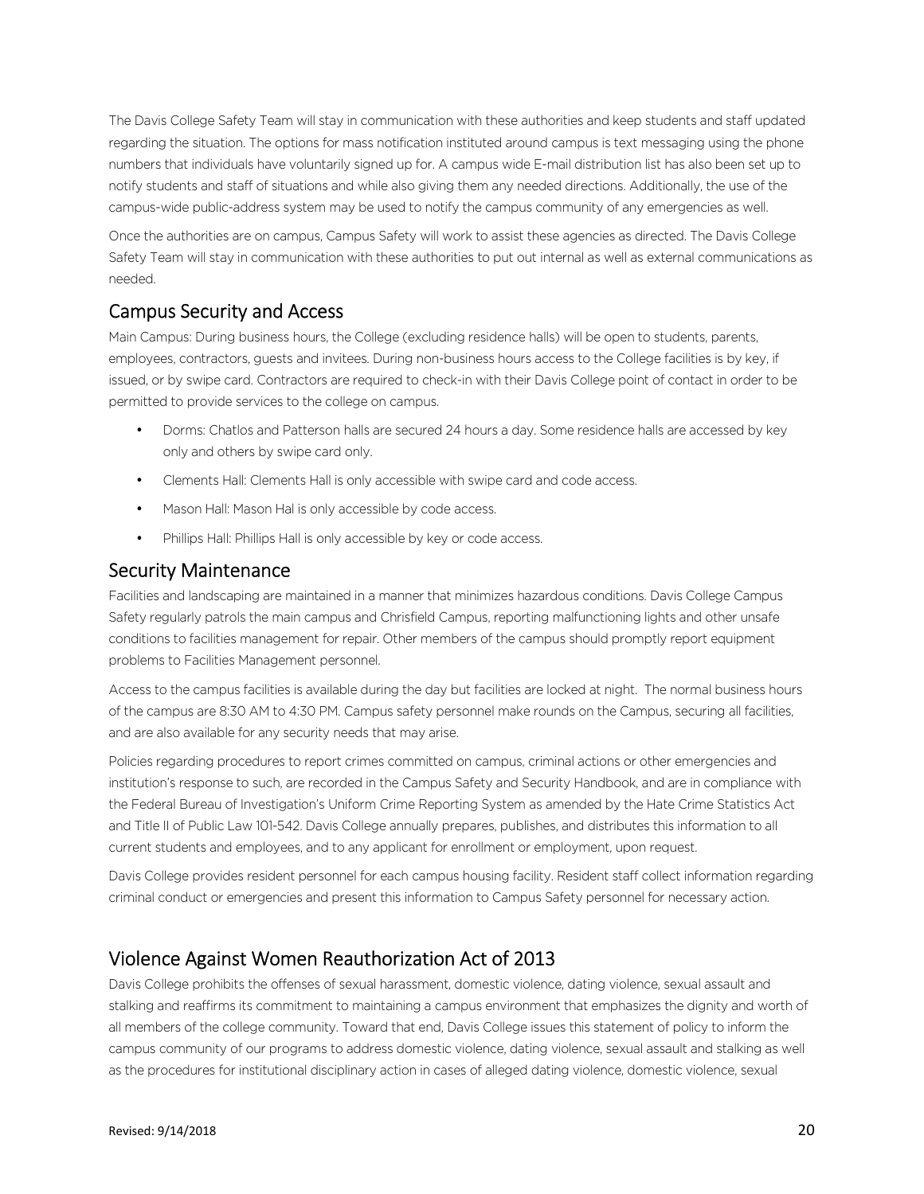The Davis College Safety Team will stay in communication with these authorities and keep students and staff updated regarding the situation. The options for mass notification instituted around campus is text messaging using the phone numbers that individuals have voluntarily signed up for. A campus wide E-mail distribution list has also been set up to notify students and staff of situations and while also giving them any needed directions. Additionally, the use of the campus-wide public-address system may be used to notify the campus community of any emergencies as well.

Once the authorities are on campus, Campus Safety will work to assist these agencies as directed. The Davis College Safety Team will stay in communication with these authorities to put out internal as well as external communications as needed.

## Campus Security and Access

Main Campus: During business hours, the College (excluding residence halls) will be open to students, parents, employees, contractors, guests and invitees. During non-business hours access to the College facilities is by key, if issued, or by swipe card. Contractors are required to check-in with their Davis College point of contact in order to be permitted to provide services to the college on campus.

- Dorms: Chatlos and Patterson halls are secured 24 hours a day. Some residence halls are accessed by key only and others by swipe card only.
- Clements Hall: Clements Hall is only accessible with swipe card and code access.
- Mason Hall: Mason Hal is only accessible by code access.
- Phillips Hall: Phillips Hall is only accessible by key or code access.

## Security Maintenance

Facilities and landscaping are maintained in a manner that minimizes hazardous conditions. Davis College Campus Safety regularly patrols the main campus and Chrisfield Campus, reporting malfunctioning lights and other unsafe conditions to facilities management for repair. Other members of the campus should promptly report equipment problems to Facilities Management personnel.

Access to the campus facilities is available during the day but facilities are locked at night. The normal business hours of the campus are 8:30 AM to 4:30 PM. Campus safety personnel make rounds on the Campus, securing all facilities, and are also available for any security needs that may arise.

Policies regarding procedures to report crimes committed on campus, criminal actions or other emergencies and institution's response to such, are recorded in the Campus Safety and Security Handbook, and are in compliance with the Federal Bureau of Investigation's Uniform Crime Reporting System as amended by the Hate Crime Statistics Act and Title II of Public Law 101-542. Davis College annually prepares, publishes, and distributes this information to all current students and employees, and to any applicant for enrollment or employment, upon request.

Davis College provides resident personnel for each campus housing facility. Resident staff collect information regarding criminal conduct or emergencies and present this information to Campus Safety personnel for necessary action.

## Violence Against Women Reauthorization Act of 2013

Davis College prohibits the offenses of sexual harassment, domestic violence, dating violence, sexual assault and stalking and reaffirms its commitment to maintaining a campus environment that emphasizes the dignity and worth of all members of the college community. Toward that end, Davis College issues this statement of policy to inform the campus community of our programs to address domestic violence, dating violence, sexual assault and stalking as well as the procedures for institutional disciplinary action in cases of alleged dating violence, domestic violence, sexual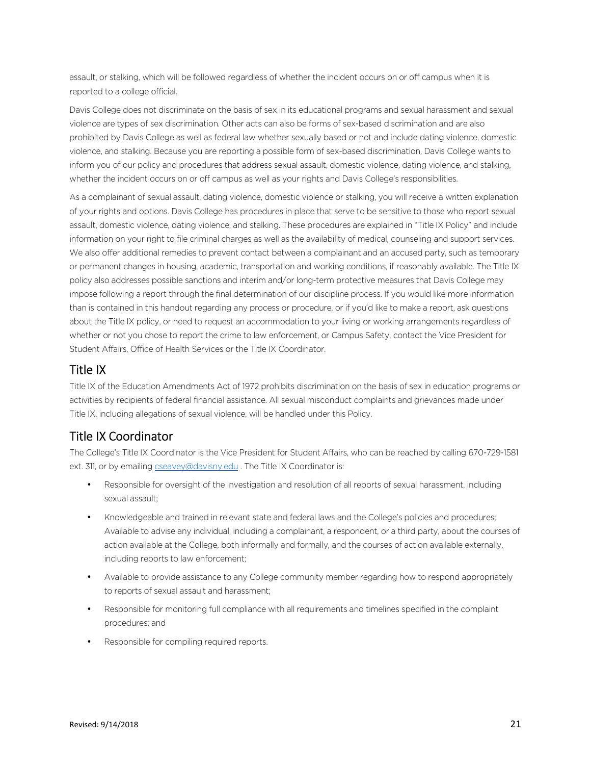assault, or stalking, which will be followed regardless of whether the incident occurs on or off campus when it is reported to a college official.

Davis College does not discriminate on the basis of sex in its educational programs and sexual harassment and sexual violence are types of sex discrimination. Other acts can also be forms of sex-based discrimination and are also prohibited by Davis College as well as federal law whether sexually based or not and include dating violence, domestic violence, and stalking. Because you are reporting a possible form of sex-based discrimination, Davis College wants to inform you of our policy and procedures that address sexual assault, domestic violence, dating violence, and stalking, whether the incident occurs on or off campus as well as your rights and Davis College's responsibilities.

As a complainant of sexual assault, dating violence, domestic violence or stalking, you will receive a written explanation of your rights and options. Davis College has procedures in place that serve to be sensitive to those who report sexual assault, domestic violence, dating violence, and stalking. These procedures are explained in "Title IX Policy" and include information on your right to file criminal charges as well as the availability of medical, counseling and support services. We also offer additional remedies to prevent contact between a complainant and an accused party, such as temporary or permanent changes in housing, academic, transportation and working conditions, if reasonably available. The Title IX policy also addresses possible sanctions and interim and/or long-term protective measures that Davis College may impose following a report through the final determination of our discipline process. If you would like more information than is contained in this handout regarding any process or procedure, or if you'd like to make a report, ask questions about the Title IX policy, or need to request an accommodation to your living or working arrangements regardless of whether or not you chose to report the crime to law enforcement, or Campus Safety, contact the Vice President for Student Affairs, Office of Health Services or the Title IX Coordinator.

## Title IX

Title IX of the Education Amendments Act of 1972 prohibits discrimination on the basis of sex in education programs or activities by recipients of federal financial assistance. All sexual misconduct complaints and grievances made under Title IX, including allegations of sexual violence, will be handled under this Policy.

## Title IX Coordinator

The College's Title IX Coordinator is the Vice President for Student Affairs, who can be reached by calling 670-729-1581 ext. 311, or by emailing cseavey@davisny.edu . The Title IX Coordinator is:

- Responsible for oversight of the investigation and resolution of all reports of sexual harassment, including sexual assault;
- Knowledgeable and trained in relevant state and federal laws and the College's policies and procedures; Available to advise any individual, including a complainant, a respondent, or a third party, about the courses of action available at the College, both informally and formally, and the courses of action available externally, including reports to law enforcement;
- Available to provide assistance to any College community member regarding how to respond appropriately to reports of sexual assault and harassment;
- Responsible for monitoring full compliance with all requirements and timelines specified in the complaint procedures; and
- Responsible for compiling required reports.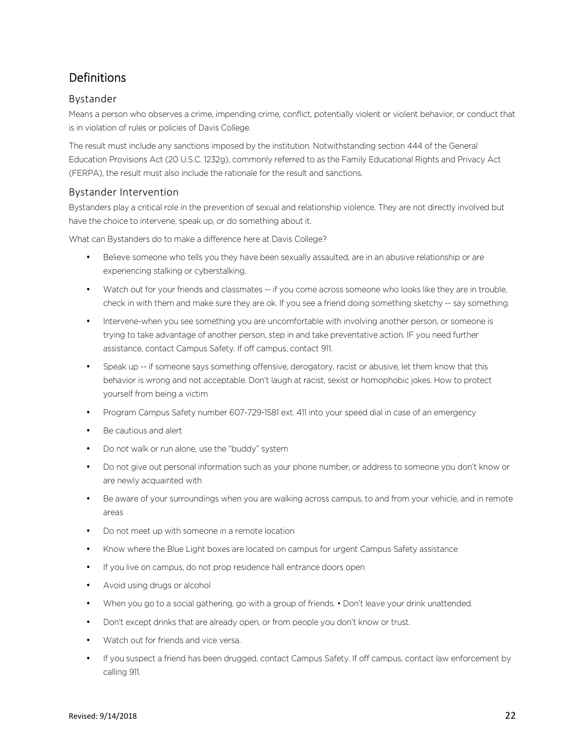## Definitions

### Bystander

Means a person who observes a crime, impending crime, conflict, potentially violent or violent behavior, or conduct that is in violation of rules or policies of Davis College.

The result must include any sanctions imposed by the institution. Notwithstanding section 444 of the General Education Provisions Act (20 U.S.C. 1232g), commonly referred to as the Family Educational Rights and Privacy Act (FERPA), the result must also include the rationale for the result and sanctions.

### Bystander Intervention

Bystanders play a critical role in the prevention of sexual and relationship violence. They are not directly involved but have the choice to intervene, speak up, or do something about it.

What can Bystanders do to make a difference here at Davis College?

- Believe someone who tells you they have been sexually assaulted, are in an abusive relationship or are experiencing stalking or cyberstalking.
- Watch out for your friends and classmates -- if you come across someone who looks like they are in trouble, check in with them and make sure they are ok. If you see a friend doing something sketchy -- say something.
- Intervene-when you see something you are uncomfortable with involving another person, or someone is trying to take advantage of another person, step in and take preventative action. IF you need further assistance, contact Campus Safety. If off campus, contact 911.
- Speak up -- if someone says something offensive, derogatory, racist or abusive, let them know that this behavior is wrong and not acceptable. Don't laugh at racist, sexist or homophobic jokes. How to protect yourself from being a victim
- Program Campus Safety number 607-729-1581 ext. 411 into your speed dial in case of an emergency
- Be cautious and alert
- Do not walk or run alone, use the "buddy" system
- Do not give out personal information such as your phone number, or address to someone you don't know or are newly acquainted with
- Be aware of your surroundings when you are walking across campus, to and from your vehicle, and in remote areas
- Do not meet up with someone in a remote location
- Know where the Blue Light boxes are located on campus for urgent Campus Safety assistance
- If you live on campus, do not prop residence hall entrance doors open
- Avoid using drugs or alcohol
- When you go to a social gathering, go with a group of friends. • Don't leave your drink unattended.
- Don't except drinks that are already open, or from people you don't know or trust.
- Watch out for friends and vice versa.
- If you suspect a friend has been drugged, contact Campus Safety. If off campus, contact law enforcement by calling 911.

Revised: 9/14/2018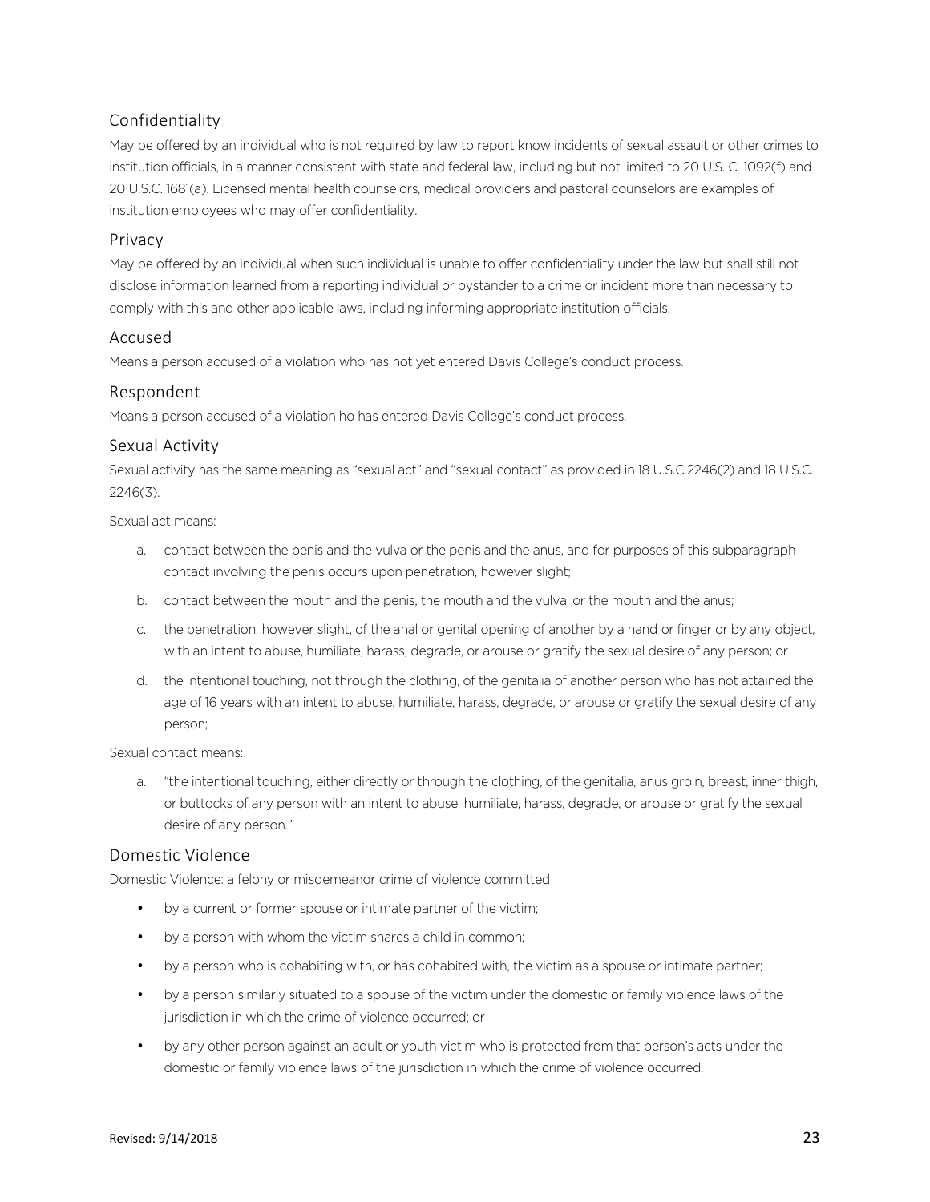## Confidentiality

May be offered by an individual who is not required by law to report know incidents of sexual assault or other crimes to institution officials, in a manner consistent with state and federal law, including but not limited to 20 U.S. C. 1092(f) and 20 U.S.C. 1681(a). Licensed mental health counselors, medical providers and pastoral counselors are examples of institution employees who may offer confidentiality.

## Privacy

May be offered by an individual when such individual is unable to offer confidentiality under the law but shall still not disclose information learned from a reporting individual or bystander to a crime or incident more than necessary to comply with this and other applicable laws, including informing appropriate institution officials.

## Accused

Means a person accused of a violation who has not yet entered Davis College's conduct process.

## Respondent

Means a person accused of a violation ho has entered Davis College's conduct process.

## Sexual Activity

Sexual activity has the same meaning as "sexual act" and "sexual contact" as provided in 18 U.S.C.2246(2) and 18 U.S.C. 2246(3).

Sexual act means:

a. contact between the penis and the vulva or the penis and the anus, and for purposes of this subparagraph contact involving the penis occurs upon penetration, however slight;
b. contact between the mouth and the penis, the mouth and the vulva, or the mouth and the anus;
c. the penetration, however slight, of the anal or genital opening of another by a hand or finger or by any object, with an intent to abuse, humiliate, harass, degrade, or arouse or gratify the sexual desire of any person; or
d. the intentional touching, not through the clothing, of the genitalia of another person who has not attained the age of 16 years with an intent to abuse, humiliate, harass, degrade, or arouse or gratify the sexual desire of any person;

Sexual contact means:

a. "the intentional touching, either directly or through the clothing, of the genitalia, anus groin, breast, inner thigh, or buttocks of any person with an intent to abuse, humiliate, harass, degrade, or arouse or gratify the sexual desire of any person."

## Domestic Violence

Domestic Violence: a felony or misdemeanor crime of violence committed

- by a current or former spouse or intimate partner of the victim;
- by a person with whom the victim shares a child in common;
- by a person who is cohabiting with, or has cohabited with, the victim as a spouse or intimate partner;
- by a person similarly situated to a spouse of the victim under the domestic or family violence laws of the jurisdiction in which the crime of violence occurred; or
- by any other person against an adult or youth victim who is protected from that person's acts under the domestic or family violence laws of the jurisdiction in which the crime of violence occurred.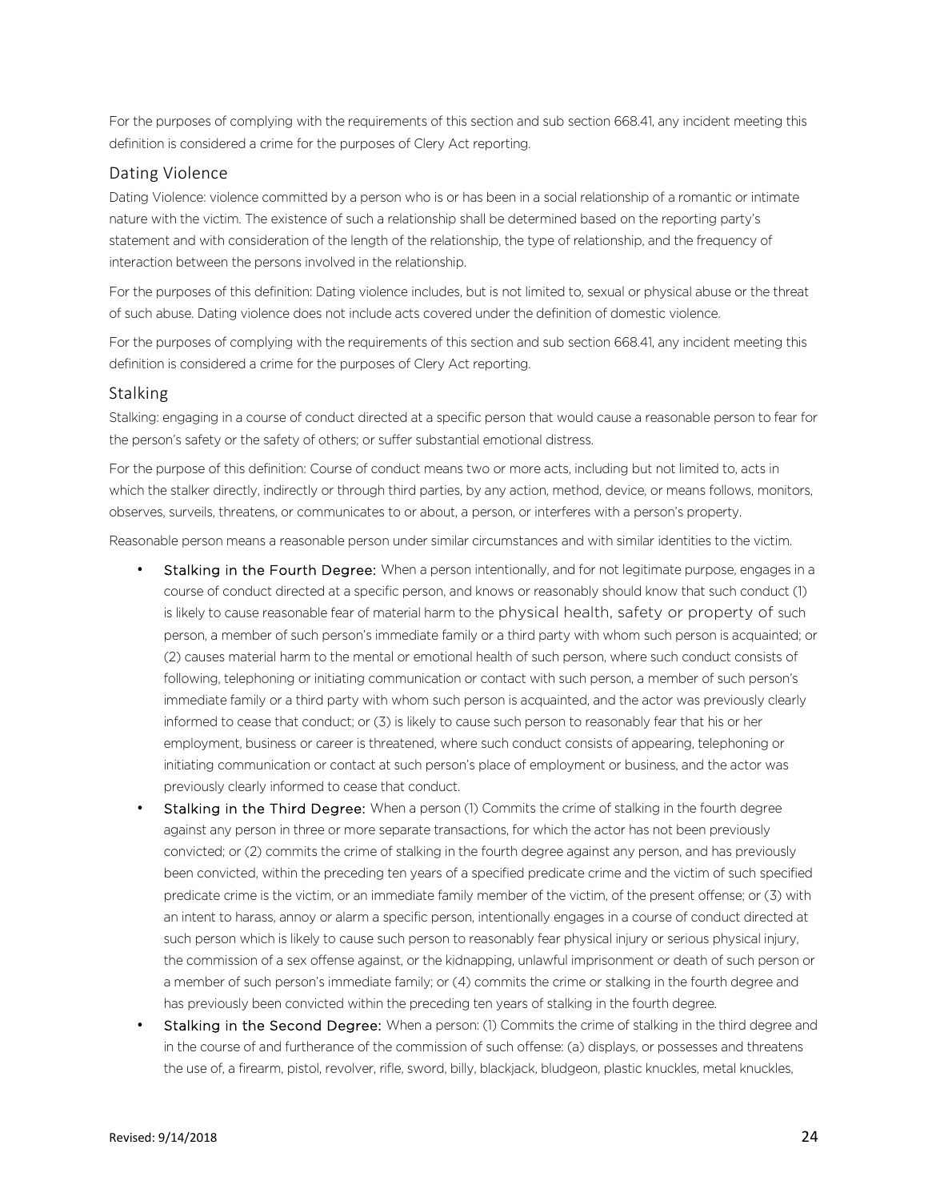For the purposes of complying with the requirements of this section and sub section 668.41, any incident meeting this definition is considered a crime for the purposes of Clery Act reporting.

## Dating Violence

Dating Violence: violence committed by a person who is or has been in a social relationship of a romantic or intimate nature with the victim. The existence of such a relationship shall be determined based on the reporting party's statement and with consideration of the length of the relationship, the type of relationship, and the frequency of interaction between the persons involved in the relationship.

For the purposes of this definition: Dating violence includes, but is not limited to, sexual or physical abuse or the threat of such abuse. Dating violence does not include acts covered under the definition of domestic violence.

For the purposes of complying with the requirements of this section and sub section 668.41, any incident meeting this definition is considered a crime for the purposes of Clery Act reporting.

## Stalking

Stalking: engaging in a course of conduct directed at a specific person that would cause a reasonable person to fear for the person's safety or the safety of others; or suffer substantial emotional distress.

For the purpose of this definition: Course of conduct means two or more acts, including but not limited to, acts in which the stalker directly, indirectly or through third parties, by any action, method, device, or means follows, monitors, observes, surveils, threatens, or communicates to or about, a person, or interferes with a person's property.

Reasonable person means a reasonable person under similar circumstances and with similar identities to the victim.

- **Stalking in the Fourth Degree:** When a person intentionally, and for not legitimate purpose, engages in a course of conduct directed at a specific person, and knows or reasonably should know that such conduct (1) is likely to cause reasonable fear of material harm to the physical health, safety or property of such person, a member of such person's immediate family or a third party with whom such person is acquainted; or (2) causes material harm to the mental or emotional health of such person, where such conduct consists of following, telephoning or initiating communication or contact with such person, a member of such person's immediate family or a third party with whom such person is acquainted, and the actor was previously clearly informed to cease that conduct; or (3) is likely to cause such person to reasonably fear that his or her employment, business or career is threatened, where such conduct consists of appearing, telephoning or initiating communication or contact at such person's place of employment or business, and the actor was previously clearly informed to cease that conduct.
- **Stalking in the Third Degree:** When a person (1) Commits the crime of stalking in the fourth degree against any person in three or more separate transactions, for which the actor has not been previously convicted; or (2) commits the crime of stalking in the fourth degree against any person, and has previously been convicted, within the preceding ten years of a specified predicate crime and the victim of such specified predicate crime is the victim, or an immediate family member of the victim, of the present offense; or (3) with an intent to harass, annoy or alarm a specific person, intentionally engages in a course of conduct directed at such person which is likely to cause such person to reasonably fear physical injury or serious physical injury, the commission of a sex offense against, or the kidnapping, unlawful imprisonment or death of such person or a member of such person's immediate family; or (4) commits the crime or stalking in the fourth degree and has previously been convicted within the preceding ten years of stalking in the fourth degree.
- **Stalking in the Second Degree:** When a person: (1) Commits the crime of stalking in the third degree and in the course of and furtherance of the commission of such offense: (a) displays, or possesses and threatens the use of, a firearm, pistol, revolver, rifle, sword, billy, blackjack, bludgeon, plastic knuckles, metal knuckles,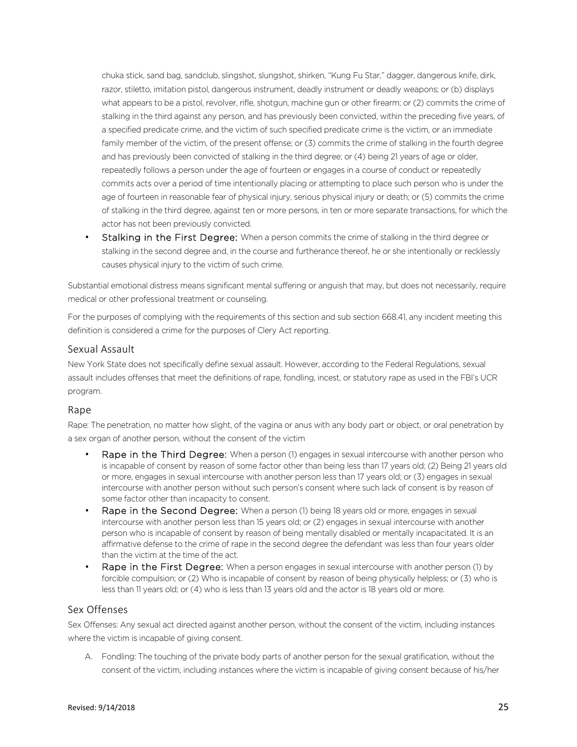chuka stick, sand bag, sandclub, slingshot, slungshot, shirken, "Kung Fu Star," dagger, dangerous knife, dirk, razor, stiletto, imitation pistol, dangerous instrument, deadly instrument or deadly weapons; or (b) displays what appears to be a pistol, revolver, rifle, shotgun, machine gun or other firearm; or (2) commits the crime of stalking in the third against any person, and has previously been convicted, within the preceding five years, of a specified predicate crime, and the victim of such specified predicate crime is the victim, or an immediate family member of the victim, of the present offense; or (3) commits the crime of stalking in the fourth degree and has previously been convicted of stalking in the third degree; or (4) being 21 years of age or older, repeatedly follows a person under the age of fourteen or engages in a course of conduct or repeatedly commits acts over a period of time intentionally placing or attempting to place such person who is under the age of fourteen in reasonable fear of physical injury, serious physical injury or death; or (5) commits the crime of stalking in the third degree, against ten or more persons, in ten or more separate transactions, for which the actor has not been previously convicted.

- **Stalking in the First Degree:** When a person commits the crime of stalking in the third degree or stalking in the second degree and, in the course and furtherance thereof, he or she intentionally or recklessly causes physical injury to the victim of such crime.

Substantial emotional distress means significant mental suffering or anguish that may, but does not necessarily, require medical or other professional treatment or counseling.

For the purposes of complying with the requirements of this section and sub section 668.41, any incident meeting this definition is considered a crime for the purposes of Clery Act reporting.

## Sexual Assault

New York State does not specifically define sexual assault. However, according to the Federal Regulations, sexual assault includes offenses that meet the definitions of rape, fondling, incest, or statutory rape as used in the FBI's UCR program.

## Rape

Rape: The penetration, no matter how slight, of the vagina or anus with any body part or object, or oral penetration by a sex organ of another person, without the consent of the victim

- **Rape in the Third Degree:** When a person (1) engages in sexual intercourse with another person who is incapable of consent by reason of some factor other than being less than 17 years old; (2) Being 21 years old or more, engages in sexual intercourse with another person less than 17 years old; or (3) engages in sexual intercourse with another person without such person's consent where such lack of consent is by reason of some factor other than incapacity to consent.
- **Rape in the Second Degree:** When a person (1) being 18 years old or more, engages in sexual intercourse with another person less than 15 years old; or (2) engages in sexual intercourse with another person who is incapable of consent by reason of being mentally disabled or mentally incapacitated. It is an affirmative defense to the crime of rape in the second degree the defendant was less than four years older than the victim at the time of the act.
- **Rape in the First Degree:** When a person engages in sexual intercourse with another person (1) by forcible compulsion; or (2) Who is incapable of consent by reason of being physically helpless; or (3) who is less than 11 years old; or (4) who is less than 13 years old and the actor is 18 years old or more.

## Sex Offenses

Sex Offenses: Any sexual act directed against another person, without the consent of the victim, including instances where the victim is incapable of giving consent.

A. Fondling: The touching of the private body parts of another person for the sexual gratification, without the consent of the victim, including instances where the victim is incapable of giving consent because of his/her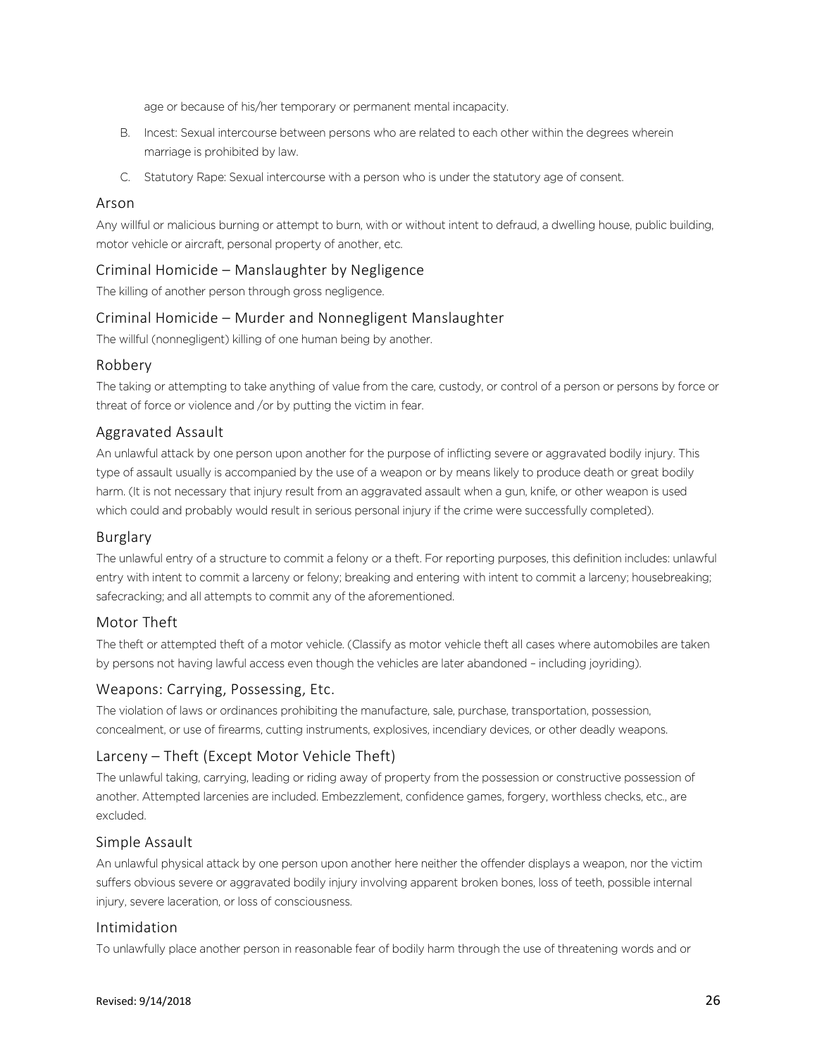age or because of his/her temporary or permanent mental incapacity.

B. Incest: Sexual intercourse between persons who are related to each other within the degrees wherein marriage is prohibited by law.

C. Statutory Rape: Sexual intercourse with a person who is under the statutory age of consent.

## Arson

Any willful or malicious burning or attempt to burn, with or without intent to defraud, a dwelling house, public building, motor vehicle or aircraft, personal property of another, etc.

## Criminal Homicide – Manslaughter by Negligence

The killing of another person through gross negligence.

## Criminal Homicide – Murder and Nonnegligent Manslaughter

The willful (nonnegligent) killing of one human being by another.

## Robbery

The taking or attempting to take anything of value from the care, custody, or control of a person or persons by force or threat of force or violence and /or by putting the victim in fear.

## Aggravated Assault

An unlawful attack by one person upon another for the purpose of inflicting severe or aggravated bodily injury. This type of assault usually is accompanied by the use of a weapon or by means likely to produce death or great bodily harm. (It is not necessary that injury result from an aggravated assault when a gun, knife, or other weapon is used which could and probably would result in serious personal injury if the crime were successfully completed).

## Burglary

The unlawful entry of a structure to commit a felony or a theft. For reporting purposes, this definition includes: unlawful entry with intent to commit a larceny or felony; breaking and entering with intent to commit a larceny; housebreaking; safecracking; and all attempts to commit any of the aforementioned.

## Motor Theft

The theft or attempted theft of a motor vehicle. (Classify as motor vehicle theft all cases where automobiles are taken by persons not having lawful access even though the vehicles are later abandoned – including joyriding).

## Weapons: Carrying, Possessing, Etc.

The violation of laws or ordinances prohibiting the manufacture, sale, purchase, transportation, possession, concealment, or use of firearms, cutting instruments, explosives, incendiary devices, or other deadly weapons.

## Larceny – Theft (Except Motor Vehicle Theft)

The unlawful taking, carrying, leading or riding away of property from the possession or constructive possession of another. Attempted larcenies are included. Embezzlement, confidence games, forgery, worthless checks, etc., are excluded.

## Simple Assault

An unlawful physical attack by one person upon another here neither the offender displays a weapon, nor the victim suffers obvious severe or aggravated bodily injury involving apparent broken bones, loss of teeth, possible internal injury, severe laceration, or loss of consciousness.

## Intimidation

To unlawfully place another person in reasonable fear of bodily harm through the use of threatening words and or

Revised: 9/14/2018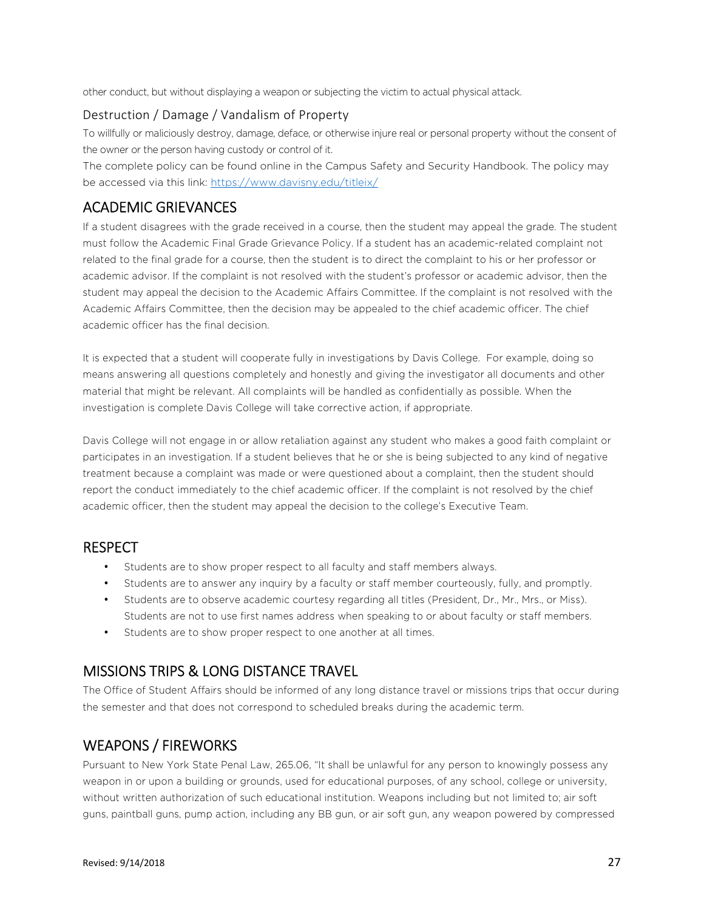other conduct, but without displaying a weapon or subjecting the victim to actual physical attack.

### Destruction / Damage / Vandalism of Property

To willfully or maliciously destroy, damage, deface, or otherwise injure real or personal property without the consent of the owner or the person having custody or control of it.

The complete policy can be found online in the Campus Safety and Security Handbook. The policy may be accessed via this link: https://www.davisny.edu/titleix/

## ACADEMIC GRIEVANCES

If a student disagrees with the grade received in a course, then the student may appeal the grade. The student must follow the Academic Final Grade Grievance Policy. If a student has an academic-related complaint not related to the final grade for a course, then the student is to direct the complaint to his or her professor or academic advisor. If the complaint is not resolved with the student's professor or academic advisor, then the student may appeal the decision to the Academic Affairs Committee. If the complaint is not resolved with the Academic Affairs Committee, then the decision may be appealed to the chief academic officer. The chief academic officer has the final decision.

It is expected that a student will cooperate fully in investigations by Davis College. For example, doing so means answering all questions completely and honestly and giving the investigator all documents and other material that might be relevant. All complaints will be handled as confidentially as possible. When the investigation is complete Davis College will take corrective action, if appropriate.

Davis College will not engage in or allow retaliation against any student who makes a good faith complaint or participates in an investigation. If a student believes that he or she is being subjected to any kind of negative treatment because a complaint was made or were questioned about a complaint, then the student should report the conduct immediately to the chief academic officer. If the complaint is not resolved by the chief academic officer, then the student may appeal the decision to the college's Executive Team.

## RESPECT

- Students are to show proper respect to all faculty and staff members always.
- Students are to answer any inquiry by a faculty or staff member courteously, fully, and promptly.
- Students are to observe academic courtesy regarding all titles (President, Dr., Mr., Mrs., or Miss). Students are not to use first names address when speaking to or about faculty or staff members.
- Students are to show proper respect to one another at all times.

## MISSIONS TRIPS & LONG DISTANCE TRAVEL

The Office of Student Affairs should be informed of any long distance travel or missions trips that occur during the semester and that does not correspond to scheduled breaks during the academic term.

## WEAPONS / FIREWORKS

Pursuant to New York State Penal Law, 265.06, "It shall be unlawful for any person to knowingly possess any weapon in or upon a building or grounds, used for educational purposes, of any school, college or university, without written authorization of such educational institution. Weapons including but not limited to; air soft guns, paintball guns, pump action, including any BB gun, or air soft gun, any weapon powered by compressed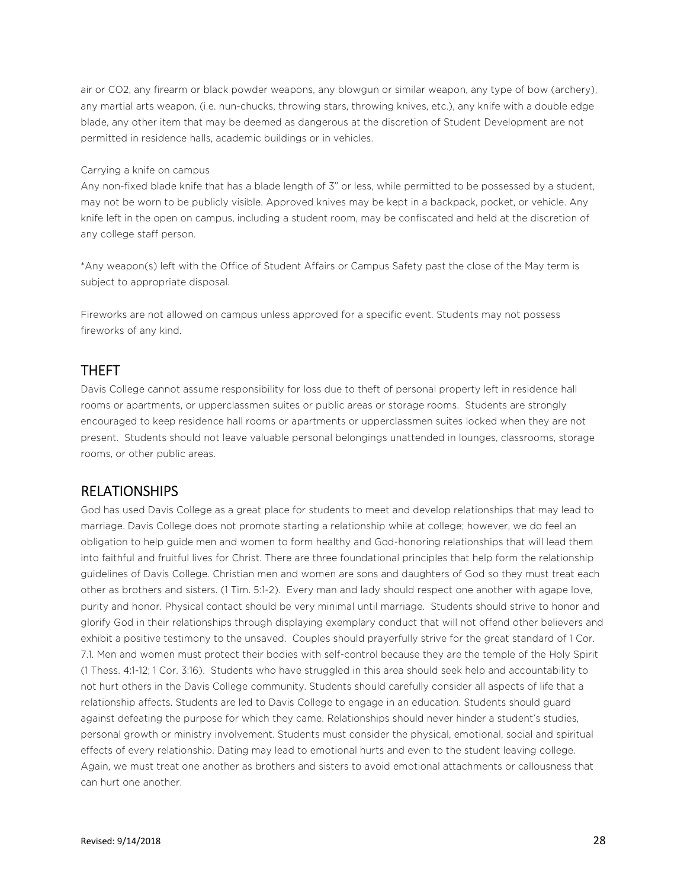air or CO2, any firearm or black powder weapons, any blowgun or similar weapon, any type of bow (archery), any martial arts weapon, (i.e. nun-chucks, throwing stars, throwing knives, etc.), any knife with a double edge blade, any other item that may be deemed as dangerous at the discretion of Student Development are not permitted in residence halls, academic buildings or in vehicles.

Carrying a knife on campus

Any non-fixed blade knife that has a blade length of 3" or less, while permitted to be possessed by a student, may not be worn to be publicly visible. Approved knives may be kept in a backpack, pocket, or vehicle. Any knife left in the open on campus, including a student room, may be confiscated and held at the discretion of any college staff person.

*Any weapon(s) left with the Office of Student Affairs or Campus Safety past the close of the May term is subject to appropriate disposal.

Fireworks are not allowed on campus unless approved for a specific event. Students may not possess fireworks of any kind.

## THEFT

Davis College cannot assume responsibility for loss due to theft of personal property left in residence hall rooms or apartments, or upperclassmen suites or public areas or storage rooms. Students are strongly encouraged to keep residence hall rooms or apartments or upperclassmen suites locked when they are not present. Students should not leave valuable personal belongings unattended in lounges, classrooms, storage rooms, or other public areas.

## RELATIONSHIPS

God has used Davis College as a great place for students to meet and develop relationships that may lead to marriage. Davis College does not promote starting a relationship while at college; however, we do feel an obligation to help guide men and women to form healthy and God-honoring relationships that will lead them into faithful and fruitful lives for Christ. There are three foundational principles that help form the relationship guidelines of Davis College. Christian men and women are sons and daughters of God so they must treat each other as brothers and sisters. (1 Tim. 5:1-2). Every man and lady should respect one another with agape love, purity and honor. Physical contact should be very minimal until marriage. Students should strive to honor and glorify God in their relationships through displaying exemplary conduct that will not offend other believers and exhibit a positive testimony to the unsaved. Couples should prayerfully strive for the great standard of 1 Cor. 7.1. Men and women must protect their bodies with self-control because they are the temple of the Holy Spirit (1 Thess. 4:1-12; 1 Cor. 3:16). Students who have struggled in this area should seek help and accountability to not hurt others in the Davis College community. Students should carefully consider all aspects of life that a relationship affects. Students are led to Davis College to engage in an education. Students should guard against defeating the purpose for which they came. Relationships should never hinder a student's studies, personal growth or ministry involvement. Students must consider the physical, emotional, social and spiritual effects of every relationship. Dating may lead to emotional hurts and even to the student leaving college. Again, we must treat one another as brothers and sisters to avoid emotional attachments or callousness that can hurt one another.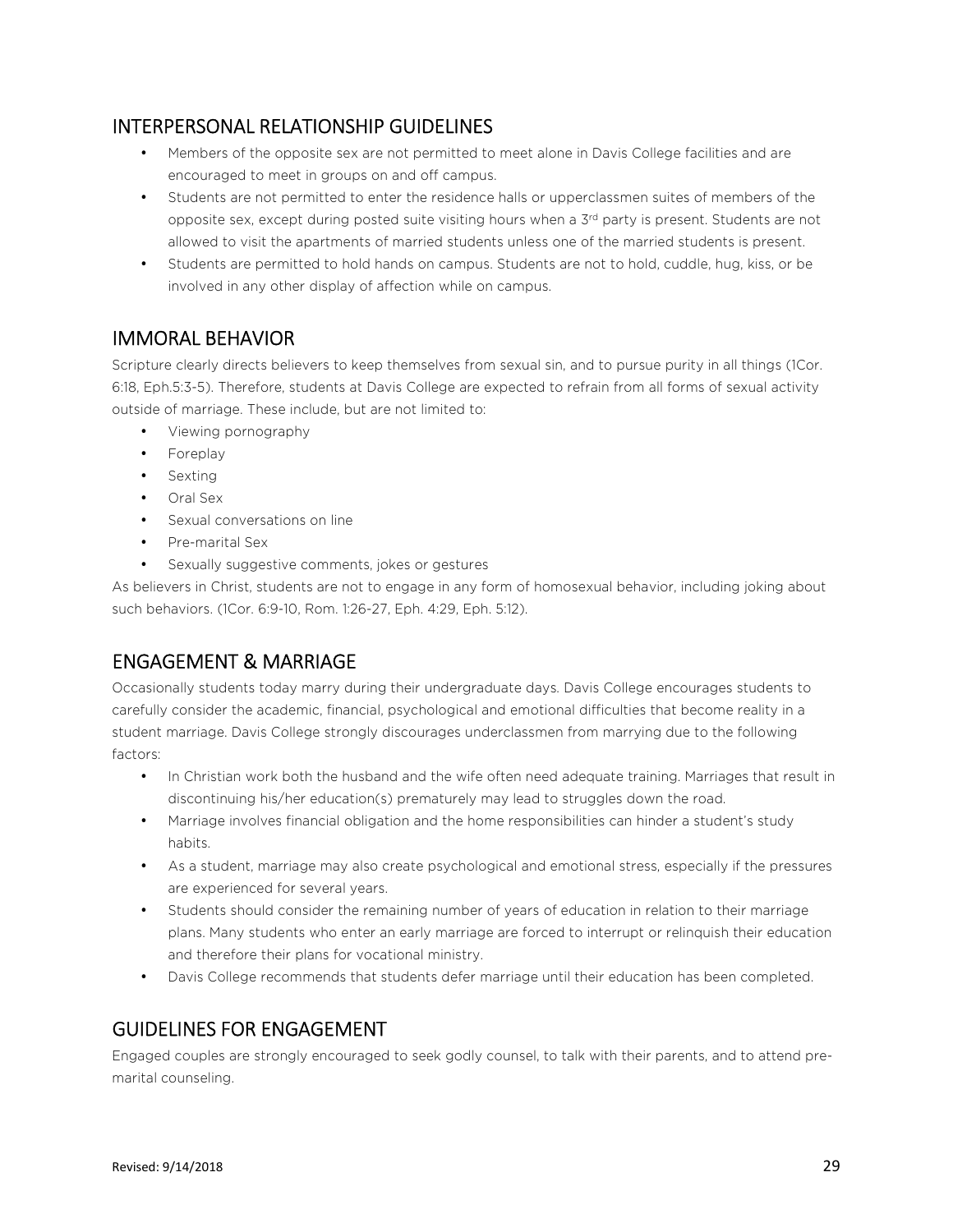## INTERPERSONAL RELATIONSHIP GUIDELINES

- Members of the opposite sex are not permitted to meet alone in Davis College facilities and are encouraged to meet in groups on and off campus.
- Students are not permitted to enter the residence halls or upperclassmen suites of members of the opposite sex, except during posted suite visiting hours when a 3rd party is present. Students are not allowed to visit the apartments of married students unless one of the married students is present.
- Students are permitted to hold hands on campus. Students are not to hold, cuddle, hug, kiss, or be involved in any other display of affection while on campus.

## IMMORAL BEHAVIOR

Scripture clearly directs believers to keep themselves from sexual sin, and to pursue purity in all things (1Cor. 6:18, Eph.5:3-5). Therefore, students at Davis College are expected to refrain from all forms of sexual activity outside of marriage. These include, but are not limited to:

- Viewing pornography
- Foreplay
- Sexting
- Oral Sex
- Sexual conversations on line
- Pre-marital Sex
- Sexually suggestive comments, jokes or gestures

As believers in Christ, students are not to engage in any form of homosexual behavior, including joking about such behaviors. (1Cor. 6:9-10, Rom. 1:26-27, Eph. 4:29, Eph. 5:12).

## ENGAGEMENT & MARRIAGE

Occasionally students today marry during their undergraduate days. Davis College encourages students to carefully consider the academic, financial, psychological and emotional difficulties that become reality in a student marriage. Davis College strongly discourages underclassmen from marrying due to the following factors:

- In Christian work both the husband and the wife often need adequate training. Marriages that result in discontinuing his/her education(s) prematurely may lead to struggles down the road.
- Marriage involves financial obligation and the home responsibilities can hinder a student's study habits.
- As a student, marriage may also create psychological and emotional stress, especially if the pressures are experienced for several years.
- Students should consider the remaining number of years of education in relation to their marriage plans. Many students who enter an early marriage are forced to interrupt or relinquish their education and therefore their plans for vocational ministry.
- Davis College recommends that students defer marriage until their education has been completed.

## GUIDELINES FOR ENGAGEMENT

Engaged couples are strongly encouraged to seek godly counsel, to talk with their parents, and to attend pre-marital counseling.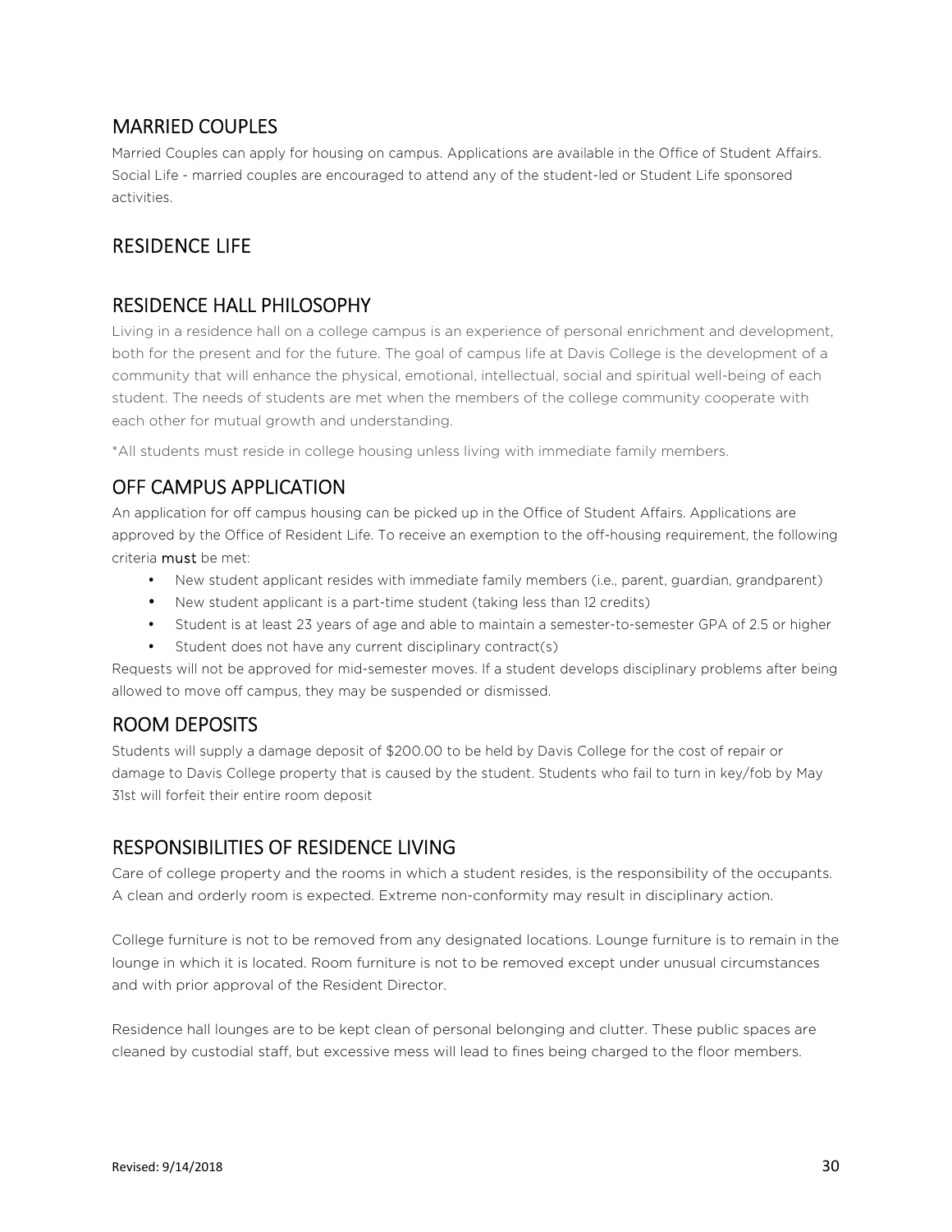## MARRIED COUPLES

Married Couples can apply for housing on campus. Applications are available in the Office of Student Affairs. Social Life - married couples are encouraged to attend any of the student-led or Student Life sponsored activities.

## RESIDENCE LIFE

## RESIDENCE HALL PHILOSOPHY

Living in a residence hall on a college campus is an experience of personal enrichment and development, both for the present and for the future. The goal of campus life at Davis College is the development of a community that will enhance the physical, emotional, intellectual, social and spiritual well-being of each student. The needs of students are met when the members of the college community cooperate with each other for mutual growth and understanding.

*All students must reside in college housing unless living with immediate family members.

## OFF CAMPUS APPLICATION

An application for off campus housing can be picked up in the Office of Student Affairs. Applications are approved by the Office of Resident Life. To receive an exemption to the off-housing requirement, the following criteria **must** be met:

- New student applicant resides with immediate family members (i.e., parent, guardian, grandparent)
- New student applicant is a part-time student (taking less than 12 credits)
- Student is at least 23 years of age and able to maintain a semester-to-semester GPA of 2.5 or higher
- Student does not have any current disciplinary contract(s)

Requests will not be approved for mid-semester moves. If a student develops disciplinary problems after being allowed to move off campus, they may be suspended or dismissed.

## ROOM DEPOSITS

Students will supply a damage deposit of $200.00 to be held by Davis College for the cost of repair or damage to Davis College property that is caused by the student. Students who fail to turn in key/fob by May 31st will forfeit their entire room deposit

## RESPONSIBILITIES OF RESIDENCE LIVING

Care of college property and the rooms in which a student resides, is the responsibility of the occupants. A clean and orderly room is expected. Extreme non-conformity may result in disciplinary action.

College furniture is not to be removed from any designated locations. Lounge furniture is to remain in the lounge in which it is located. Room furniture is not to be removed except under unusual circumstances and with prior approval of the Resident Director.

Residence hall lounges are to be kept clean of personal belonging and clutter. These public spaces are cleaned by custodial staff, but excessive mess will lead to fines being charged to the floor members.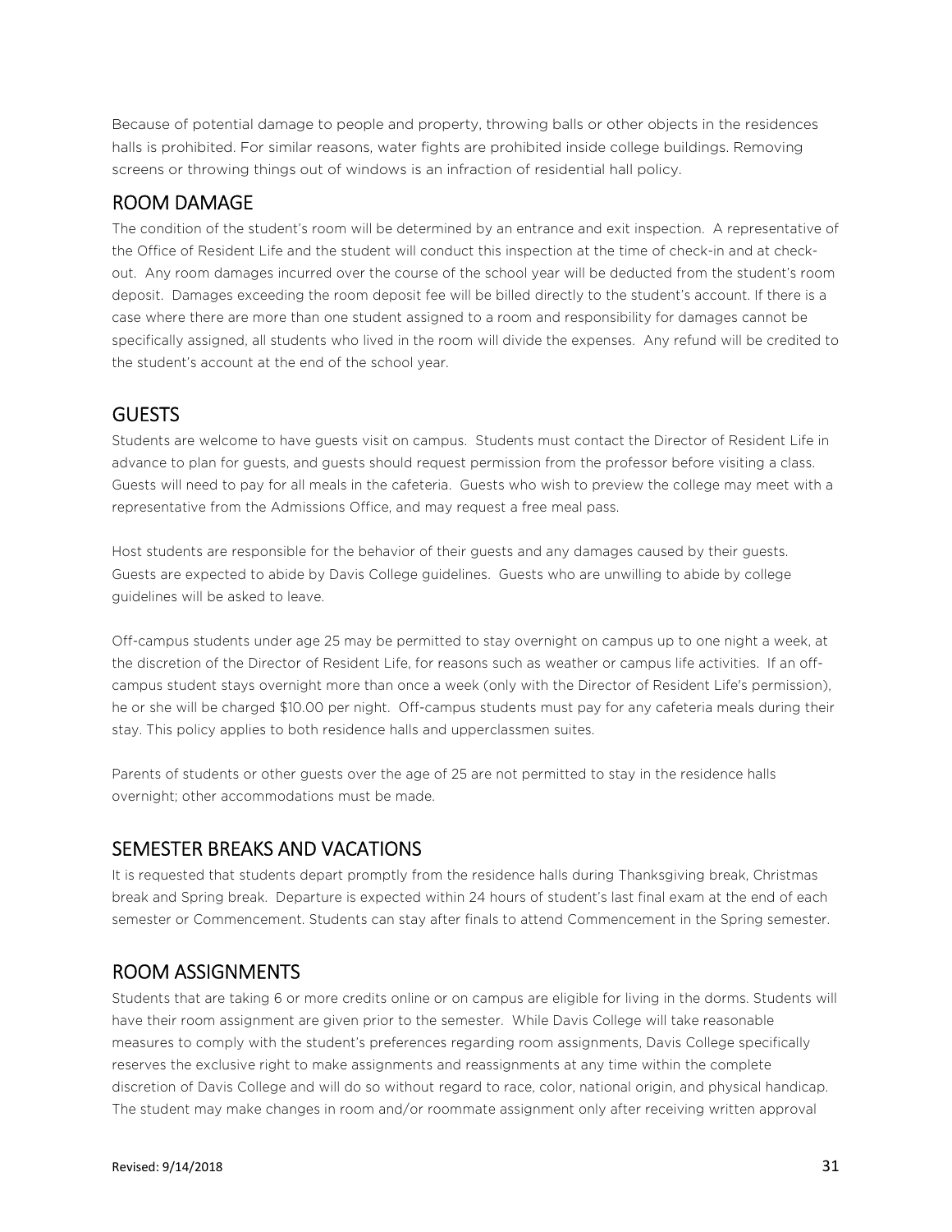Because of potential damage to people and property, throwing balls or other objects in the residences halls is prohibited. For similar reasons, water fights are prohibited inside college buildings. Removing screens or throwing things out of windows is an infraction of residential hall policy.

## ROOM DAMAGE

The condition of the student's room will be determined by an entrance and exit inspection. A representative of the Office of Resident Life and the student will conduct this inspection at the time of check-in and at check-out. Any room damages incurred over the course of the school year will be deducted from the student's room deposit. Damages exceeding the room deposit fee will be billed directly to the student's account. If there is a case where there are more than one student assigned to a room and responsibility for damages cannot be specifically assigned, all students who lived in the room will divide the expenses. Any refund will be credited to the student's account at the end of the school year.

## GUESTS

Students are welcome to have guests visit on campus. Students must contact the Director of Resident Life in advance to plan for guests, and guests should request permission from the professor before visiting a class. Guests will need to pay for all meals in the cafeteria. Guests who wish to preview the college may meet with a representative from the Admissions Office, and may request a free meal pass.

Host students are responsible for the behavior of their guests and any damages caused by their guests. Guests are expected to abide by Davis College guidelines. Guests who are unwilling to abide by college guidelines will be asked to leave.

Off-campus students under age 25 may be permitted to stay overnight on campus up to one night a week, at the discretion of the Director of Resident Life, for reasons such as weather or campus life activities. If an off-campus student stays overnight more than once a week (only with the Director of Resident Life's permission), he or she will be charged $10.00 per night. Off-campus students must pay for any cafeteria meals during their stay. This policy applies to both residence halls and upperclassmen suites.

Parents of students or other guests over the age of 25 are not permitted to stay in the residence halls overnight; other accommodations must be made.

## SEMESTER BREAKS AND VACATIONS

It is requested that students depart promptly from the residence halls during Thanksgiving break, Christmas break and Spring break. Departure is expected within 24 hours of student's last final exam at the end of each semester or Commencement. Students can stay after finals to attend Commencement in the Spring semester.

## ROOM ASSIGNMENTS

Students that are taking 6 or more credits online or on campus are eligible for living in the dorms. Students will have their room assignment are given prior to the semester. While Davis College will take reasonable measures to comply with the student's preferences regarding room assignments, Davis College specifically reserves the exclusive right to make assignments and reassignments at any time within the complete discretion of Davis College and will do so without regard to race, color, national origin, and physical handicap. The student may make changes in room and/or roommate assignment only after receiving written approval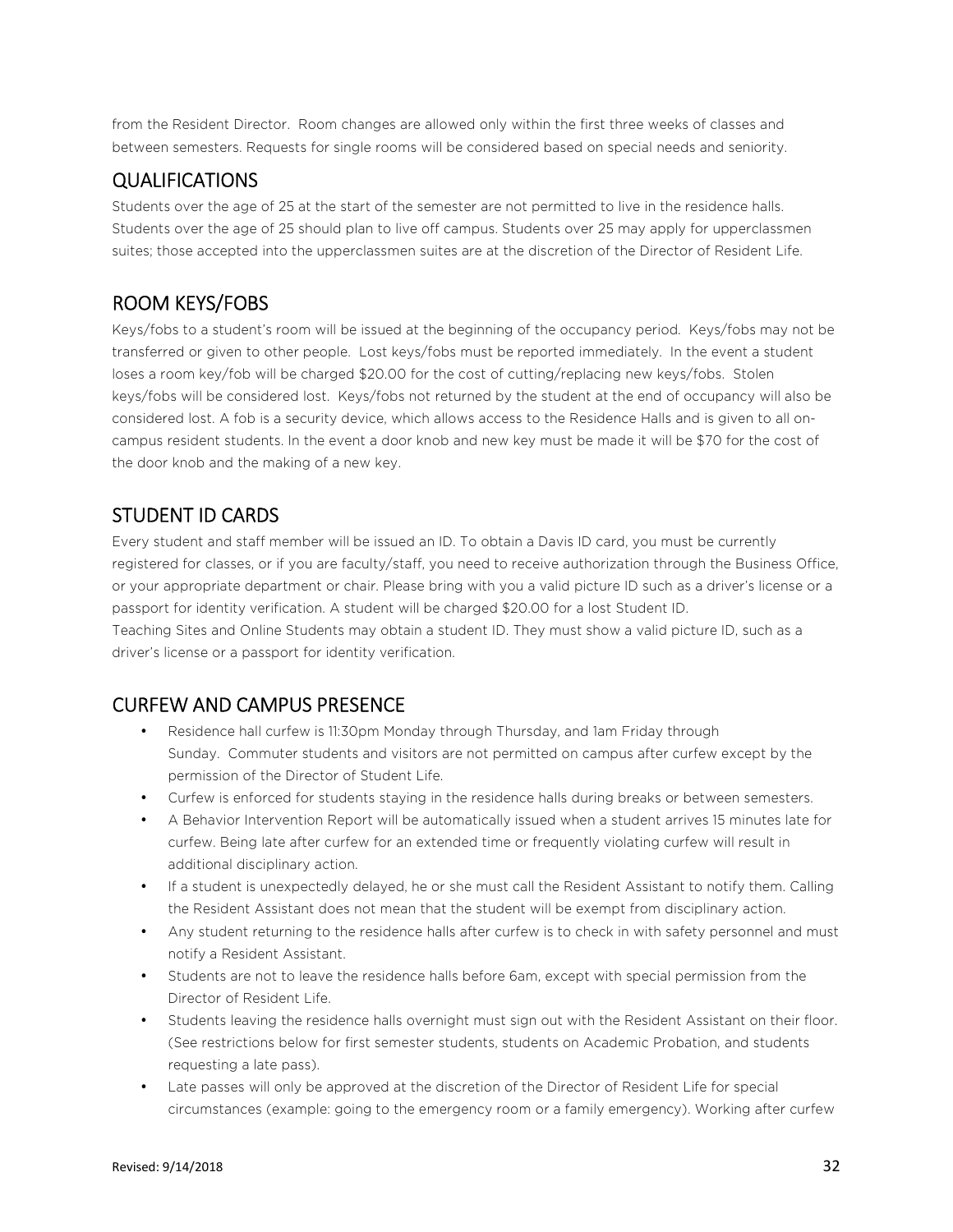from the Resident Director. Room changes are allowed only within the first three weeks of classes and between semesters. Requests for single rooms will be considered based on special needs and seniority.

## QUALIFICATIONS

Students over the age of 25 at the start of the semester are not permitted to live in the residence halls. Students over the age of 25 should plan to live off campus. Students over 25 may apply for upperclassmen suites; those accepted into the upperclassmen suites are at the discretion of the Director of Resident Life.

## ROOM KEYS/FOBS

Keys/fobs to a student's room will be issued at the beginning of the occupancy period. Keys/fobs may not be transferred or given to other people. Lost keys/fobs must be reported immediately. In the event a student loses a room key/fob will be charged $20.00 for the cost of cutting/replacing new keys/fobs. Stolen keys/fobs will be considered lost. Keys/fobs not returned by the student at the end of occupancy will also be considered lost. A fob is a security device, which allows access to the Residence Halls and is given to all on-campus resident students. In the event a door knob and new key must be made it will be $70 for the cost of the door knob and the making of a new key.

## STUDENT ID CARDS

Every student and staff member will be issued an ID. To obtain a Davis ID card, you must be currently registered for classes, or if you are faculty/staff, you need to receive authorization through the Business Office, or your appropriate department or chair. Please bring with you a valid picture ID such as a driver's license or a passport for identity verification. A student will be charged $20.00 for a lost Student ID.
Teaching Sites and Online Students may obtain a student ID. They must show a valid picture ID, such as a driver's license or a passport for identity verification.

## CURFEW AND CAMPUS PRESENCE

- Residence hall curfew is 11:30pm Monday through Thursday, and 1am Friday through Sunday. Commuter students and visitors are not permitted on campus after curfew except by the permission of the Director of Student Life.
- Curfew is enforced for students staying in the residence halls during breaks or between semesters.
- A Behavior Intervention Report will be automatically issued when a student arrives 15 minutes late for curfew. Being late after curfew for an extended time or frequently violating curfew will result in additional disciplinary action.
- If a student is unexpectedly delayed, he or she must call the Resident Assistant to notify them. Calling the Resident Assistant does not mean that the student will be exempt from disciplinary action.
- Any student returning to the residence halls after curfew is to check in with safety personnel and must notify a Resident Assistant.
- Students are not to leave the residence halls before 6am, except with special permission from the Director of Resident Life.
- Students leaving the residence halls overnight must sign out with the Resident Assistant on their floor. (See restrictions below for first semester students, students on Academic Probation, and students requesting a late pass).
- Late passes will only be approved at the discretion of the Director of Resident Life for special circumstances (example: going to the emergency room or a family emergency). Working after curfew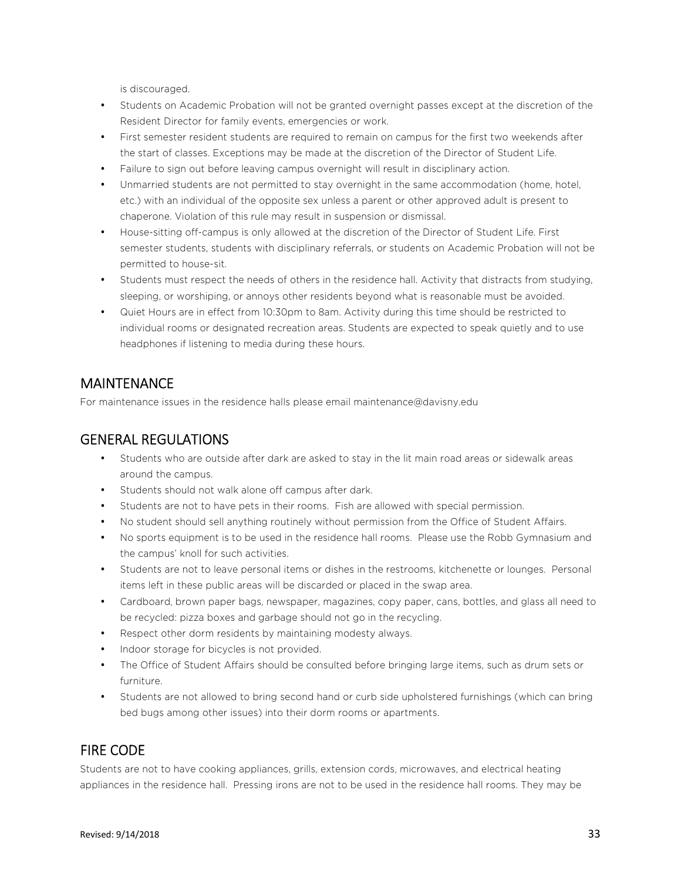is discouraged.

- Students on Academic Probation will not be granted overnight passes except at the discretion of the Resident Director for family events, emergencies or work.
- First semester resident students are required to remain on campus for the first two weekends after the start of classes. Exceptions may be made at the discretion of the Director of Student Life.
- Failure to sign out before leaving campus overnight will result in disciplinary action.
- Unmarried students are not permitted to stay overnight in the same accommodation (home, hotel, etc.) with an individual of the opposite sex unless a parent or other approved adult is present to chaperone. Violation of this rule may result in suspension or dismissal.
- House-sitting off-campus is only allowed at the discretion of the Director of Student Life. First semester students, students with disciplinary referrals, or students on Academic Probation will not be permitted to house-sit.
- Students must respect the needs of others in the residence hall. Activity that distracts from studying, sleeping, or worshiping, or annoys other residents beyond what is reasonable must be avoided.
- Quiet Hours are in effect from 10:30pm to 8am. Activity during this time should be restricted to individual rooms or designated recreation areas. Students are expected to speak quietly and to use headphones if listening to media during these hours.

## MAINTENANCE

For maintenance issues in the residence halls please email maintenance@davisny.edu

## GENERAL REGULATIONS

- Students who are outside after dark are asked to stay in the lit main road areas or sidewalk areas around the campus.
- Students should not walk alone off campus after dark.
- Students are not to have pets in their rooms. Fish are allowed with special permission.
- No student should sell anything routinely without permission from the Office of Student Affairs.
- No sports equipment is to be used in the residence hall rooms. Please use the Robb Gymnasium and the campus' knoll for such activities.
- Students are not to leave personal items or dishes in the restrooms, kitchenette or lounges. Personal items left in these public areas will be discarded or placed in the swap area.
- Cardboard, brown paper bags, newspaper, magazines, copy paper, cans, bottles, and glass all need to be recycled: pizza boxes and garbage should not go in the recycling.
- Respect other dorm residents by maintaining modesty always.
- Indoor storage for bicycles is not provided.
- The Office of Student Affairs should be consulted before bringing large items, such as drum sets or furniture.
- Students are not allowed to bring second hand or curb side upholstered furnishings (which can bring bed bugs among other issues) into their dorm rooms or apartments.

## FIRE CODE

Students are not to have cooking appliances, grills, extension cords, microwaves, and electrical heating appliances in the residence hall. Pressing irons are not to be used in the residence hall rooms. They may be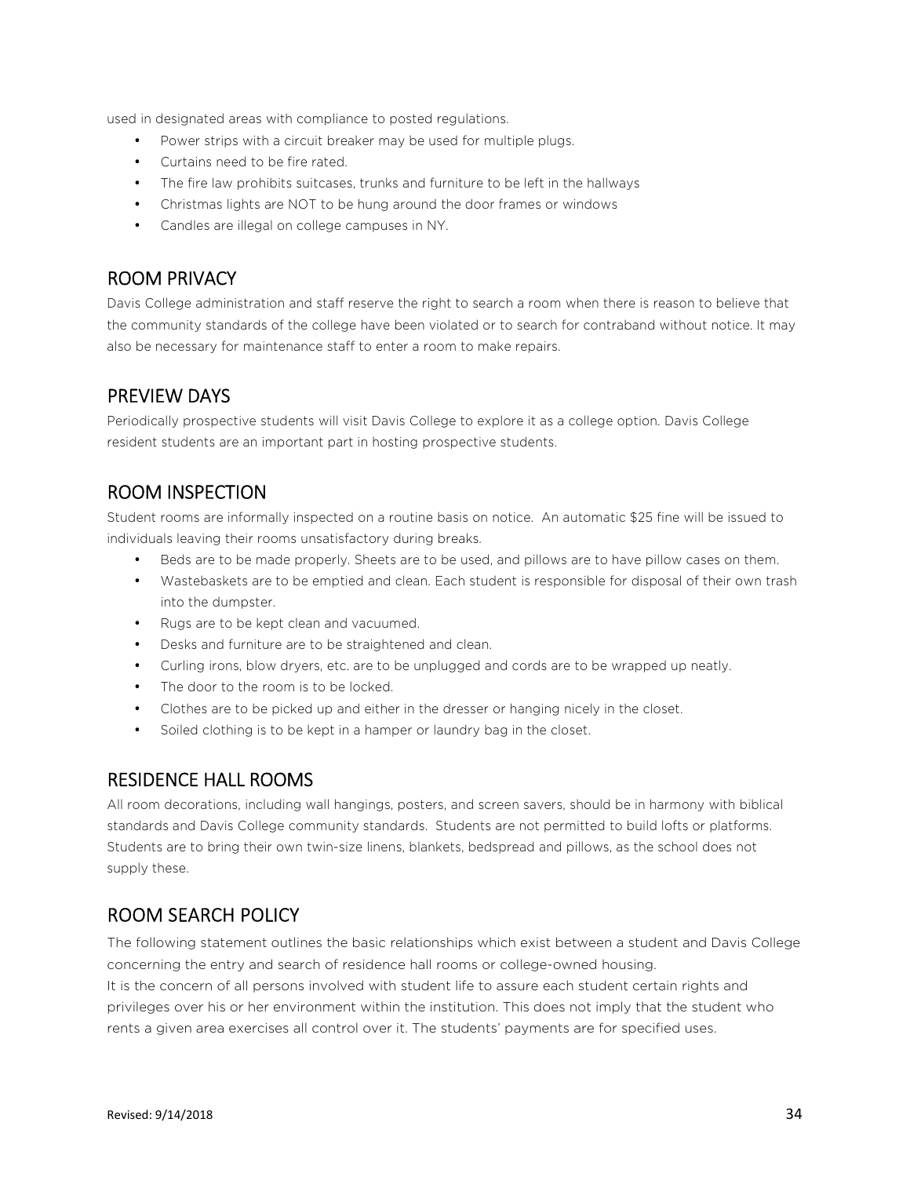used in designated areas with compliance to posted regulations.

- Power strips with a circuit breaker may be used for multiple plugs.
- Curtains need to be fire rated.
- The fire law prohibits suitcases, trunks and furniture to be left in the hallways
- Christmas lights are NOT to be hung around the door frames or windows
- Candles are illegal on college campuses in NY.

## ROOM PRIVACY

Davis College administration and staff reserve the right to search a room when there is reason to believe that the community standards of the college have been violated or to search for contraband without notice. It may also be necessary for maintenance staff to enter a room to make repairs.

## PREVIEW DAYS

Periodically prospective students will visit Davis College to explore it as a college option. Davis College resident students are an important part in hosting prospective students.

## ROOM INSPECTION

Student rooms are informally inspected on a routine basis on notice. An automatic $25 fine will be issued to individuals leaving their rooms unsatisfactory during breaks.

- Beds are to be made properly. Sheets are to be used, and pillows are to have pillow cases on them.
- Wastebaskets are to be emptied and clean. Each student is responsible for disposal of their own trash into the dumpster.
- Rugs are to be kept clean and vacuumed.
- Desks and furniture are to be straightened and clean.
- Curling irons, blow dryers, etc. are to be unplugged and cords are to be wrapped up neatly.
- The door to the room is to be locked.
- Clothes are to be picked up and either in the dresser or hanging nicely in the closet.
- Soiled clothing is to be kept in a hamper or laundry bag in the closet.

## RESIDENCE HALL ROOMS

All room decorations, including wall hangings, posters, and screen savers, should be in harmony with biblical standards and Davis College community standards. Students are not permitted to build lofts or platforms. Students are to bring their own twin-size linens, blankets, bedspread and pillows, as the school does not supply these.

## ROOM SEARCH POLICY

The following statement outlines the basic relationships which exist between a student and Davis College concerning the entry and search of residence hall rooms or college-owned housing.

It is the concern of all persons involved with student life to assure each student certain rights and privileges over his or her environment within the institution. This does not imply that the student who rents a given area exercises all control over it. The students' payments are for specified uses.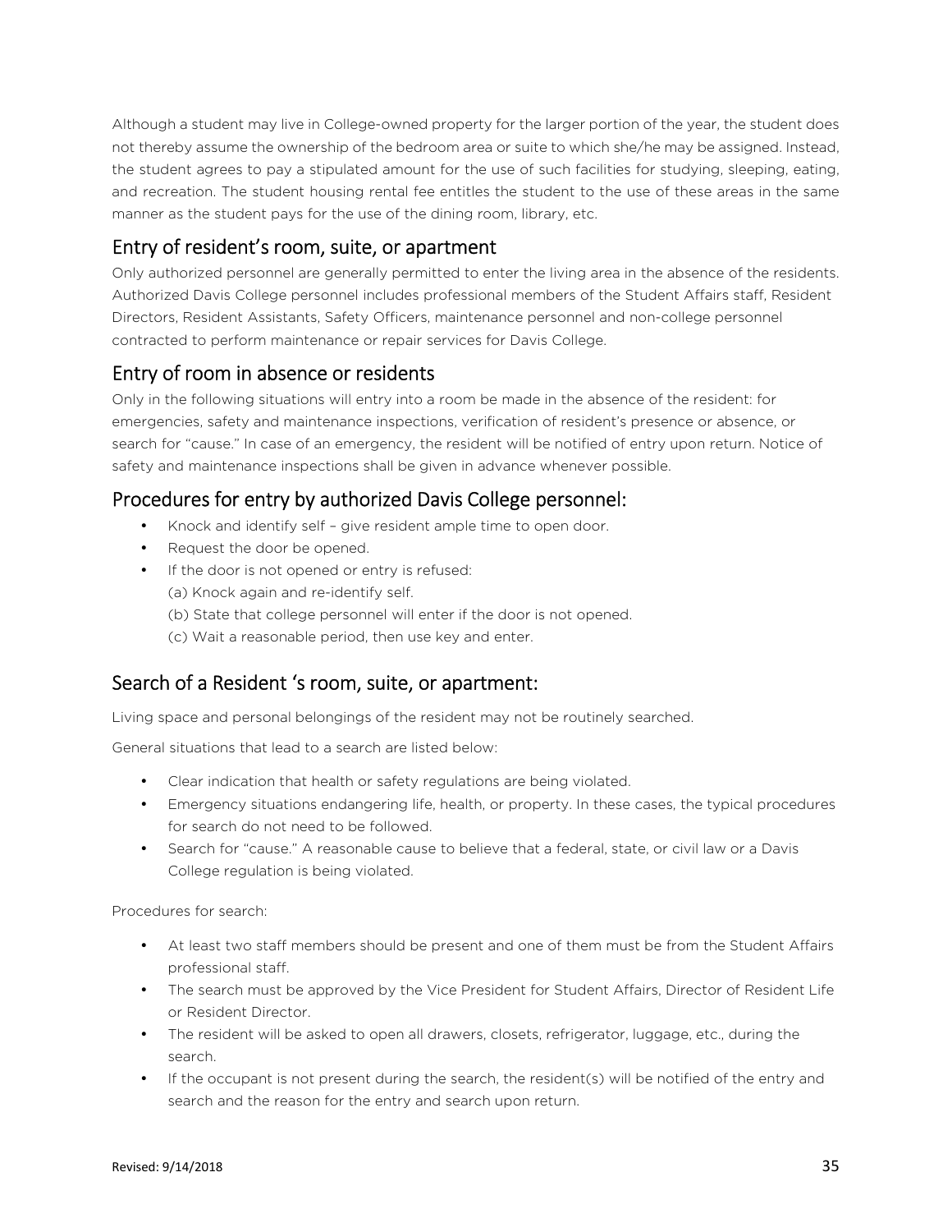Although a student may live in College-owned property for the larger portion of the year, the student does not thereby assume the ownership of the bedroom area or suite to which she/he may be assigned. Instead, the student agrees to pay a stipulated amount for the use of such facilities for studying, sleeping, eating, and recreation. The student housing rental fee entitles the student to the use of these areas in the same manner as the student pays for the use of the dining room, library, etc.

## Entry of resident's room, suite, or apartment

Only authorized personnel are generally permitted to enter the living area in the absence of the residents. Authorized Davis College personnel includes professional members of the Student Affairs staff, Resident Directors, Resident Assistants, Safety Officers, maintenance personnel and non-college personnel contracted to perform maintenance or repair services for Davis College.

## Entry of room in absence or residents

Only in the following situations will entry into a room be made in the absence of the resident: for emergencies, safety and maintenance inspections, verification of resident's presence or absence, or search for "cause." In case of an emergency, the resident will be notified of entry upon return. Notice of safety and maintenance inspections shall be given in advance whenever possible.

## Procedures for entry by authorized Davis College personnel:

- Knock and identify self – give resident ample time to open door.
- Request the door be opened.
- If the door is not opened or entry is refused:
  (a) Knock again and re-identify self.
  (b) State that college personnel will enter if the door is not opened.
  (c) Wait a reasonable period, then use key and enter.

## Search of a Resident 's room, suite, or apartment:

Living space and personal belongings of the resident may not be routinely searched.

General situations that lead to a search are listed below:

- Clear indication that health or safety regulations are being violated.
- Emergency situations endangering life, health, or property. In these cases, the typical procedures for search do not need to be followed.
- Search for "cause." A reasonable cause to believe that a federal, state, or civil law or a Davis College regulation is being violated.

Procedures for search:

- At least two staff members should be present and one of them must be from the Student Affairs professional staff.
- The search must be approved by the Vice President for Student Affairs, Director of Resident Life or Resident Director.
- The resident will be asked to open all drawers, closets, refrigerator, luggage, etc., during the search.
- If the occupant is not present during the search, the resident(s) will be notified of the entry and search and the reason for the entry and search upon return.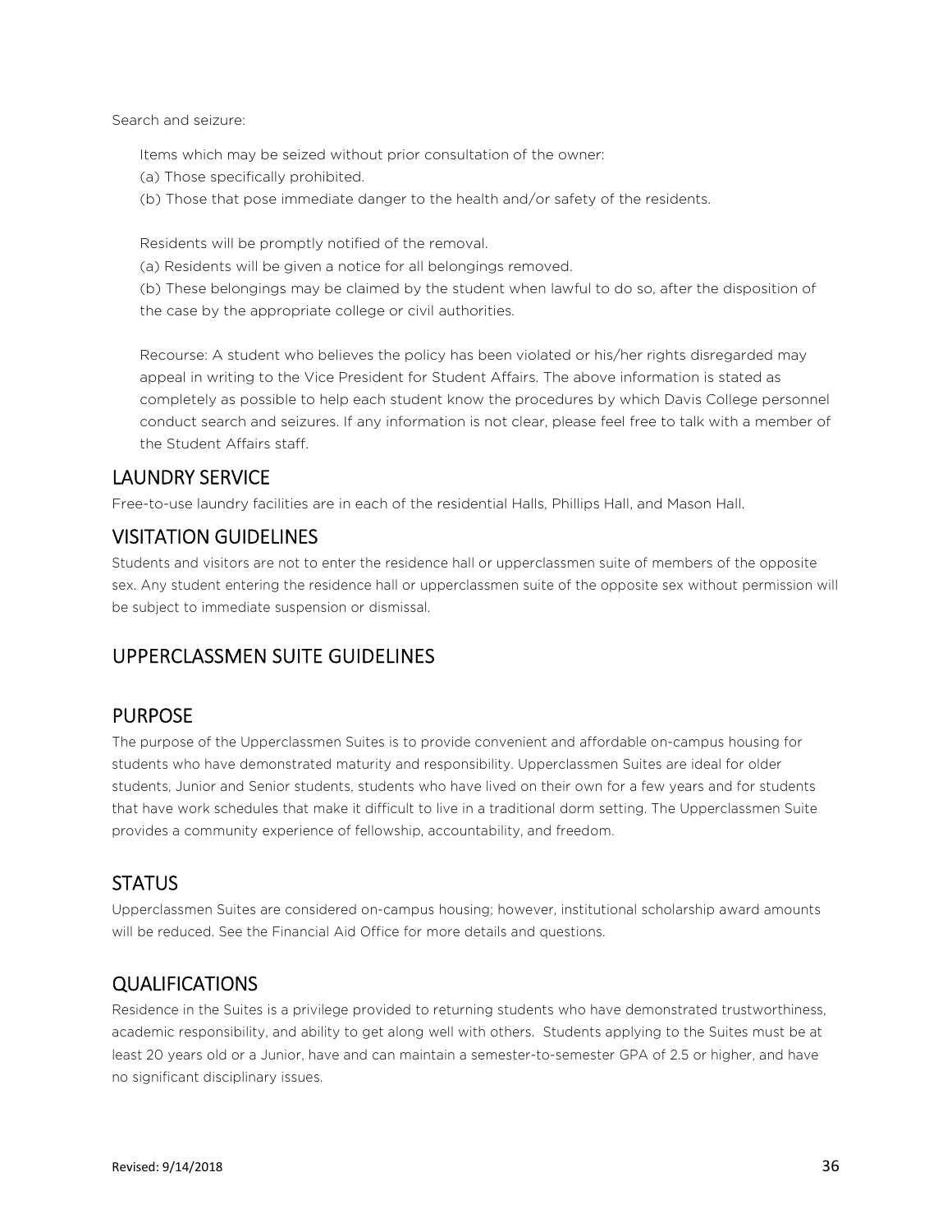Search and seizure:

Items which may be seized without prior consultation of the owner:
(a) Those specifically prohibited.
(b) Those that pose immediate danger to the health and/or safety of the residents.

Residents will be promptly notified of the removal.
(a) Residents will be given a notice for all belongings removed.
(b) These belongings may be claimed by the student when lawful to do so, after the disposition of the case by the appropriate college or civil authorities.

Recourse: A student who believes the policy has been violated or his/her rights disregarded may appeal in writing to the Vice President for Student Affairs. The above information is stated as completely as possible to help each student know the procedures by which Davis College personnel conduct search and seizures. If any information is not clear, please feel free to talk with a member of the Student Affairs staff.

## LAUNDRY SERVICE

Free-to-use laundry facilities are in each of the residential Halls, Phillips Hall, and Mason Hall.

## VISITATION GUIDELINES

Students and visitors are not to enter the residence hall or upperclassmen suite of members of the opposite sex. Any student entering the residence hall or upperclassmen suite of the opposite sex without permission will be subject to immediate suspension or dismissal.

## UPPERCLASSMEN SUITE GUIDELINES

## PURPOSE

The purpose of the Upperclassmen Suites is to provide convenient and affordable on-campus housing for students who have demonstrated maturity and responsibility. Upperclassmen Suites are ideal for older students, Junior and Senior students, students who have lived on their own for a few years and for students that have work schedules that make it difficult to live in a traditional dorm setting. The Upperclassmen Suite provides a community experience of fellowship, accountability, and freedom.

## STATUS

Upperclassmen Suites are considered on-campus housing; however, institutional scholarship award amounts will be reduced. See the Financial Aid Office for more details and questions.

## QUALIFICATIONS

Residence in the Suites is a privilege provided to returning students who have demonstrated trustworthiness, academic responsibility, and ability to get along well with others. Students applying to the Suites must be at least 20 years old or a Junior, have and can maintain a semester-to-semester GPA of 2.5 or higher, and have no significant disciplinary issues.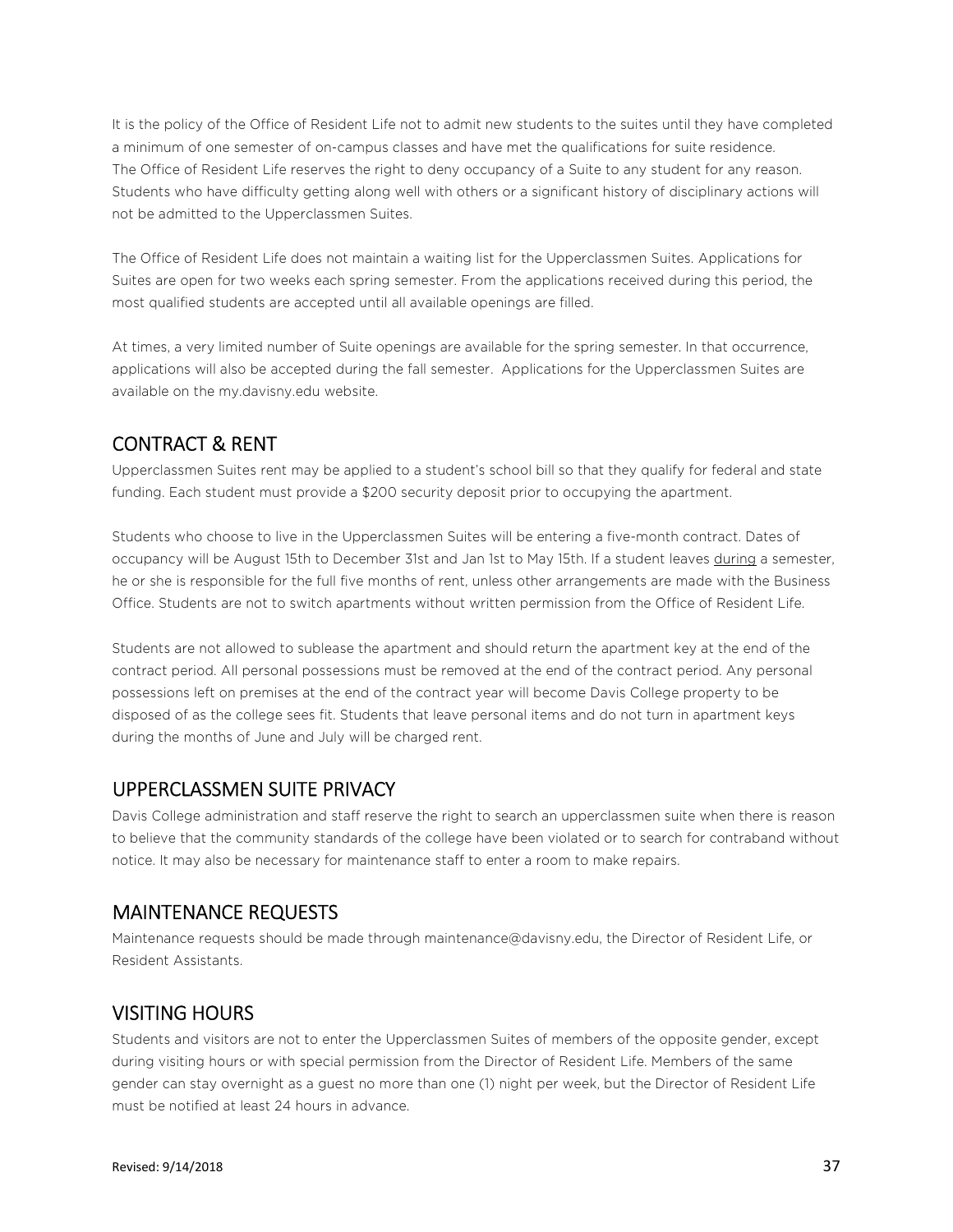It is the policy of the Office of Resident Life not to admit new students to the suites until they have completed a minimum of one semester of on-campus classes and have met the qualifications for suite residence. The Office of Resident Life reserves the right to deny occupancy of a Suite to any student for any reason. Students who have difficulty getting along well with others or a significant history of disciplinary actions will not be admitted to the Upperclassmen Suites.

The Office of Resident Life does not maintain a waiting list for the Upperclassmen Suites. Applications for Suites are open for two weeks each spring semester. From the applications received during this period, the most qualified students are accepted until all available openings are filled.

At times, a very limited number of Suite openings are available for the spring semester. In that occurrence, applications will also be accepted during the fall semester. Applications for the Upperclassmen Suites are available on the my.davisny.edu website.

## CONTRACT & RENT

Upperclassmen Suites rent may be applied to a student's school bill so that they qualify for federal and state funding. Each student must provide a $200 security deposit prior to occupying the apartment.

Students who choose to live in the Upperclassmen Suites will be entering a five-month contract. Dates of occupancy will be August 15th to December 31st and Jan 1st to May 15th. If a student leaves <u>during</u> a semester, he or she is responsible for the full five months of rent, unless other arrangements are made with the Business Office. Students are not to switch apartments without written permission from the Office of Resident Life.

Students are not allowed to sublease the apartment and should return the apartment key at the end of the contract period. All personal possessions must be removed at the end of the contract period. Any personal possessions left on premises at the end of the contract year will become Davis College property to be disposed of as the college sees fit. Students that leave personal items and do not turn in apartment keys during the months of June and July will be charged rent.

## UPPERCLASSMEN SUITE PRIVACY

Davis College administration and staff reserve the right to search an upperclassmen suite when there is reason to believe that the community standards of the college have been violated or to search for contraband without notice. It may also be necessary for maintenance staff to enter a room to make repairs.

## MAINTENANCE REQUESTS

Maintenance requests should be made through maintenance@davisny.edu, the Director of Resident Life, or Resident Assistants.

## VISITING HOURS

Students and visitors are not to enter the Upperclassmen Suites of members of the opposite gender, except during visiting hours or with special permission from the Director of Resident Life. Members of the same gender can stay overnight as a guest no more than one (1) night per week, but the Director of Resident Life must be notified at least 24 hours in advance.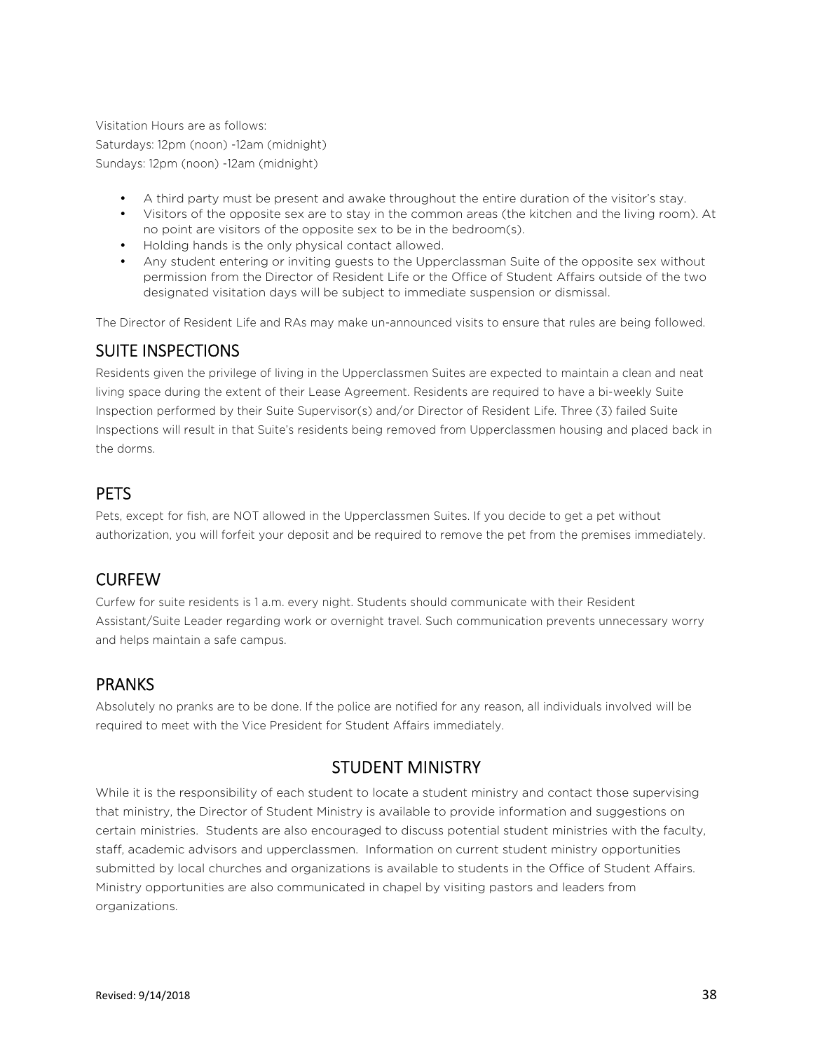Visitation Hours are as follows:

Saturdays: 12pm (noon) -12am (midnight)

Sundays: 12pm (noon) -12am (midnight)

- A third party must be present and awake throughout the entire duration of the visitor's stay.
- Visitors of the opposite sex are to stay in the common areas (the kitchen and the living room). At no point are visitors of the opposite sex to be in the bedroom(s).
- Holding hands is the only physical contact allowed.
- Any student entering or inviting guests to the Upperclassman Suite of the opposite sex without permission from the Director of Resident Life or the Office of Student Affairs outside of the two designated visitation days will be subject to immediate suspension or dismissal.

The Director of Resident Life and RAs may make un-announced visits to ensure that rules are being followed.

## SUITE INSPECTIONS

Residents given the privilege of living in the Upperclassmen Suites are expected to maintain a clean and neat living space during the extent of their Lease Agreement. Residents are required to have a bi-weekly Suite Inspection performed by their Suite Supervisor(s) and/or Director of Resident Life. Three (3) failed Suite Inspections will result in that Suite's residents being removed from Upperclassmen housing and placed back in the dorms.

## PETS

Pets, except for fish, are NOT allowed in the Upperclassmen Suites. If you decide to get a pet without authorization, you will forfeit your deposit and be required to remove the pet from the premises immediately.

## CURFEW

Curfew for suite residents is 1 a.m. every night. Students should communicate with their Resident Assistant/Suite Leader regarding work or overnight travel. Such communication prevents unnecessary worry and helps maintain a safe campus.

## PRANKS

Absolutely no pranks are to be done. If the police are notified for any reason, all individuals involved will be required to meet with the Vice President for Student Affairs immediately.

# STUDENT MINISTRY

While it is the responsibility of each student to locate a student ministry and contact those supervising that ministry, the Director of Student Ministry is available to provide information and suggestions on certain ministries. Students are also encouraged to discuss potential student ministries with the faculty, staff, academic advisors and upperclassmen. Information on current student ministry opportunities submitted by local churches and organizations is available to students in the Office of Student Affairs. Ministry opportunities are also communicated in chapel by visiting pastors and leaders from organizations.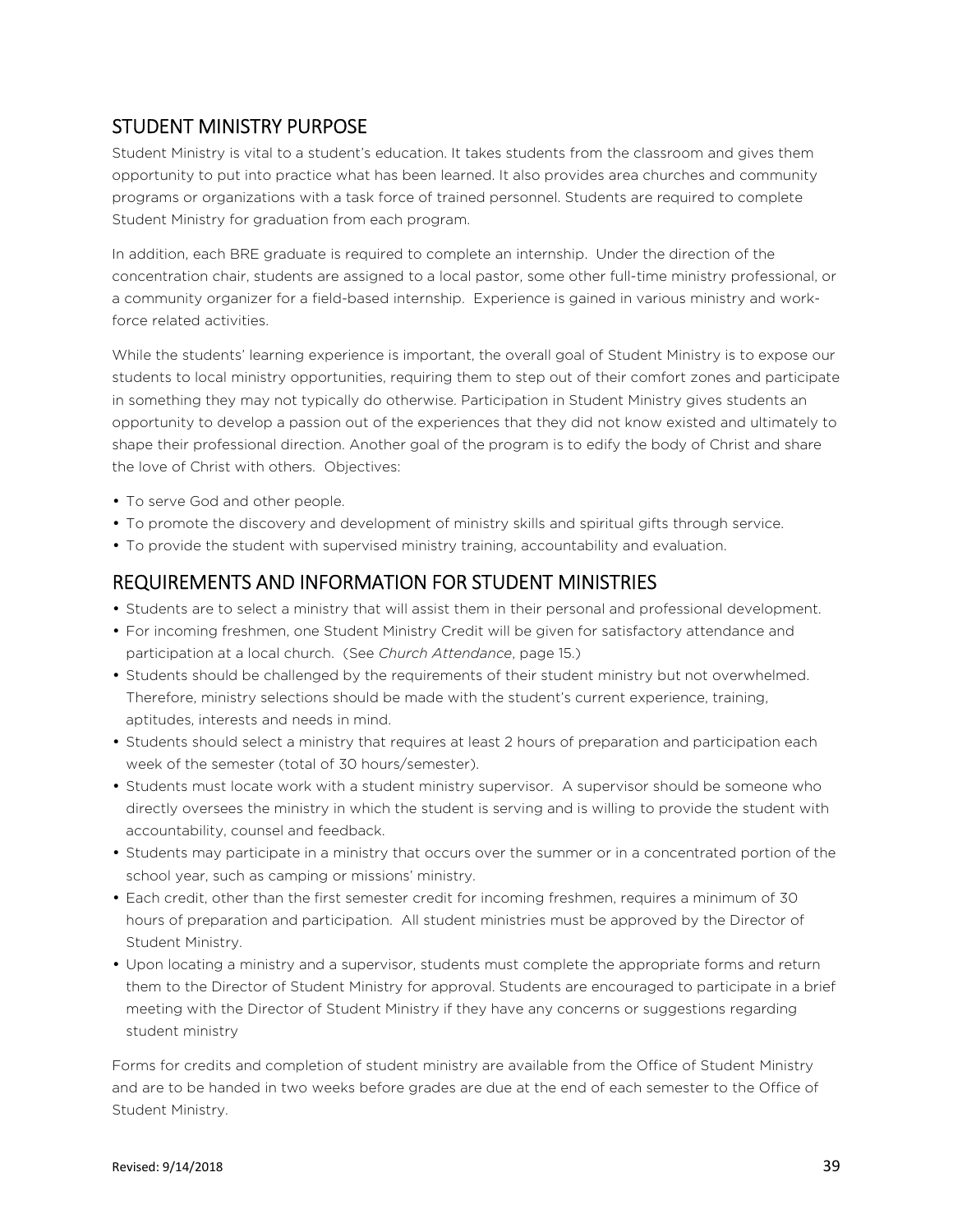## STUDENT MINISTRY PURPOSE

Student Ministry is vital to a student's education. It takes students from the classroom and gives them opportunity to put into practice what has been learned. It also provides area churches and community programs or organizations with a task force of trained personnel. Students are required to complete Student Ministry for graduation from each program.

In addition, each BRE graduate is required to complete an internship. Under the direction of the concentration chair, students are assigned to a local pastor, some other full-time ministry professional, or a community organizer for a field-based internship. Experience is gained in various ministry and work-force related activities.

While the students' learning experience is important, the overall goal of Student Ministry is to expose our students to local ministry opportunities, requiring them to step out of their comfort zones and participate in something they may not typically do otherwise. Participation in Student Ministry gives students an opportunity to develop a passion out of the experiences that they did not know existed and ultimately to shape their professional direction. Another goal of the program is to edify the body of Christ and share the love of Christ with others. Objectives:

- To serve God and other people.
- To promote the discovery and development of ministry skills and spiritual gifts through service.
- To provide the student with supervised ministry training, accountability and evaluation.

## REQUIREMENTS AND INFORMATION FOR STUDENT MINISTRIES

- Students are to select a ministry that will assist them in their personal and professional development.
- For incoming freshmen, one Student Ministry Credit will be given for satisfactory attendance and participation at a local church. (See *Church Attendance*, page 15.)
- Students should be challenged by the requirements of their student ministry but not overwhelmed. Therefore, ministry selections should be made with the student's current experience, training, aptitudes, interests and needs in mind.
- Students should select a ministry that requires at least 2 hours of preparation and participation each week of the semester (total of 30 hours/semester).
- Students must locate work with a student ministry supervisor. A supervisor should be someone who directly oversees the ministry in which the student is serving and is willing to provide the student with accountability, counsel and feedback.
- Students may participate in a ministry that occurs over the summer or in a concentrated portion of the school year, such as camping or missions' ministry.
- Each credit, other than the first semester credit for incoming freshmen, requires a minimum of 30 hours of preparation and participation. All student ministries must be approved by the Director of Student Ministry.
- Upon locating a ministry and a supervisor, students must complete the appropriate forms and return them to the Director of Student Ministry for approval. Students are encouraged to participate in a brief meeting with the Director of Student Ministry if they have any concerns or suggestions regarding student ministry

Forms for credits and completion of student ministry are available from the Office of Student Ministry and are to be handed in two weeks before grades are due at the end of each semester to the Office of Student Ministry.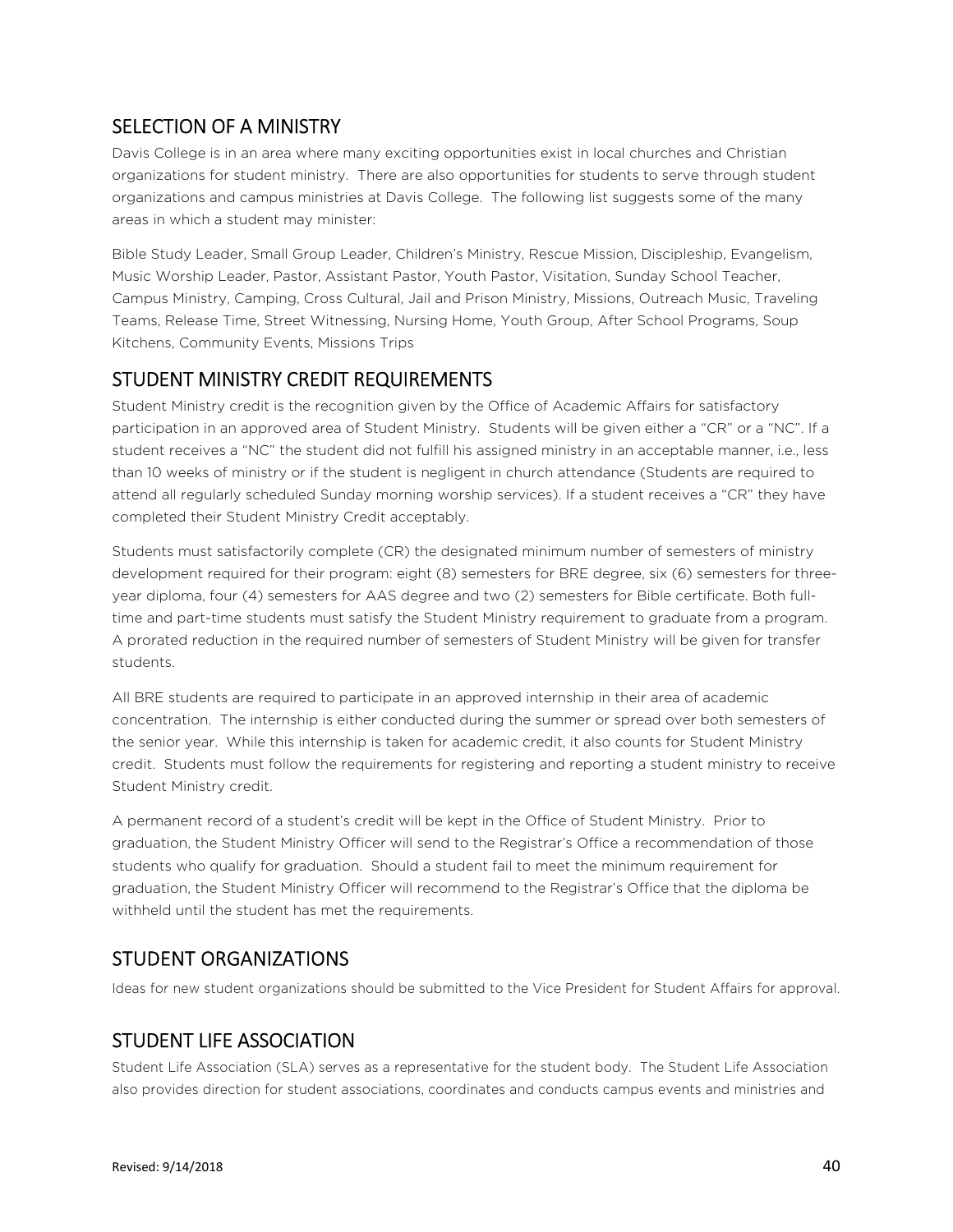## SELECTION OF A MINISTRY

Davis College is in an area where many exciting opportunities exist in local churches and Christian organizations for student ministry. There are also opportunities for students to serve through student organizations and campus ministries at Davis College. The following list suggests some of the many areas in which a student may minister:

Bible Study Leader, Small Group Leader, Children's Ministry, Rescue Mission, Discipleship, Evangelism, Music Worship Leader, Pastor, Assistant Pastor, Youth Pastor, Visitation, Sunday School Teacher, Campus Ministry, Camping, Cross Cultural, Jail and Prison Ministry, Missions, Outreach Music, Traveling Teams, Release Time, Street Witnessing, Nursing Home, Youth Group, After School Programs, Soup Kitchens, Community Events, Missions Trips

## STUDENT MINISTRY CREDIT REQUIREMENTS

Student Ministry credit is the recognition given by the Office of Academic Affairs for satisfactory participation in an approved area of Student Ministry. Students will be given either a "CR" or a "NC". If a student receives a "NC" the student did not fulfill his assigned ministry in an acceptable manner, i.e., less than 10 weeks of ministry or if the student is negligent in church attendance (Students are required to attend all regularly scheduled Sunday morning worship services). If a student receives a "CR" they have completed their Student Ministry Credit acceptably.

Students must satisfactorily complete (CR) the designated minimum number of semesters of ministry development required for their program: eight (8) semesters for BRE degree, six (6) semesters for three-year diploma, four (4) semesters for AAS degree and two (2) semesters for Bible certificate. Both full-time and part-time students must satisfy the Student Ministry requirement to graduate from a program. A prorated reduction in the required number of semesters of Student Ministry will be given for transfer students.

All BRE students are required to participate in an approved internship in their area of academic concentration. The internship is either conducted during the summer or spread over both semesters of the senior year. While this internship is taken for academic credit, it also counts for Student Ministry credit. Students must follow the requirements for registering and reporting a student ministry to receive Student Ministry credit.

A permanent record of a student's credit will be kept in the Office of Student Ministry. Prior to graduation, the Student Ministry Officer will send to the Registrar's Office a recommendation of those students who qualify for graduation. Should a student fail to meet the minimum requirement for graduation, the Student Ministry Officer will recommend to the Registrar's Office that the diploma be withheld until the student has met the requirements.

## STUDENT ORGANIZATIONS

Ideas for new student organizations should be submitted to the Vice President for Student Affairs for approval.

## STUDENT LIFE ASSOCIATION

Student Life Association (SLA) serves as a representative for the student body. The Student Life Association also provides direction for student associations, coordinates and conducts campus events and ministries and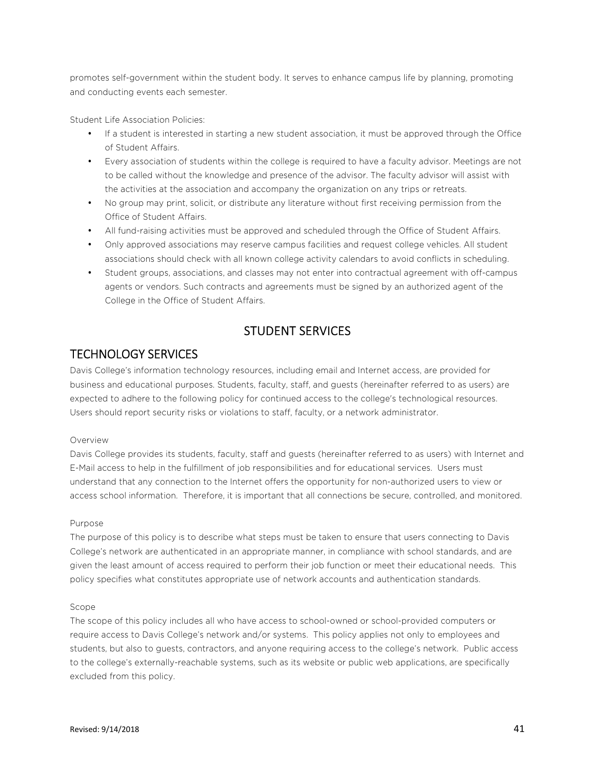promotes self-government within the student body. It serves to enhance campus life by planning, promoting and conducting events each semester.

Student Life Association Policies:

- If a student is interested in starting a new student association, it must be approved through the Office of Student Affairs.
- Every association of students within the college is required to have a faculty advisor. Meetings are not to be called without the knowledge and presence of the advisor. The faculty advisor will assist with the activities at the association and accompany the organization on any trips or retreats.
- No group may print, solicit, or distribute any literature without first receiving permission from the Office of Student Affairs.
- All fund-raising activities must be approved and scheduled through the Office of Student Affairs.
- Only approved associations may reserve campus facilities and request college vehicles. All student associations should check with all known college activity calendars to avoid conflicts in scheduling.
- Student groups, associations, and classes may not enter into contractual agreement with off-campus agents or vendors. Such contracts and agreements must be signed by an authorized agent of the College in the Office of Student Affairs.

# STUDENT SERVICES

## TECHNOLOGY SERVICES

Davis College's information technology resources, including email and Internet access, are provided for business and educational purposes. Students, faculty, staff, and guests (hereinafter referred to as users) are expected to adhere to the following policy for continued access to the college's technological resources. Users should report security risks or violations to staff, faculty, or a network administrator.

Overview

Davis College provides its students, faculty, staff and guests (hereinafter referred to as users) with Internet and E-Mail access to help in the fulfillment of job responsibilities and for educational services. Users must understand that any connection to the Internet offers the opportunity for non-authorized users to view or access school information. Therefore, it is important that all connections be secure, controlled, and monitored.

Purpose

The purpose of this policy is to describe what steps must be taken to ensure that users connecting to Davis College's network are authenticated in an appropriate manner, in compliance with school standards, and are given the least amount of access required to perform their job function or meet their educational needs. This policy specifies what constitutes appropriate use of network accounts and authentication standards.

Scope

The scope of this policy includes all who have access to school-owned or school-provided computers or require access to Davis College's network and/or systems. This policy applies not only to employees and students, but also to guests, contractors, and anyone requiring access to the college's network. Public access to the college's externally-reachable systems, such as its website or public web applications, are specifically excluded from this policy.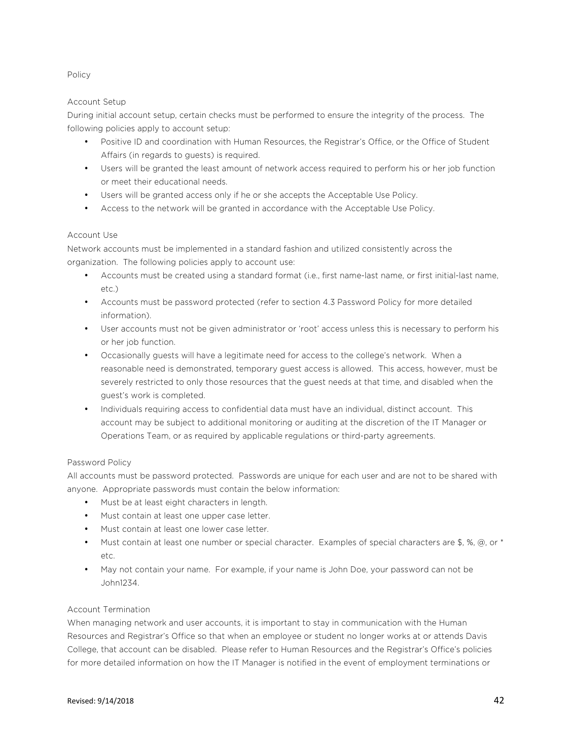Policy

Account Setup

During initial account setup, certain checks must be performed to ensure the integrity of the process. The following policies apply to account setup:

- Positive ID and coordination with Human Resources, the Registrar's Office, or the Office of Student Affairs (in regards to guests) is required.
- Users will be granted the least amount of network access required to perform his or her job function or meet their educational needs.
- Users will be granted access only if he or she accepts the Acceptable Use Policy.
- Access to the network will be granted in accordance with the Acceptable Use Policy.

Account Use

Network accounts must be implemented in a standard fashion and utilized consistently across the organization. The following policies apply to account use:

- Accounts must be created using a standard format (i.e., first name-last name, or first initial-last name, etc.)
- Accounts must be password protected (refer to section 4.3 Password Policy for more detailed information).
- User accounts must not be given administrator or 'root' access unless this is necessary to perform his or her job function.
- Occasionally guests will have a legitimate need for access to the college's network. When a reasonable need is demonstrated, temporary guest access is allowed. This access, however, must be severely restricted to only those resources that the guest needs at that time, and disabled when the guest's work is completed.
- Individuals requiring access to confidential data must have an individual, distinct account. This account may be subject to additional monitoring or auditing at the discretion of the IT Manager or Operations Team, or as required by applicable regulations or third-party agreements.

Password Policy

All accounts must be password protected. Passwords are unique for each user and are not to be shared with anyone. Appropriate passwords must contain the below information:

- Must be at least eight characters in length.
- Must contain at least one upper case letter.
- Must contain at least one lower case letter.
- Must contain at least one number or special character. Examples of special characters are $, %, @, or * etc.
- May not contain your name. For example, if your name is John Doe, your password can not be John1234.

Account Termination

When managing network and user accounts, it is important to stay in communication with the Human Resources and Registrar's Office so that when an employee or student no longer works at or attends Davis College, that account can be disabled. Please refer to Human Resources and the Registrar's Office's policies for more detailed information on how the IT Manager is notified in the event of employment terminations or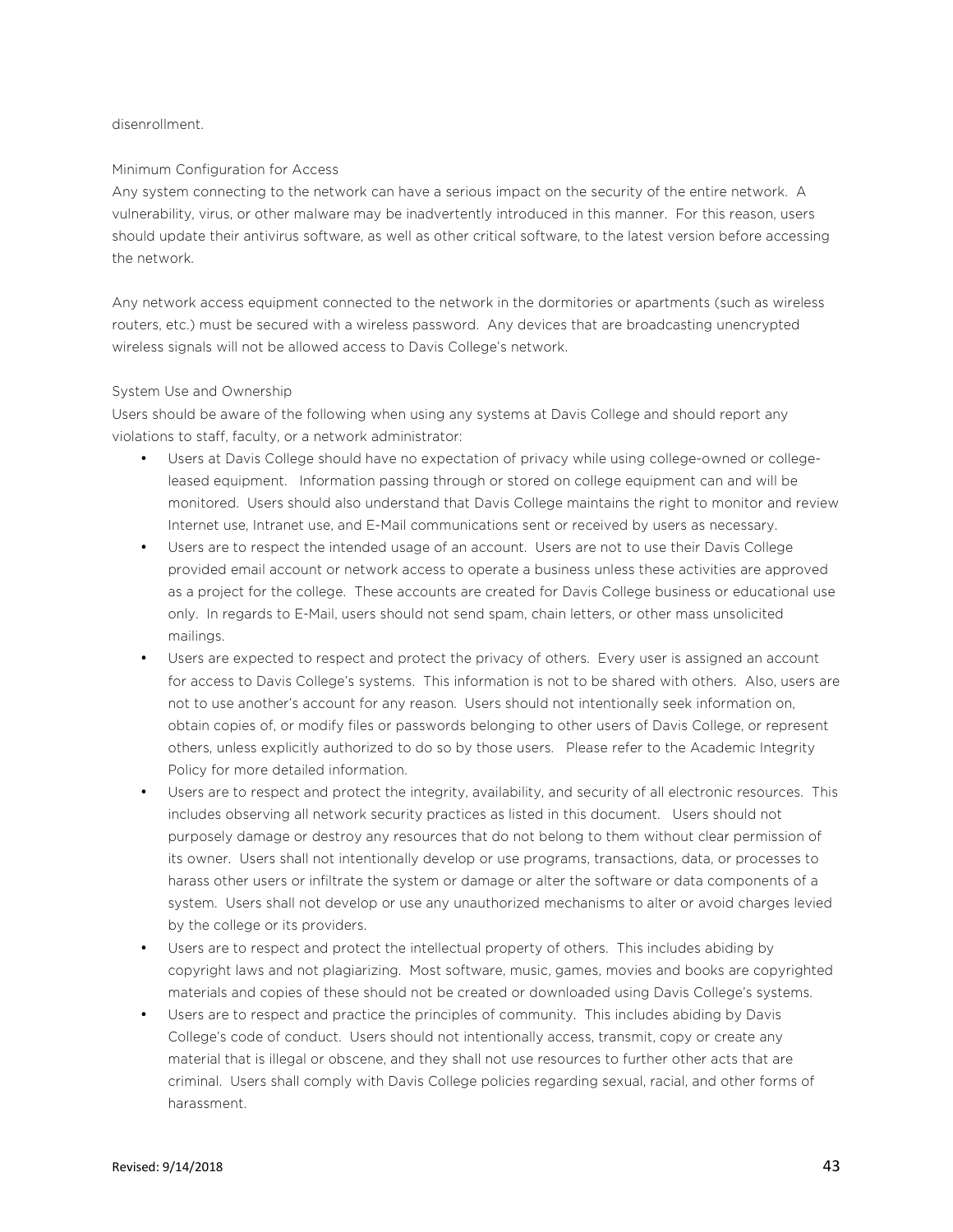disenrollment.

### Minimum Configuration for Access

Any system connecting to the network can have a serious impact on the security of the entire network. A vulnerability, virus, or other malware may be inadvertently introduced in this manner. For this reason, users should update their antivirus software, as well as other critical software, to the latest version before accessing the network.

Any network access equipment connected to the network in the dormitories or apartments (such as wireless routers, etc.) must be secured with a wireless password. Any devices that are broadcasting unencrypted wireless signals will not be allowed access to Davis College's network.

### System Use and Ownership

Users should be aware of the following when using any systems at Davis College and should report any violations to staff, faculty, or a network administrator:

- Users at Davis College should have no expectation of privacy while using college-owned or college-leased equipment. Information passing through or stored on college equipment can and will be monitored. Users should also understand that Davis College maintains the right to monitor and review Internet use, Intranet use, and E-Mail communications sent or received by users as necessary.
- Users are to respect the intended usage of an account. Users are not to use their Davis College provided email account or network access to operate a business unless these activities are approved as a project for the college. These accounts are created for Davis College business or educational use only. In regards to E-Mail, users should not send spam, chain letters, or other mass unsolicited mailings.
- Users are expected to respect and protect the privacy of others. Every user is assigned an account for access to Davis College's systems. This information is not to be shared with others. Also, users are not to use another's account for any reason. Users should not intentionally seek information on, obtain copies of, or modify files or passwords belonging to other users of Davis College, or represent others, unless explicitly authorized to do so by those users. Please refer to the Academic Integrity Policy for more detailed information.
- Users are to respect and protect the integrity, availability, and security of all electronic resources. This includes observing all network security practices as listed in this document. Users should not purposely damage or destroy any resources that do not belong to them without clear permission of its owner. Users shall not intentionally develop or use programs, transactions, data, or processes to harass other users or infiltrate the system or damage or alter the software or data components of a system. Users shall not develop or use any unauthorized mechanisms to alter or avoid charges levied by the college or its providers.
- Users are to respect and protect the intellectual property of others. This includes abiding by copyright laws and not plagiarizing. Most software, music, games, movies and books are copyrighted materials and copies of these should not be created or downloaded using Davis College's systems.
- Users are to respect and practice the principles of community. This includes abiding by Davis College's code of conduct. Users should not intentionally access, transmit, copy or create any material that is illegal or obscene, and they shall not use resources to further other acts that are criminal. Users shall comply with Davis College policies regarding sexual, racial, and other forms of harassment.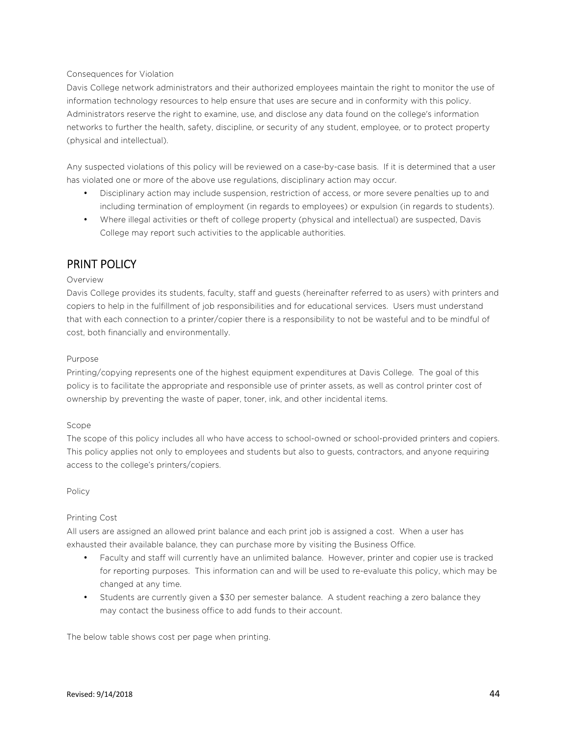Consequences for Violation

Davis College network administrators and their authorized employees maintain the right to monitor the use of information technology resources to help ensure that uses are secure and in conformity with this policy. Administrators reserve the right to examine, use, and disclose any data found on the college's information networks to further the health, safety, discipline, or security of any student, employee, or to protect property (physical and intellectual).

Any suspected violations of this policy will be reviewed on a case-by-case basis. If it is determined that a user has violated one or more of the above use regulations, disciplinary action may occur.

- Disciplinary action may include suspension, restriction of access, or more severe penalties up to and including termination of employment (in regards to employees) or expulsion (in regards to students).
- Where illegal activities or theft of college property (physical and intellectual) are suspected, Davis College may report such activities to the applicable authorities.

## PRINT POLICY

Overview

Davis College provides its students, faculty, staff and guests (hereinafter referred to as users) with printers and copiers to help in the fulfillment of job responsibilities and for educational services. Users must understand that with each connection to a printer/copier there is a responsibility to not be wasteful and to be mindful of cost, both financially and environmentally.

Purpose

Printing/copying represents one of the highest equipment expenditures at Davis College. The goal of this policy is to facilitate the appropriate and responsible use of printer assets, as well as control printer cost of ownership by preventing the waste of paper, toner, ink, and other incidental items.

Scope

The scope of this policy includes all who have access to school-owned or school-provided printers and copiers. This policy applies not only to employees and students but also to guests, contractors, and anyone requiring access to the college's printers/copiers.

Policy

Printing Cost

All users are assigned an allowed print balance and each print job is assigned a cost. When a user has exhausted their available balance, they can purchase more by visiting the Business Office.

- Faculty and staff will currently have an unlimited balance. However, printer and copier use is tracked for reporting purposes. This information can and will be used to re-evaluate this policy, which may be changed at any time.
- Students are currently given a $30 per semester balance. A student reaching a zero balance they may contact the business office to add funds to their account.

The below table shows cost per page when printing.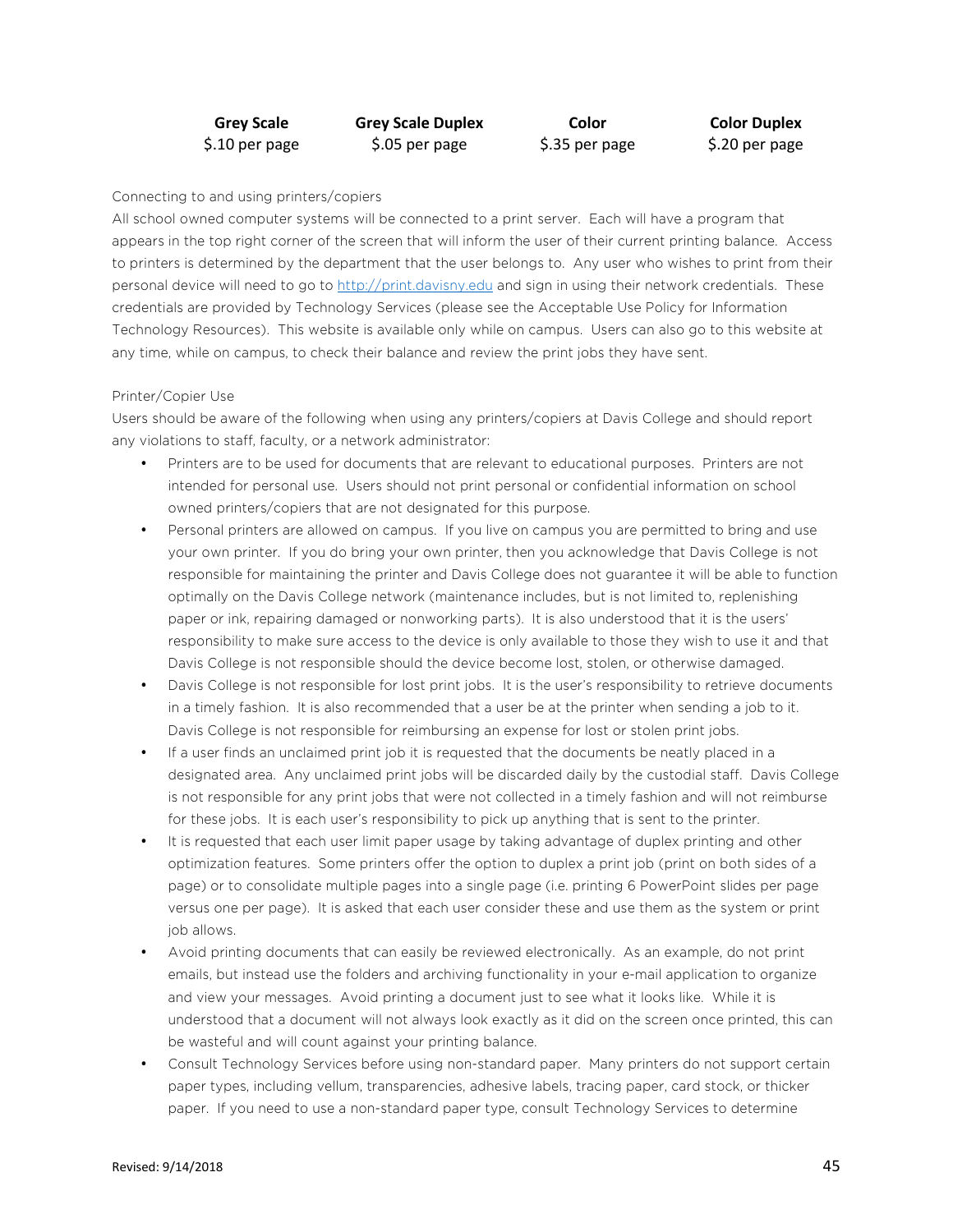| Grey Scale | Grey Scale Duplex | Color | Color Duplex |
|---|---|---|---|
| $.10 per page | $.05 per page | $.35 per page | $.20 per page |

Connecting to and using printers/copiers

All school owned computer systems will be connected to a print server. Each will have a program that appears in the top right corner of the screen that will inform the user of their current printing balance. Access to printers is determined by the department that the user belongs to. Any user who wishes to print from their personal device will need to go to http://print.davisny.edu and sign in using their network credentials. These credentials are provided by Technology Services (please see the Acceptable Use Policy for Information Technology Resources). This website is available only while on campus. Users can also go to this website at any time, while on campus, to check their balance and review the print jobs they have sent.

Printer/Copier Use

Users should be aware of the following when using any printers/copiers at Davis College and should report any violations to staff, faculty, or a network administrator:

- Printers are to be used for documents that are relevant to educational purposes. Printers are not intended for personal use. Users should not print personal or confidential information on school owned printers/copiers that are not designated for this purpose.
- Personal printers are allowed on campus. If you live on campus you are permitted to bring and use your own printer. If you do bring your own printer, then you acknowledge that Davis College is not responsible for maintaining the printer and Davis College does not guarantee it will be able to function optimally on the Davis College network (maintenance includes, but is not limited to, replenishing paper or ink, repairing damaged or nonworking parts). It is also understood that it is the users' responsibility to make sure access to the device is only available to those they wish to use it and that Davis College is not responsible should the device become lost, stolen, or otherwise damaged.
- Davis College is not responsible for lost print jobs. It is the user's responsibility to retrieve documents in a timely fashion. It is also recommended that a user be at the printer when sending a job to it. Davis College is not responsible for reimbursing an expense for lost or stolen print jobs.
- If a user finds an unclaimed print job it is requested that the documents be neatly placed in a designated area. Any unclaimed print jobs will be discarded daily by the custodial staff. Davis College is not responsible for any print jobs that were not collected in a timely fashion and will not reimburse for these jobs. It is each user's responsibility to pick up anything that is sent to the printer.
- It is requested that each user limit paper usage by taking advantage of duplex printing and other optimization features. Some printers offer the option to duplex a print job (print on both sides of a page) or to consolidate multiple pages into a single page (i.e. printing 6 PowerPoint slides per page versus one per page). It is asked that each user consider these and use them as the system or print job allows.
- Avoid printing documents that can easily be reviewed electronically. As an example, do not print emails, but instead use the folders and archiving functionality in your e-mail application to organize and view your messages. Avoid printing a document just to see what it looks like. While it is understood that a document will not always look exactly as it did on the screen once printed, this can be wasteful and will count against your printing balance.
- Consult Technology Services before using non-standard paper. Many printers do not support certain paper types, including vellum, transparencies, adhesive labels, tracing paper, card stock, or thicker paper. If you need to use a non-standard paper type, consult Technology Services to determine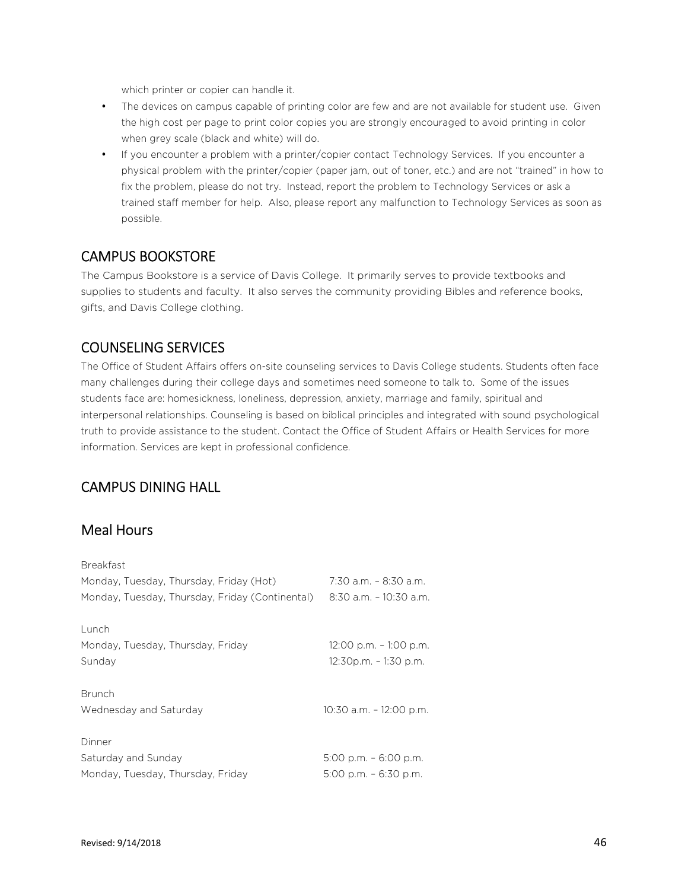which printer or copier can handle it.

- The devices on campus capable of printing color are few and are not available for student use. Given the high cost per page to print color copies you are strongly encouraged to avoid printing in color when grey scale (black and white) will do.
- If you encounter a problem with a printer/copier contact Technology Services. If you encounter a physical problem with the printer/copier (paper jam, out of toner, etc.) and are not "trained" in how to fix the problem, please do not try. Instead, report the problem to Technology Services or ask a trained staff member for help. Also, please report any malfunction to Technology Services as soon as possible.

## CAMPUS BOOKSTORE

The Campus Bookstore is a service of Davis College. It primarily serves to provide textbooks and supplies to students and faculty. It also serves the community providing Bibles and reference books, gifts, and Davis College clothing.

## COUNSELING SERVICES

The Office of Student Affairs offers on-site counseling services to Davis College students. Students often face many challenges during their college days and sometimes need someone to talk to. Some of the issues students face are: homesickness, loneliness, depression, anxiety, marriage and family, spiritual and interpersonal relationships. Counseling is based on biblical principles and integrated with sound psychological truth to provide assistance to the student. Contact the Office of Student Affairs or Health Services for more information. Services are kept in professional confidence.

## CAMPUS DINING HALL

## Meal Hours

| | |
|---|---|
| Breakfast | |
| Monday, Tuesday, Thursday, Friday (Hot) | 7:30 a.m. – 8:30 a.m. |
| Monday, Tuesday, Thursday, Friday (Continental) | 8:30 a.m. – 10:30 a.m. |
| Lunch | |
| Monday, Tuesday, Thursday, Friday | 12:00 p.m. – 1:00 p.m. |
| Sunday | 12:30p.m. – 1:30 p.m. |
| Brunch | |
| Wednesday and Saturday | 10:30 a.m. – 12:00 p.m. |
| Dinner | |
| Saturday and Sunday | 5:00 p.m. – 6:00 p.m. |
| Monday, Tuesday, Thursday, Friday | 5:00 p.m. – 6:30 p.m. |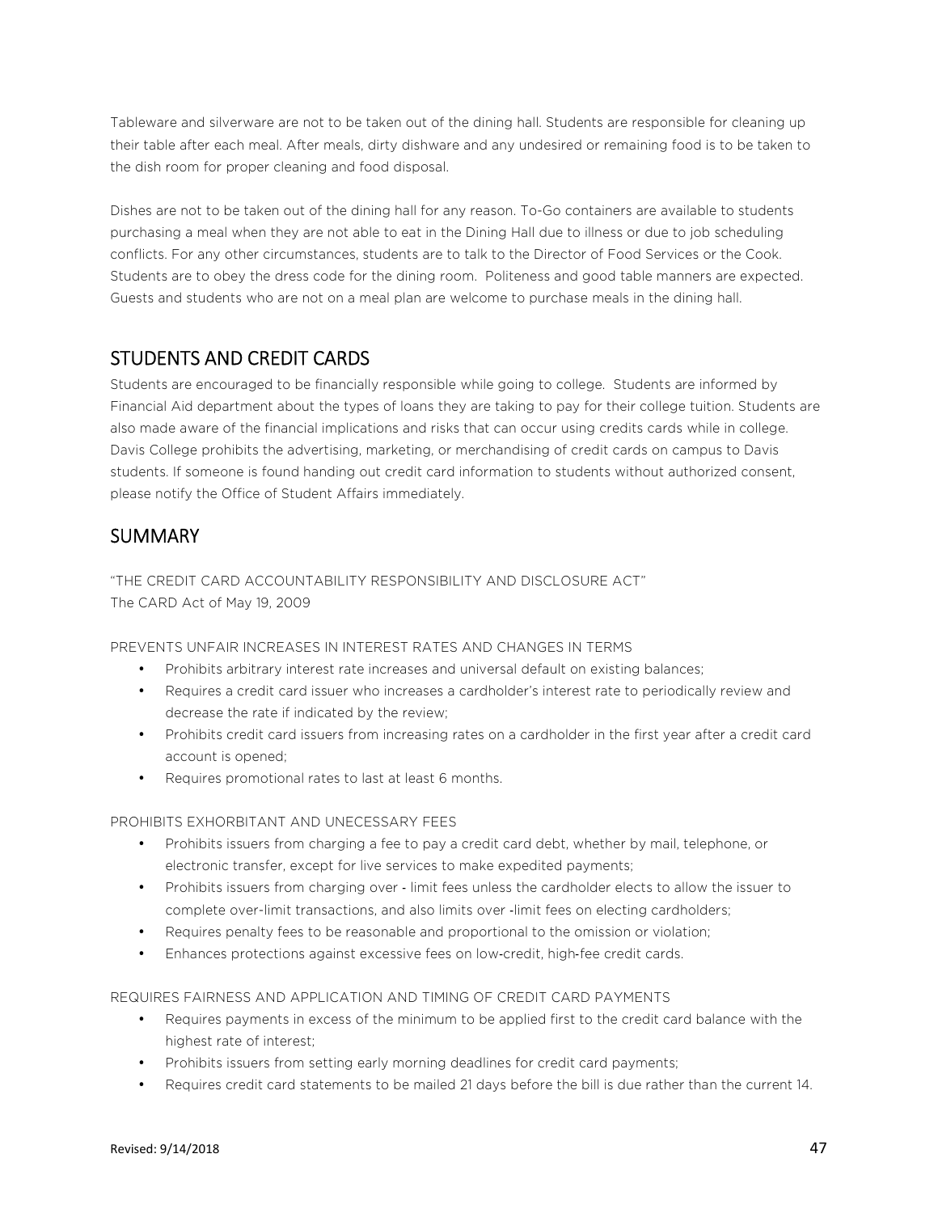Tableware and silverware are not to be taken out of the dining hall. Students are responsible for cleaning up their table after each meal. After meals, dirty dishware and any undesired or remaining food is to be taken to the dish room for proper cleaning and food disposal.

Dishes are not to be taken out of the dining hall for any reason. To-Go containers are available to students purchasing a meal when they are not able to eat in the Dining Hall due to illness or due to job scheduling conflicts. For any other circumstances, students are to talk to the Director of Food Services or the Cook. Students are to obey the dress code for the dining room. Politeness and good table manners are expected. Guests and students who are not on a meal plan are welcome to purchase meals in the dining hall.

## STUDENTS AND CREDIT CARDS

Students are encouraged to be financially responsible while going to college. Students are informed by Financial Aid department about the types of loans they are taking to pay for their college tuition. Students are also made aware of the financial implications and risks that can occur using credits cards while in college. Davis College prohibits the advertising, marketing, or merchandising of credit cards on campus to Davis students. If someone is found handing out credit card information to students without authorized consent, please notify the Office of Student Affairs immediately.

## SUMMARY

"THE CREDIT CARD ACCOUNTABILITY RESPONSIBILITY AND DISCLOSURE ACT"
The CARD Act of May 19, 2009

PREVENTS UNFAIR INCREASES IN INTEREST RATES AND CHANGES IN TERMS

- Prohibits arbitrary interest rate increases and universal default on existing balances;
- Requires a credit card issuer who increases a cardholder's interest rate to periodically review and decrease the rate if indicated by the review;
- Prohibits credit card issuers from increasing rates on a cardholder in the first year after a credit card account is opened;
- Requires promotional rates to last at least 6 months.

PROHIBITS EXHORBITANT AND UNECESSARY FEES

- Prohibits issuers from charging a fee to pay a credit card debt, whether by mail, telephone, or electronic transfer, except for live services to make expedited payments;
- Prohibits issuers from charging over - limit fees unless the cardholder elects to allow the issuer to complete over-limit transactions, and also limits over -limit fees on electing cardholders;
- Requires penalty fees to be reasonable and proportional to the omission or violation;
- Enhances protections against excessive fees on low-credit, high-fee credit cards.

REQUIRES FAIRNESS AND APPLICATION AND TIMING OF CREDIT CARD PAYMENTS

- Requires payments in excess of the minimum to be applied first to the credit card balance with the highest rate of interest;
- Prohibits issuers from setting early morning deadlines for credit card payments;
- Requires credit card statements to be mailed 21 days before the bill is due rather than the current 14.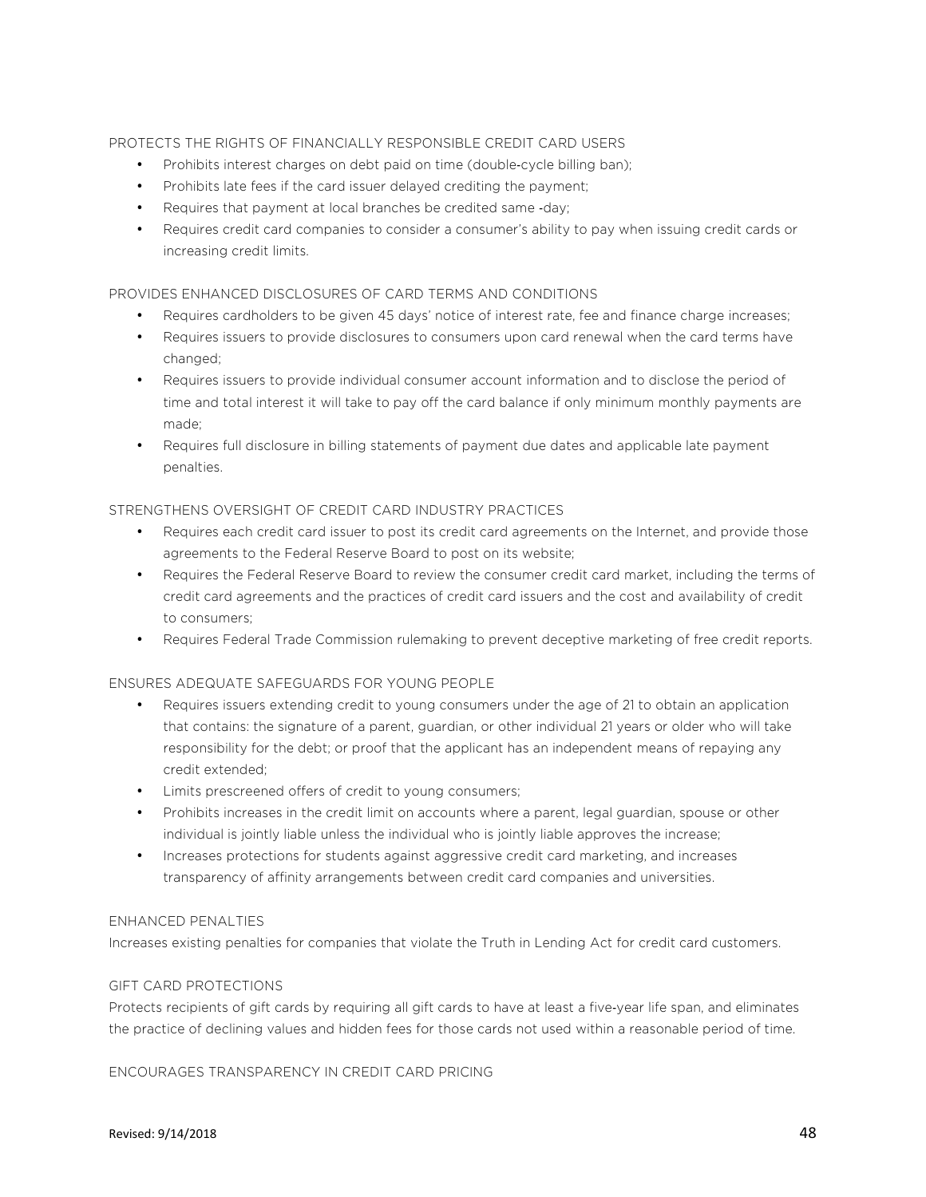### PROTECTS THE RIGHTS OF FINANCIALLY RESPONSIBLE CREDIT CARD USERS

- Prohibits interest charges on debt paid on time (double-cycle billing ban);
- Prohibits late fees if the card issuer delayed crediting the payment;
- Requires that payment at local branches be credited same -day;
- Requires credit card companies to consider a consumer's ability to pay when issuing credit cards or increasing credit limits.

### PROVIDES ENHANCED DISCLOSURES OF CARD TERMS AND CONDITIONS

- Requires cardholders to be given 45 days' notice of interest rate, fee and finance charge increases;
- Requires issuers to provide disclosures to consumers upon card renewal when the card terms have changed;
- Requires issuers to provide individual consumer account information and to disclose the period of time and total interest it will take to pay off the card balance if only minimum monthly payments are made;
- Requires full disclosure in billing statements of payment due dates and applicable late payment penalties.

### STRENGTHENS OVERSIGHT OF CREDIT CARD INDUSTRY PRACTICES

- Requires each credit card issuer to post its credit card agreements on the Internet, and provide those agreements to the Federal Reserve Board to post on its website;
- Requires the Federal Reserve Board to review the consumer credit card market, including the terms of credit card agreements and the practices of credit card issuers and the cost and availability of credit to consumers;
- Requires Federal Trade Commission rulemaking to prevent deceptive marketing of free credit reports.

### ENSURES ADEQUATE SAFEGUARDS FOR YOUNG PEOPLE

- Requires issuers extending credit to young consumers under the age of 21 to obtain an application that contains: the signature of a parent, guardian, or other individual 21 years or older who will take responsibility for the debt; or proof that the applicant has an independent means of repaying any credit extended;
- Limits prescreened offers of credit to young consumers;
- Prohibits increases in the credit limit on accounts where a parent, legal guardian, spouse or other individual is jointly liable unless the individual who is jointly liable approves the increase;
- Increases protections for students against aggressive credit card marketing, and increases transparency of affinity arrangements between credit card companies and universities.

### ENHANCED PENALTIES

Increases existing penalties for companies that violate the Truth in Lending Act for credit card customers.

### GIFT CARD PROTECTIONS

Protects recipients of gift cards by requiring all gift cards to have at least a five-year life span, and eliminates the practice of declining values and hidden fees for those cards not used within a reasonable period of time.

### ENCOURAGES TRANSPARENCY IN CREDIT CARD PRICING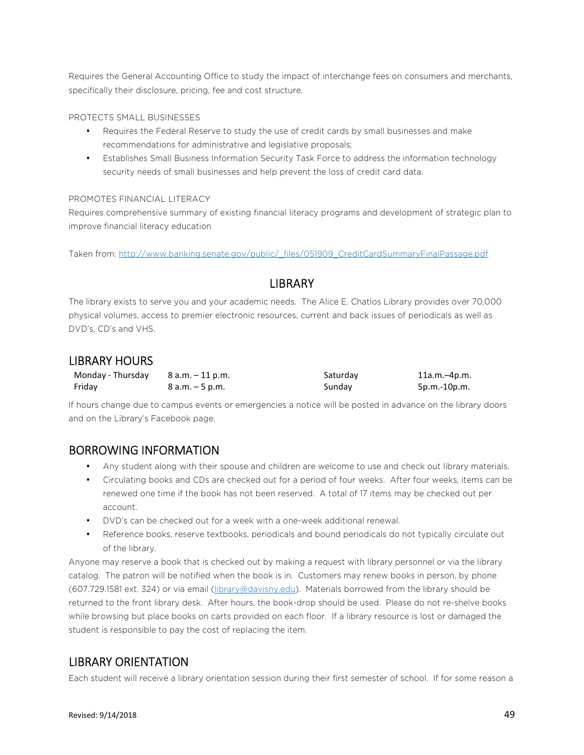Requires the General Accounting Office to study the impact of interchange fees on consumers and merchants, specifically their disclosure, pricing, fee and cost structure.

PROTECTS SMALL BUSINESSES

- Requires the Federal Reserve to study the use of credit cards by small businesses and make recommendations for administrative and legislative proposals;
- Establishes Small Business Information Security Task Force to address the information technology security needs of small businesses and help prevent the loss of credit card data.

PROMOTES FINANCIAL LITERACY

Requires comprehensive summary of existing financial literacy programs and development of strategic plan to improve financial literacy education

Taken from: http://www.banking.senate.gov/public/_files/051909_CreditCardSummaryFinalPassage.pdf

# LIBRARY

The library exists to serve you and your academic needs. The Alice E. Chatlos Library provides over 70,000 physical volumes, access to premier electronic resources, current and back issues of periodicals as well as DVD's, CD's and VHS.

## LIBRARY HOURS

| | | | |
|---|---|---|---|
| Monday - Thursday | 8 a.m. – 11 p.m. | Saturday | 11a.m.–4p.m. |
| Friday | 8 a.m. – 5 p.m. | Sunday | 5p.m.-10p.m. |

If hours change due to campus events or emergencies a notice will be posted in advance on the library doors and on the Library's Facebook page.

## BORROWING INFORMATION

- Any student along with their spouse and children are welcome to use and check out library materials.
- Circulating books and CDs are checked out for a period of four weeks. After four weeks, items can be renewed one time if the book has not been reserved. A total of 17 items may be checked out per account.
- DVD's can be checked out for a week with a one-week additional renewal.
- Reference books, reserve textbooks, periodicals and bound periodicals do not typically circulate out of the library.

Anyone may reserve a book that is checked out by making a request with library personnel or via the library catalog. The patron will be notified when the book is in. Customers may renew books in person, by phone (607.729.1581 ext. 324) or via email (library@davisny.edu). Materials borrowed from the library should be returned to the front library desk. After hours, the book-drop should be used. Please do not re-shelve books while browsing but place books on carts provided on each floor. If a library resource is lost or damaged the student is responsible to pay the cost of replacing the item.

## LIBRARY ORIENTATION

Each student will receive a library orientation session during their first semester of school. If for some reason a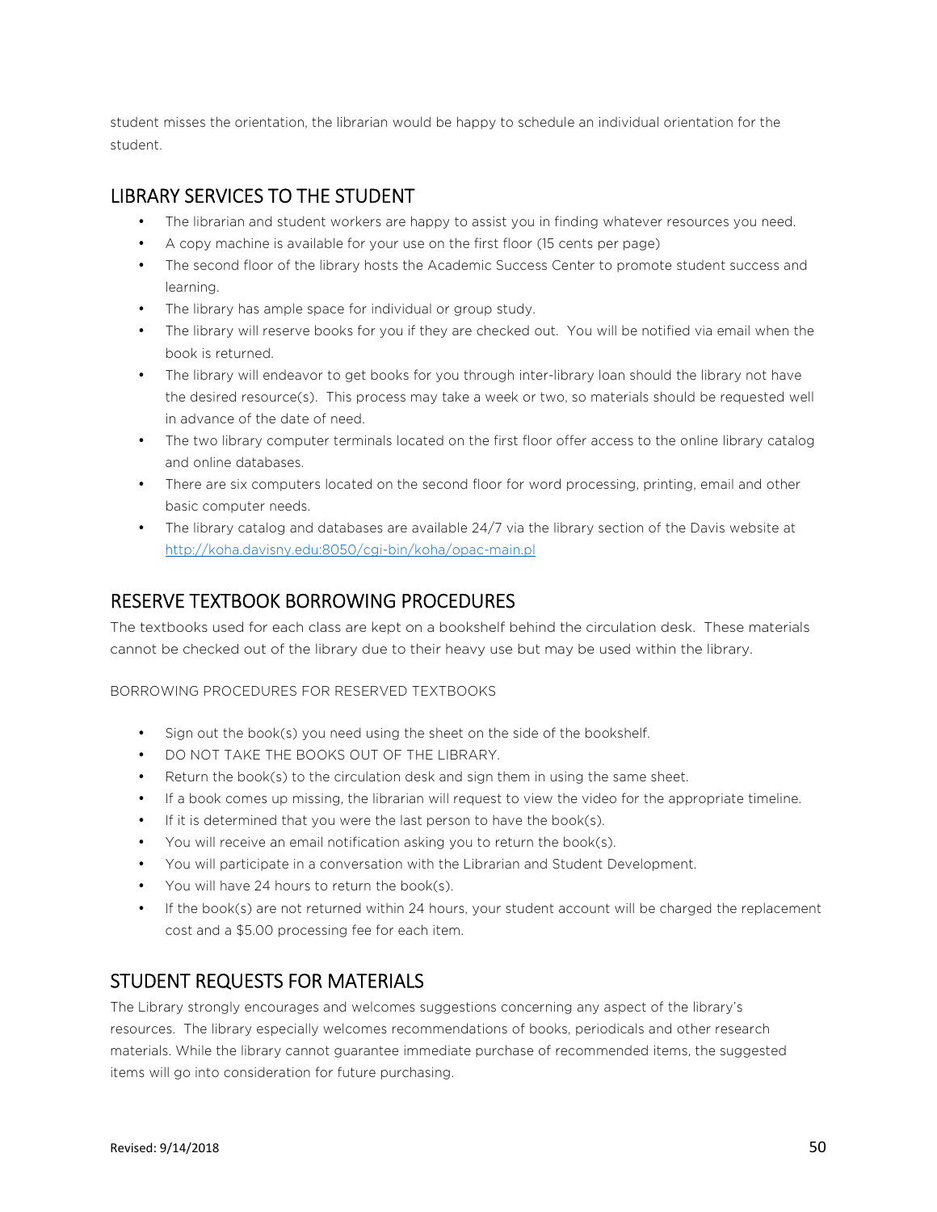student misses the orientation, the librarian would be happy to schedule an individual orientation for the student.

## LIBRARY SERVICES TO THE STUDENT

- The librarian and student workers are happy to assist you in finding whatever resources you need.
- A copy machine is available for your use on the first floor (15 cents per page)
- The second floor of the library hosts the Academic Success Center to promote student success and learning.
- The library has ample space for individual or group study.
- The library will reserve books for you if they are checked out. You will be notified via email when the book is returned.
- The library will endeavor to get books for you through inter-library loan should the library not have the desired resource(s). This process may take a week or two, so materials should be requested well in advance of the date of need.
- The two library computer terminals located on the first floor offer access to the online library catalog and online databases.
- There are six computers located on the second floor for word processing, printing, email and other basic computer needs.
- The library catalog and databases are available 24/7 via the library section of the Davis website at [http://koha.davisny.edu:8050/cgi-bin/koha/opac-main.pl](http://koha.davisny.edu:8050/cgi-bin/koha/opac-main.pl)

## RESERVE TEXTBOOK BORROWING PROCEDURES

The textbooks used for each class are kept on a bookshelf behind the circulation desk. These materials cannot be checked out of the library due to their heavy use but may be used within the library.

BORROWING PROCEDURES FOR RESERVED TEXTBOOKS

- Sign out the book(s) you need using the sheet on the side of the bookshelf.
- DO NOT TAKE THE BOOKS OUT OF THE LIBRARY.
- Return the book(s) to the circulation desk and sign them in using the same sheet.
- If a book comes up missing, the librarian will request to view the video for the appropriate timeline.
- If it is determined that you were the last person to have the book(s).
- You will receive an email notification asking you to return the book(s).
- You will participate in a conversation with the Librarian and Student Development.
- You will have 24 hours to return the book(s).
- If the book(s) are not returned within 24 hours, your student account will be charged the replacement cost and a $5.00 processing fee for each item.

## STUDENT REQUESTS FOR MATERIALS

The Library strongly encourages and welcomes suggestions concerning any aspect of the library's resources. The library especially welcomes recommendations of books, periodicals and other research materials. While the library cannot guarantee immediate purchase of recommended items, the suggested items will go into consideration for future purchasing.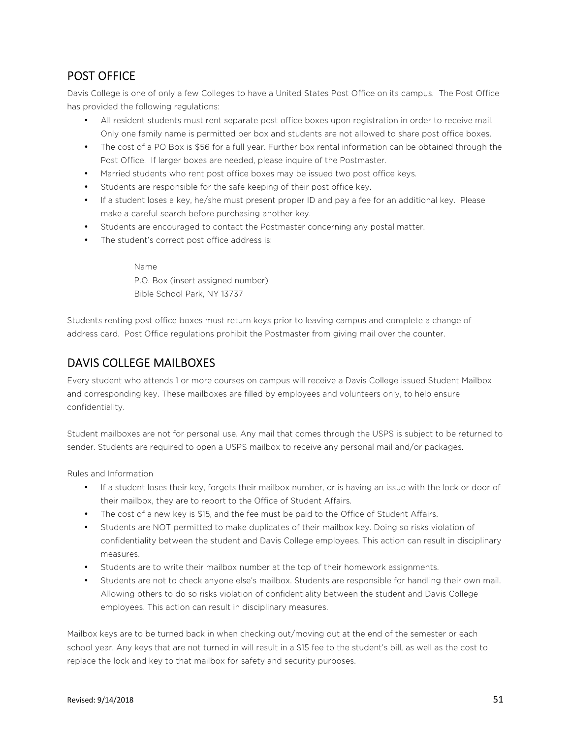## POST OFFICE

Davis College is one of only a few Colleges to have a United States Post Office on its campus. The Post Office has provided the following regulations:

- All resident students must rent separate post office boxes upon registration in order to receive mail. Only one family name is permitted per box and students are not allowed to share post office boxes.
- The cost of a PO Box is $56 for a full year. Further box rental information can be obtained through the Post Office. If larger boxes are needed, please inquire of the Postmaster.
- Married students who rent post office boxes may be issued two post office keys.
- Students are responsible for the safe keeping of their post office key.
- If a student loses a key, he/she must present proper ID and pay a fee for an additional key. Please make a careful search before purchasing another key.
- Students are encouraged to contact the Postmaster concerning any postal matter.
- The student's correct post office address is:

  Name
  P.O. Box (insert assigned number)
  Bible School Park, NY 13737

Students renting post office boxes must return keys prior to leaving campus and complete a change of address card. Post Office regulations prohibit the Postmaster from giving mail over the counter.

## DAVIS COLLEGE MAILBOXES

Every student who attends 1 or more courses on campus will receive a Davis College issued Student Mailbox and corresponding key. These mailboxes are filled by employees and volunteers only, to help ensure confidentiality.

Student mailboxes are not for personal use. Any mail that comes through the USPS is subject to be returned to sender. Students are required to open a USPS mailbox to receive any personal mail and/or packages.

Rules and Information

- If a student loses their key, forgets their mailbox number, or is having an issue with the lock or door of their mailbox, they are to report to the Office of Student Affairs.
- The cost of a new key is $15, and the fee must be paid to the Office of Student Affairs.
- Students are NOT permitted to make duplicates of their mailbox key. Doing so risks violation of confidentiality between the student and Davis College employees. This action can result in disciplinary measures.
- Students are to write their mailbox number at the top of their homework assignments.
- Students are not to check anyone else's mailbox. Students are responsible for handling their own mail. Allowing others to do so risks violation of confidentiality between the student and Davis College employees. This action can result in disciplinary measures.

Mailbox keys are to be turned back in when checking out/moving out at the end of the semester or each school year. Any keys that are not turned in will result in a $15 fee to the student's bill, as well as the cost to replace the lock and key to that mailbox for safety and security purposes.

Revised: 9/14/2018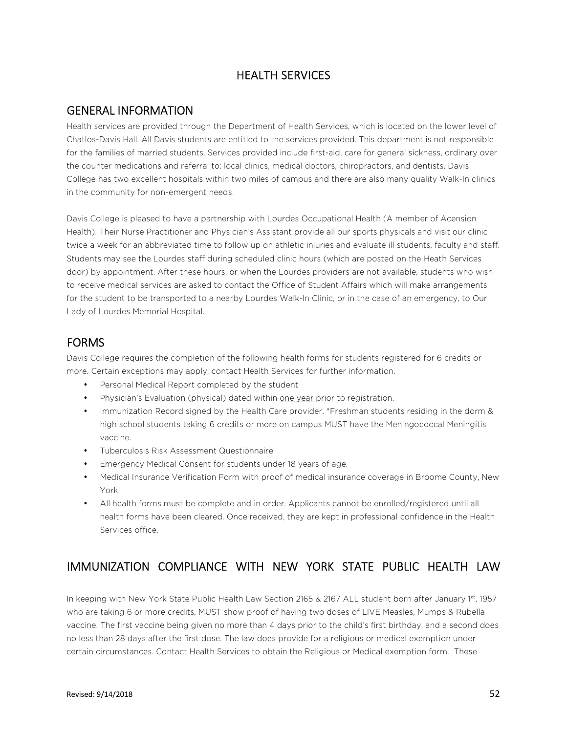# HEALTH SERVICES

## GENERAL INFORMATION

Health services are provided through the Department of Health Services, which is located on the lower level of Chatlos-Davis Hall. All Davis students are entitled to the services provided. This department is not responsible for the families of married students. Services provided include first-aid, care for general sickness, ordinary over the counter medications and referral to: local clinics, medical doctors, chiropractors, and dentists. Davis College has two excellent hospitals within two miles of campus and there are also many quality Walk-In clinics in the community for non-emergent needs.

Davis College is pleased to have a partnership with Lourdes Occupational Health (A member of Acension Health). Their Nurse Practitioner and Physician's Assistant provide all our sports physicals and visit our clinic twice a week for an abbreviated time to follow up on athletic injuries and evaluate ill students, faculty and staff. Students may see the Lourdes staff during scheduled clinic hours (which are posted on the Heath Services door) by appointment. After these hours, or when the Lourdes providers are not available, students who wish to receive medical services are asked to contact the Office of Student Affairs which will make arrangements for the student to be transported to a nearby Lourdes Walk-In Clinic, or in the case of an emergency, to Our Lady of Lourdes Memorial Hospital.

## FORMS

Davis College requires the completion of the following health forms for students registered for 6 credits or more. Certain exceptions may apply; contact Health Services for further information.

- Personal Medical Report completed by the student
- Physician's Evaluation (physical) dated within <u>one year</u> prior to registration.
- Immunization Record signed by the Health Care provider. *Freshman students residing in the dorm & high school students taking 6 credits or more on campus MUST have the Meningococcal Meningitis vaccine.
- Tuberculosis Risk Assessment Questionnaire
- Emergency Medical Consent for students under 18 years of age.
- Medical Insurance Verification Form with proof of medical insurance coverage in Broome County, New York.
- All health forms must be complete and in order. Applicants cannot be enrolled/registered until all health forms have been cleared. Once received, they are kept in professional confidence in the Health Services office.

## IMMUNIZATION COMPLIANCE WITH NEW YORK STATE PUBLIC HEALTH LAW

In keeping with New York State Public Health Law Section 2165 & 2167 ALL student born after January 1st, 1957 who are taking 6 or more credits, MUST show proof of having two doses of LIVE Measles, Mumps & Rubella vaccine. The first vaccine being given no more than 4 days prior to the child's first birthday, and a second does no less than 28 days after the first dose. The law does provide for a religious or medical exemption under certain circumstances. Contact Health Services to obtain the Religious or Medical exemption form. These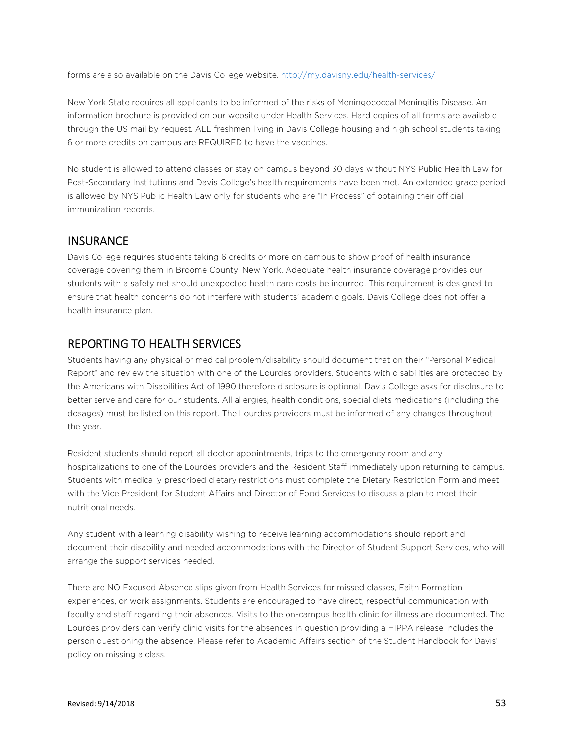forms are also available on the Davis College website. [http://my.davisny.edu/health-services/](http://my.davisny.edu/health-services/)

New York State requires all applicants to be informed of the risks of Meningococcal Meningitis Disease. An information brochure is provided on our website under Health Services. Hard copies of all forms are available through the US mail by request. ALL freshmen living in Davis College housing and high school students taking 6 or more credits on campus are REQUIRED to have the vaccines.

No student is allowed to attend classes or stay on campus beyond 30 days without NYS Public Health Law for Post-Secondary Institutions and Davis College's health requirements have been met. An extended grace period is allowed by NYS Public Health Law only for students who are "In Process" of obtaining their official immunization records.

## INSURANCE

Davis College requires students taking 6 credits or more on campus to show proof of health insurance coverage covering them in Broome County, New York. Adequate health insurance coverage provides our students with a safety net should unexpected health care costs be incurred. This requirement is designed to ensure that health concerns do not interfere with students' academic goals. Davis College does not offer a health insurance plan.

## REPORTING TO HEALTH SERVICES

Students having any physical or medical problem/disability should document that on their "Personal Medical Report" and review the situation with one of the Lourdes providers. Students with disabilities are protected by the Americans with Disabilities Act of 1990 therefore disclosure is optional. Davis College asks for disclosure to better serve and care for our students. All allergies, health conditions, special diets medications (including the dosages) must be listed on this report. The Lourdes providers must be informed of any changes throughout the year.

Resident students should report all doctor appointments, trips to the emergency room and any hospitalizations to one of the Lourdes providers and the Resident Staff immediately upon returning to campus. Students with medically prescribed dietary restrictions must complete the Dietary Restriction Form and meet with the Vice President for Student Affairs and Director of Food Services to discuss a plan to meet their nutritional needs.

Any student with a learning disability wishing to receive learning accommodations should report and document their disability and needed accommodations with the Director of Student Support Services, who will arrange the support services needed.

There are NO Excused Absence slips given from Health Services for missed classes, Faith Formation experiences, or work assignments. Students are encouraged to have direct, respectful communication with faculty and staff regarding their absences. Visits to the on-campus health clinic for illness are documented. The Lourdes providers can verify clinic visits for the absences in question providing a HIPPA release includes the person questioning the absence. Please refer to Academic Affairs section of the Student Handbook for Davis' policy on missing a class.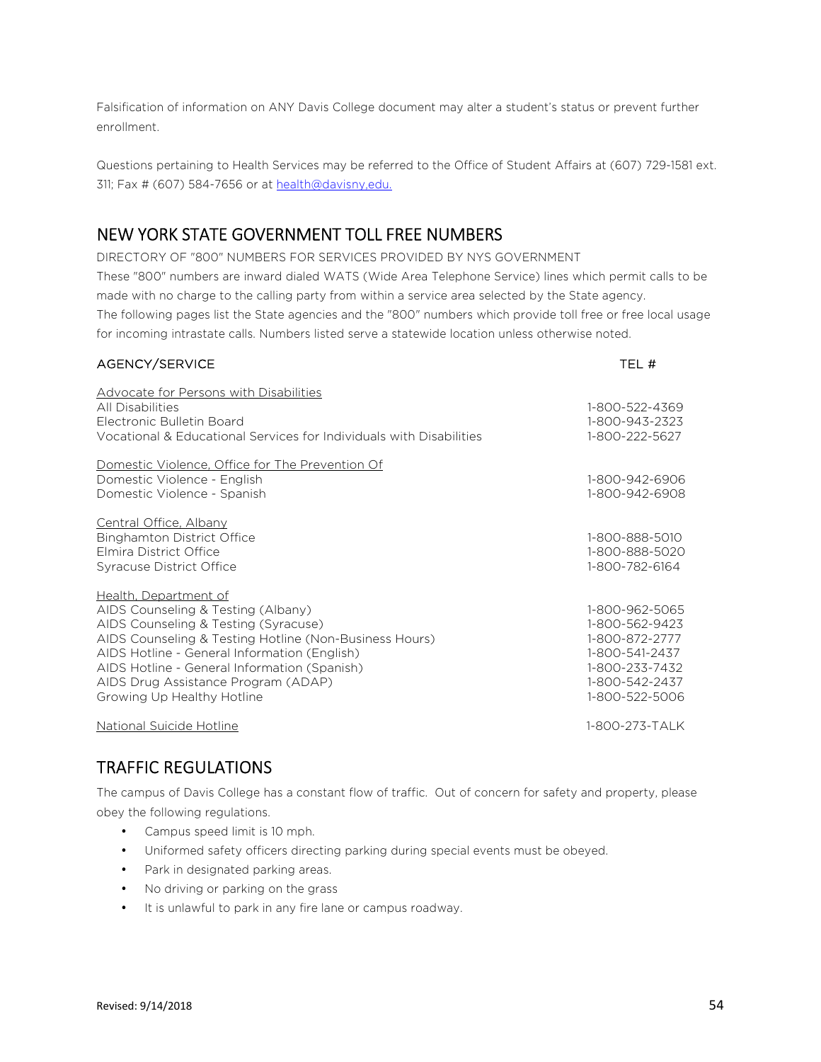Falsification of information on ANY Davis College document may alter a student's status or prevent further enrollment.

Questions pertaining to Health Services may be referred to the Office of Student Affairs at (607) 729-1581 ext. 311; Fax # (607) 584-7656 or at health@davisny,edu.

## NEW YORK STATE GOVERNMENT TOLL FREE NUMBERS

DIRECTORY OF "800" NUMBERS FOR SERVICES PROVIDED BY NYS GOVERNMENT

These "800" numbers are inward dialed WATS (Wide Area Telephone Service) lines which permit calls to be made with no charge to the calling party from within a service area selected by the State agency.

The following pages list the State agencies and the "800" numbers which provide toll free or free local usage for incoming intrastate calls. Numbers listed serve a statewide location unless otherwise noted.

| AGENCY/SERVICE | TEL # |
|---|---|
| Advocate for Persons with Disabilities | |
| All Disabilities | 1-800-522-4369 |
| Electronic Bulletin Board | 1-800-943-2323 |
| Vocational & Educational Services for Individuals with Disabilities | 1-800-222-5627 |
| Domestic Violence, Office for The Prevention Of | |
| Domestic Violence - English | 1-800-942-6906 |
| Domestic Violence - Spanish | 1-800-942-6908 |
| Central Office, Albany | |
| Binghamton District Office | 1-800-888-5010 |
| Elmira District Office | 1-800-888-5020 |
| Syracuse District Office | 1-800-782-6164 |
| Health, Department of | |
| AIDS Counseling & Testing (Albany) | 1-800-962-5065 |
| AIDS Counseling & Testing (Syracuse) | 1-800-562-9423 |
| AIDS Counseling & Testing Hotline (Non-Business Hours) | 1-800-872-2777 |
| AIDS Hotline - General Information (English) | 1-800-541-2437 |
| AIDS Hotline - General Information (Spanish) | 1-800-233-7432 |
| AIDS Drug Assistance Program (ADAP) | 1-800-542-2437 |
| Growing Up Healthy Hotline | 1-800-522-5006 |
| National Suicide Hotline | 1-800-273-TALK |

## TRAFFIC REGULATIONS

The campus of Davis College has a constant flow of traffic. Out of concern for safety and property, please obey the following regulations.

- Campus speed limit is 10 mph.
- Uniformed safety officers directing parking during special events must be obeyed.
- Park in designated parking areas.
- No driving or parking on the grass
- It is unlawful to park in any fire lane or campus roadway.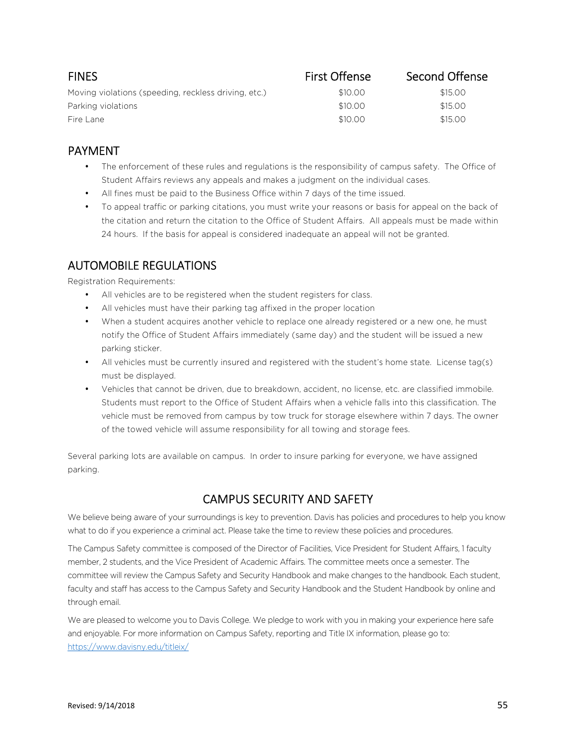| FINES | First Offense | Second Offense |
| --- | --- | --- |
| Moving violations (speeding, reckless driving, etc.) | $10.00 | $15.00 |
| Parking violations | $10.00 | $15.00 |
| Fire Lane | $10.00 | $15.00 |

## PAYMENT

- The enforcement of these rules and regulations is the responsibility of campus safety. The Office of Student Affairs reviews any appeals and makes a judgment on the individual cases.
- All fines must be paid to the Business Office within 7 days of the time issued.
- To appeal traffic or parking citations, you must write your reasons or basis for appeal on the back of the citation and return the citation to the Office of Student Affairs. All appeals must be made within 24 hours. If the basis for appeal is considered inadequate an appeal will not be granted.

## AUTOMOBILE REGULATIONS

Registration Requirements:

- All vehicles are to be registered when the student registers for class.
- All vehicles must have their parking tag affixed in the proper location
- When a student acquires another vehicle to replace one already registered or a new one, he must notify the Office of Student Affairs immediately (same day) and the student will be issued a new parking sticker.
- All vehicles must be currently insured and registered with the student's home state. License tag(s) must be displayed.
- Vehicles that cannot be driven, due to breakdown, accident, no license, etc. are classified immobile. Students must report to the Office of Student Affairs when a vehicle falls into this classification. The vehicle must be removed from campus by tow truck for storage elsewhere within 7 days. The owner of the towed vehicle will assume responsibility for all towing and storage fees.

Several parking lots are available on campus. In order to insure parking for everyone, we have assigned parking.

## CAMPUS SECURITY AND SAFETY

We believe being aware of your surroundings is key to prevention. Davis has policies and procedures to help you know what to do if you experience a criminal act. Please take the time to review these policies and procedures.

The Campus Safety committee is composed of the Director of Facilities, Vice President for Student Affairs, 1 faculty member, 2 students, and the Vice President of Academic Affairs. The committee meets once a semester. The committee will review the Campus Safety and Security Handbook and make changes to the handbook. Each student, faculty and staff has access to the Campus Safety and Security Handbook and the Student Handbook by online and through email.

We are pleased to welcome you to Davis College. We pledge to work with you in making your experience here safe and enjoyable. For more information on Campus Safety, reporting and Title IX information, please go to: https://www.davisny.edu/titleix/

Revised: 9/14/2018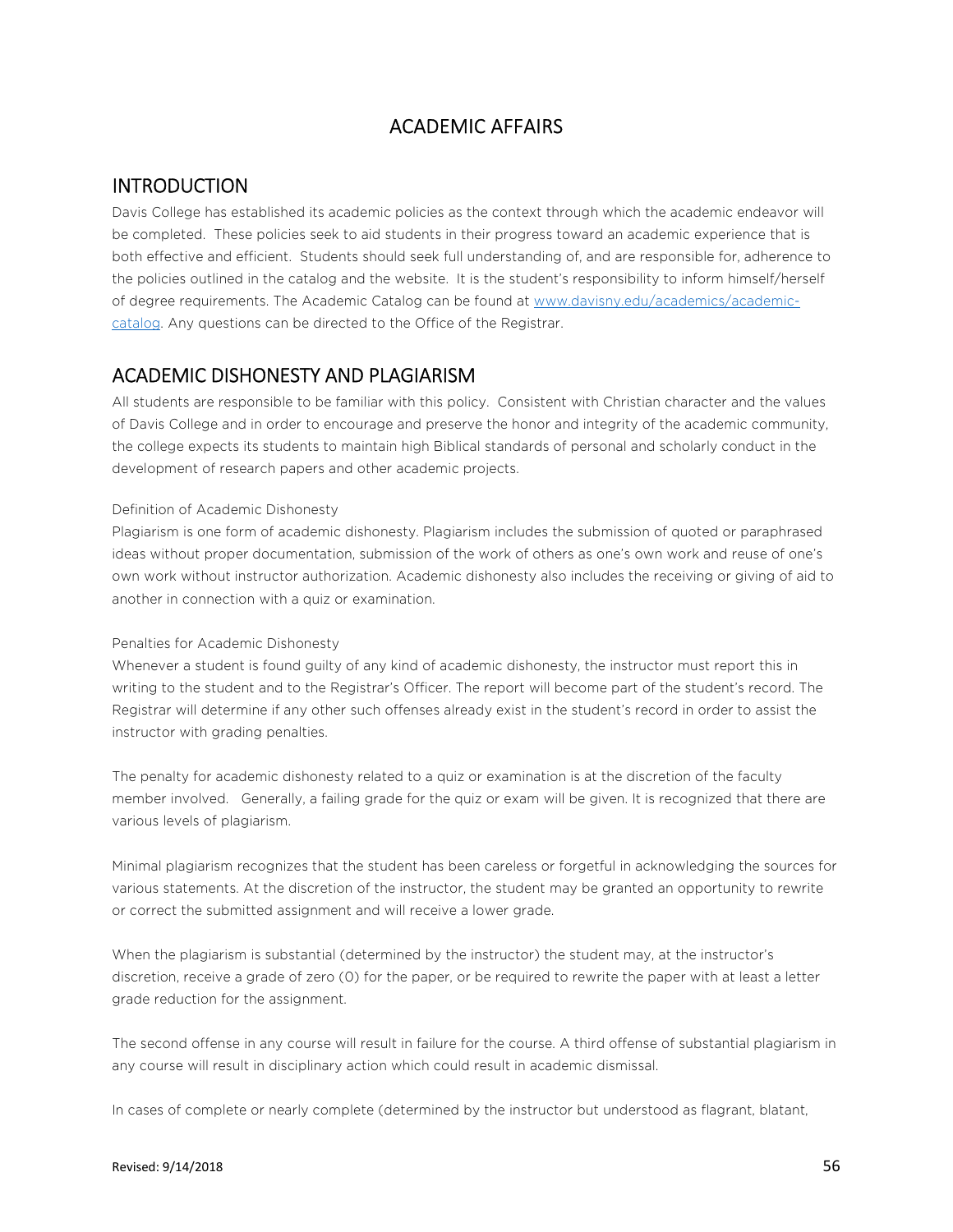# ACADEMIC AFFAIRS

## INTRODUCTION

Davis College has established its academic policies as the context through which the academic endeavor will be completed. These policies seek to aid students in their progress toward an academic experience that is both effective and efficient. Students should seek full understanding of, and are responsible for, adherence to the policies outlined in the catalog and the website. It is the student's responsibility to inform himself/herself of degree requirements. The Academic Catalog can be found at [www.davisny.edu/academics/academic-catalog](www.davisny.edu/academics/academic-catalog). Any questions can be directed to the Office of the Registrar.

## ACADEMIC DISHONESTY AND PLAGIARISM

All students are responsible to be familiar with this policy. Consistent with Christian character and the values of Davis College and in order to encourage and preserve the honor and integrity of the academic community, the college expects its students to maintain high Biblical standards of personal and scholarly conduct in the development of research papers and other academic projects.

### Definition of Academic Dishonesty

Plagiarism is one form of academic dishonesty. Plagiarism includes the submission of quoted or paraphrased ideas without proper documentation, submission of the work of others as one's own work and reuse of one's own work without instructor authorization. Academic dishonesty also includes the receiving or giving of aid to another in connection with a quiz or examination.

### Penalties for Academic Dishonesty

Whenever a student is found guilty of any kind of academic dishonesty, the instructor must report this in writing to the student and to the Registrar's Officer. The report will become part of the student's record. The Registrar will determine if any other such offenses already exist in the student's record in order to assist the instructor with grading penalties.

The penalty for academic dishonesty related to a quiz or examination is at the discretion of the faculty member involved. Generally, a failing grade for the quiz or exam will be given. It is recognized that there are various levels of plagiarism.

Minimal plagiarism recognizes that the student has been careless or forgetful in acknowledging the sources for various statements. At the discretion of the instructor, the student may be granted an opportunity to rewrite or correct the submitted assignment and will receive a lower grade.

When the plagiarism is substantial (determined by the instructor) the student may, at the instructor's discretion, receive a grade of zero (0) for the paper, or be required to rewrite the paper with at least a letter grade reduction for the assignment.

The second offense in any course will result in failure for the course. A third offense of substantial plagiarism in any course will result in disciplinary action which could result in academic dismissal.

In cases of complete or nearly complete (determined by the instructor but understood as flagrant, blatant,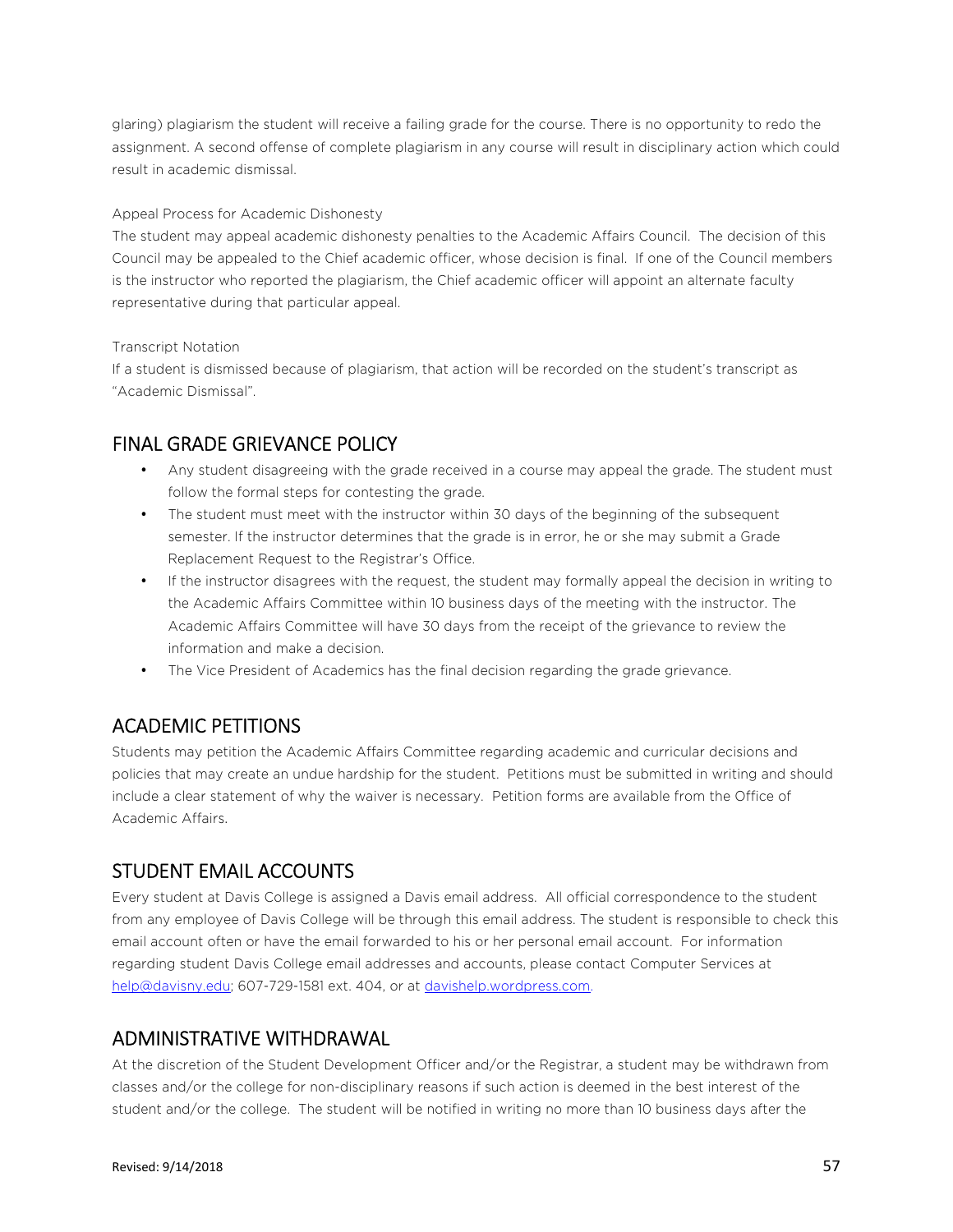glaring) plagiarism the student will receive a failing grade for the course. There is no opportunity to redo the assignment. A second offense of complete plagiarism in any course will result in disciplinary action which could result in academic dismissal.

Appeal Process for Academic Dishonesty

The student may appeal academic dishonesty penalties to the Academic Affairs Council. The decision of this Council may be appealed to the Chief academic officer, whose decision is final. If one of the Council members is the instructor who reported the plagiarism, the Chief academic officer will appoint an alternate faculty representative during that particular appeal.

Transcript Notation

If a student is dismissed because of plagiarism, that action will be recorded on the student's transcript as "Academic Dismissal".

## FINAL GRADE GRIEVANCE POLICY

- Any student disagreeing with the grade received in a course may appeal the grade. The student must follow the formal steps for contesting the grade.
- The student must meet with the instructor within 30 days of the beginning of the subsequent semester. If the instructor determines that the grade is in error, he or she may submit a Grade Replacement Request to the Registrar's Office.
- If the instructor disagrees with the request, the student may formally appeal the decision in writing to the Academic Affairs Committee within 10 business days of the meeting with the instructor. The Academic Affairs Committee will have 30 days from the receipt of the grievance to review the information and make a decision.
- The Vice President of Academics has the final decision regarding the grade grievance.

## ACADEMIC PETITIONS

Students may petition the Academic Affairs Committee regarding academic and curricular decisions and policies that may create an undue hardship for the student. Petitions must be submitted in writing and should include a clear statement of why the waiver is necessary. Petition forms are available from the Office of Academic Affairs.

## STUDENT EMAIL ACCOUNTS

Every student at Davis College is assigned a Davis email address. All official correspondence to the student from any employee of Davis College will be through this email address. The student is responsible to check this email account often or have the email forwarded to his or her personal email account. For information regarding student Davis College email addresses and accounts, please contact Computer Services at help@davisny.edu; 607-729-1581 ext. 404, or at davishelp.wordpress.com.

## ADMINISTRATIVE WITHDRAWAL

At the discretion of the Student Development Officer and/or the Registrar, a student may be withdrawn from classes and/or the college for non-disciplinary reasons if such action is deemed in the best interest of the student and/or the college. The student will be notified in writing no more than 10 business days after the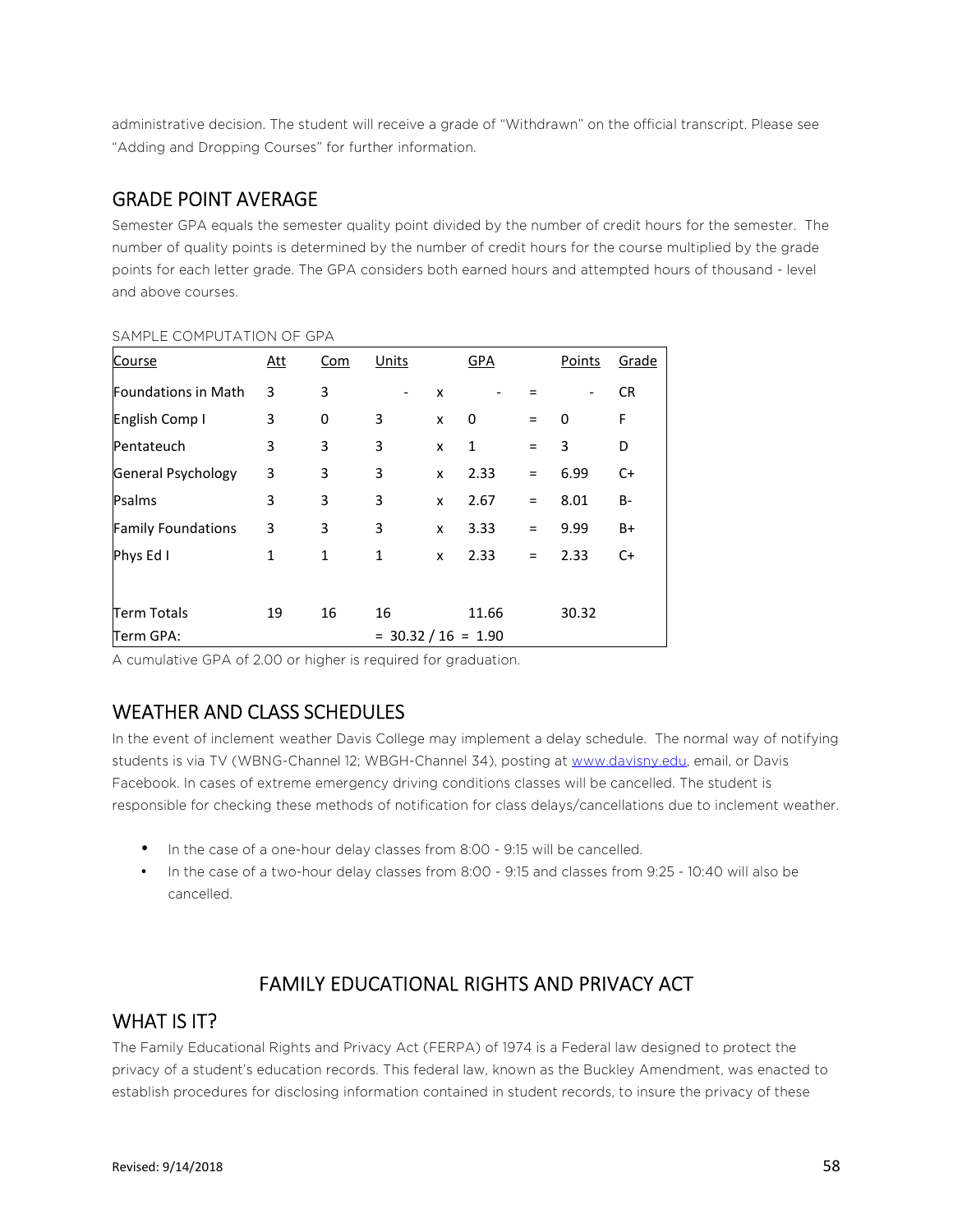administrative decision. The student will receive a grade of "Withdrawn" on the official transcript. Please see "Adding and Dropping Courses" for further information.

## GRADE POINT AVERAGE

Semester GPA equals the semester quality point divided by the number of credit hours for the semester. The number of quality points is determined by the number of credit hours for the course multiplied by the grade points for each letter grade. The GPA considers both earned hours and attempted hours of thousand - level and above courses.

SAMPLE COMPUTATION OF GPA

| Course | Att | Com | Units | | GPA | | Points | Grade |
|---|---|---|---|---|---|---|---|---|
| Foundations in Math | 3 | 3 | - | x | - | = | - | CR |
| English Comp I | 3 | 0 | 3 | x | 0 | = | 0 | F |
| Pentateuch | 3 | 3 | 3 | x | 1 | = | 3 | D |
| General Psychology | 3 | 3 | 3 | x | 2.33 | = | 6.99 | C+ |
| Psalms | 3 | 3 | 3 | x | 2.67 | = | 8.01 | B- |
| Family Foundations | 3 | 3 | 3 | x | 3.33 | = | 9.99 | B+ |
| Phys Ed I | 1 | 1 | 1 | x | 2.33 | = | 2.33 | C+ |
| | | | | | | | | |
| Term Totals | 19 | 16 | 16 | | 11.66 | | 30.32 | |
| Term GPA: | | | = 30.32 / 16 = 1.90 | | | | | |

A cumulative GPA of 2.00 or higher is required for graduation.

## WEATHER AND CLASS SCHEDULES

In the event of inclement weather Davis College may implement a delay schedule. The normal way of notifying students is via TV (WBNG-Channel 12; WBGH-Channel 34), posting at www.davisny.edu, email, or Davis Facebook. In cases of extreme emergency driving conditions classes will be cancelled. The student is responsible for checking these methods of notification for class delays/cancellations due to inclement weather.

- In the case of a one-hour delay classes from 8:00 - 9:15 will be cancelled.
- In the case of a two-hour delay classes from 8:00 - 9:15 and classes from 9:25 - 10:40 will also be cancelled.

# FAMILY EDUCATIONAL RIGHTS AND PRIVACY ACT

## WHAT IS IT?

The Family Educational Rights and Privacy Act (FERPA) of 1974 is a Federal law designed to protect the privacy of a student's education records. This federal law, known as the Buckley Amendment, was enacted to establish procedures for disclosing information contained in student records, to insure the privacy of these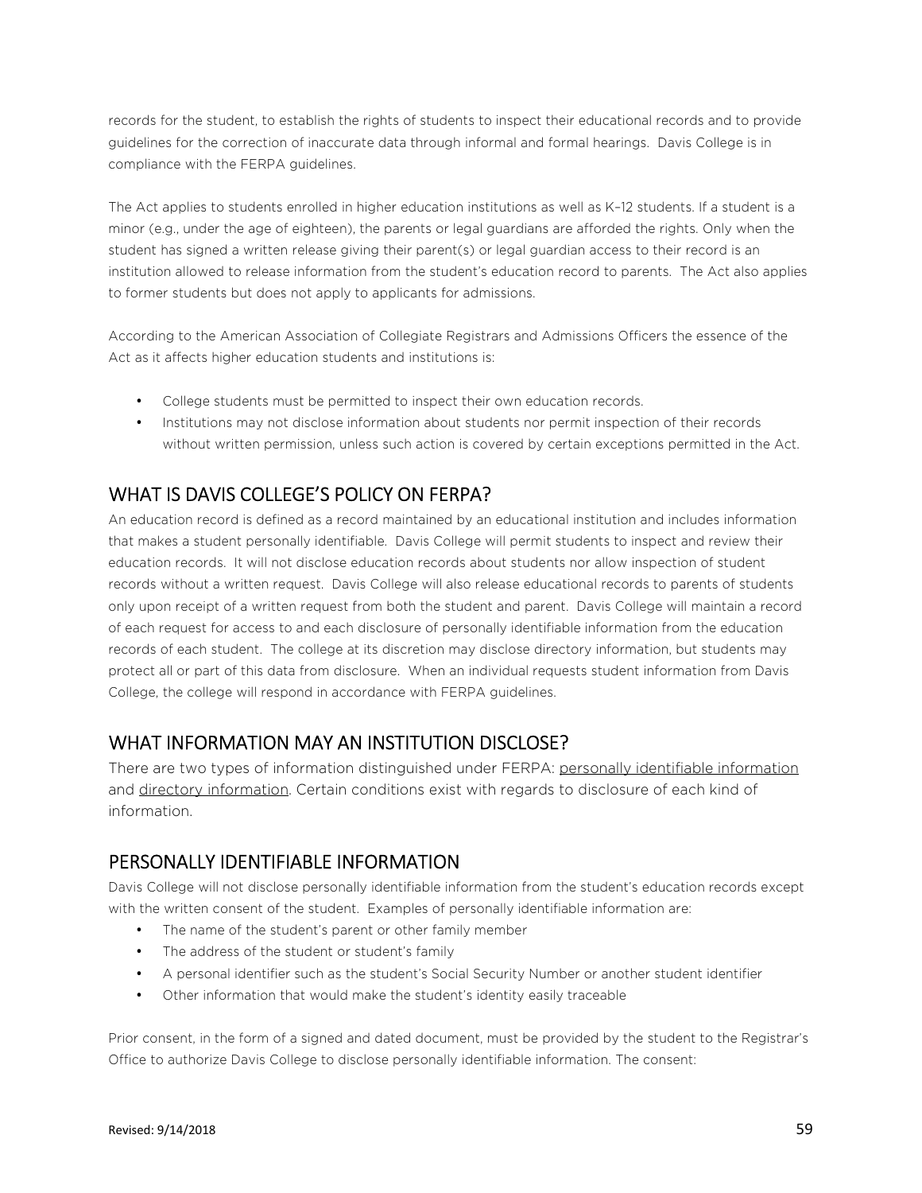records for the student, to establish the rights of students to inspect their educational records and to provide guidelines for the correction of inaccurate data through informal and formal hearings. Davis College is in compliance with the FERPA guidelines.

The Act applies to students enrolled in higher education institutions as well as K–12 students. If a student is a minor (e.g., under the age of eighteen), the parents or legal guardians are afforded the rights. Only when the student has signed a written release giving their parent(s) or legal guardian access to their record is an institution allowed to release information from the student's education record to parents. The Act also applies to former students but does not apply to applicants for admissions.

According to the American Association of Collegiate Registrars and Admissions Officers the essence of the Act as it affects higher education students and institutions is:

- College students must be permitted to inspect their own education records.
- Institutions may not disclose information about students nor permit inspection of their records without written permission, unless such action is covered by certain exceptions permitted in the Act.

## WHAT IS DAVIS COLLEGE'S POLICY ON FERPA?

An education record is defined as a record maintained by an educational institution and includes information that makes a student personally identifiable. Davis College will permit students to inspect and review their education records. It will not disclose education records about students nor allow inspection of student records without a written request. Davis College will also release educational records to parents of students only upon receipt of a written request from both the student and parent. Davis College will maintain a record of each request for access to and each disclosure of personally identifiable information from the education records of each student. The college at its discretion may disclose directory information, but students may protect all or part of this data from disclosure. When an individual requests student information from Davis College, the college will respond in accordance with FERPA guidelines.

## WHAT INFORMATION MAY AN INSTITUTION DISCLOSE?

There are two types of information distinguished under FERPA: personally identifiable information and directory information. Certain conditions exist with regards to disclosure of each kind of information.

## PERSONALLY IDENTIFIABLE INFORMATION

Davis College will not disclose personally identifiable information from the student's education records except with the written consent of the student. Examples of personally identifiable information are:

- The name of the student's parent or other family member
- The address of the student or student's family
- A personal identifier such as the student's Social Security Number or another student identifier
- Other information that would make the student's identity easily traceable

Prior consent, in the form of a signed and dated document, must be provided by the student to the Registrar's Office to authorize Davis College to disclose personally identifiable information. The consent: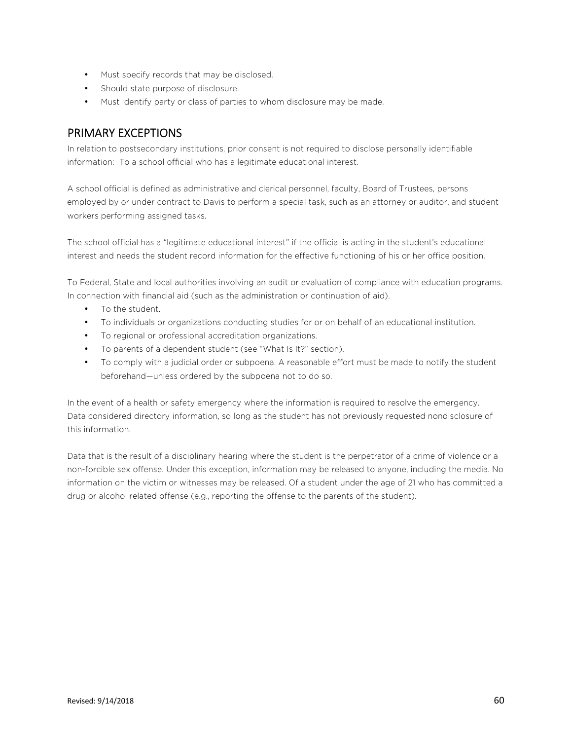- Must specify records that may be disclosed.
- Should state purpose of disclosure.
- Must identify party or class of parties to whom disclosure may be made.

## PRIMARY EXCEPTIONS

In relation to postsecondary institutions, prior consent is not required to disclose personally identifiable information: To a school official who has a legitimate educational interest.

A school official is defined as administrative and clerical personnel, faculty, Board of Trustees, persons employed by or under contract to Davis to perform a special task, such as an attorney or auditor, and student workers performing assigned tasks.

The school official has a "legitimate educational interest" if the official is acting in the student's educational interest and needs the student record information for the effective functioning of his or her office position.

To Federal, State and local authorities involving an audit or evaluation of compliance with education programs. In connection with financial aid (such as the administration or continuation of aid).

- To the student.
- To individuals or organizations conducting studies for or on behalf of an educational institution.
- To regional or professional accreditation organizations.
- To parents of a dependent student (see "What Is It?" section).
- To comply with a judicial order or subpoena. A reasonable effort must be made to notify the student beforehand—unless ordered by the subpoena not to do so.

In the event of a health or safety emergency where the information is required to resolve the emergency. Data considered directory information, so long as the student has not previously requested nondisclosure of this information.

Data that is the result of a disciplinary hearing where the student is the perpetrator of a crime of violence or a non-forcible sex offense. Under this exception, information may be released to anyone, including the media. No information on the victim or witnesses may be released. Of a student under the age of 21 who has committed a drug or alcohol related offense (e.g., reporting the offense to the parents of the student).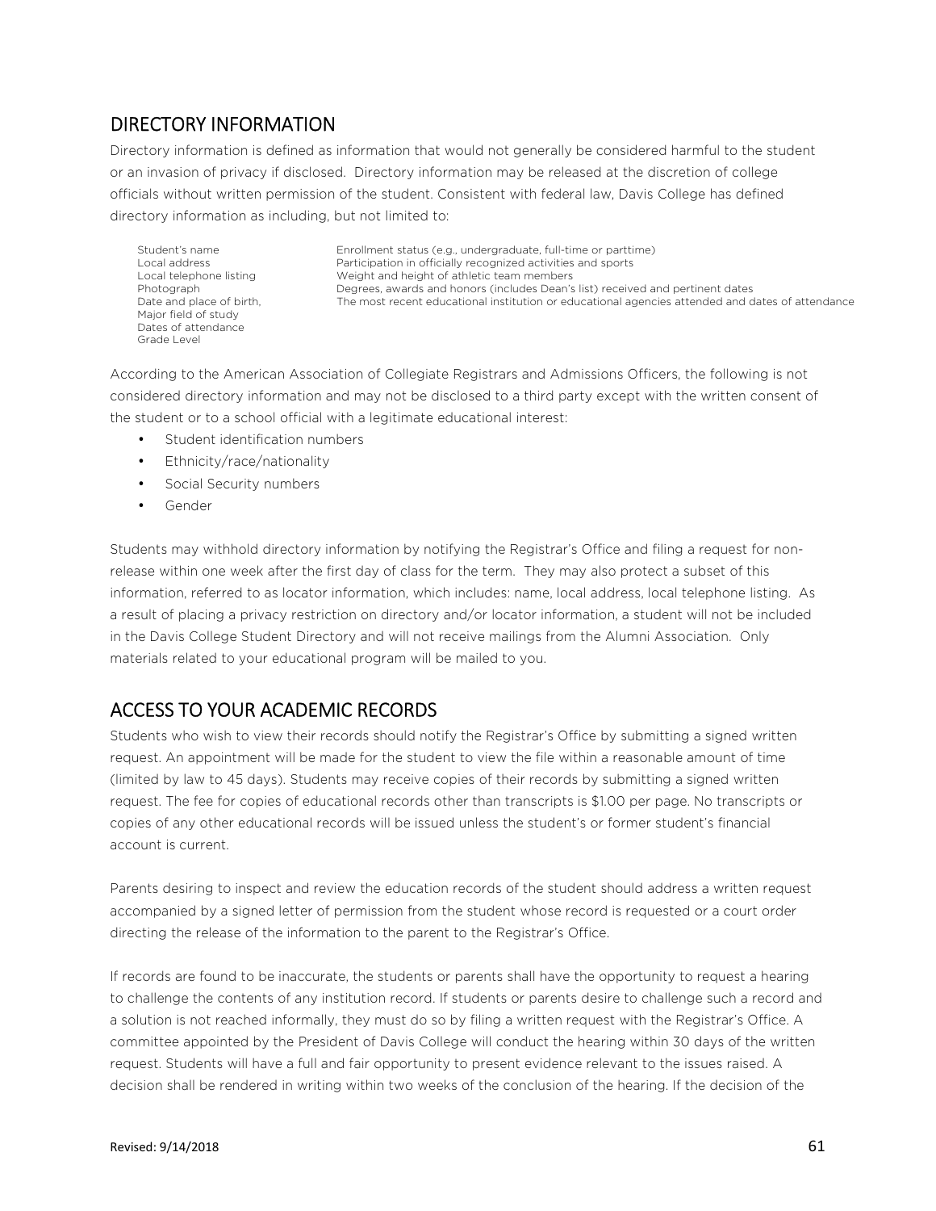## DIRECTORY INFORMATION

Directory information is defined as information that would not generally be considered harmful to the student or an invasion of privacy if disclosed. Directory information may be released at the discretion of college officials without written permission of the student. Consistent with federal law, Davis College has defined directory information as including, but not limited to:

| | |
|---|---|
| Student's name | Enrollment status (e.g., undergraduate, full-time or parttime) |
| Local address | Participation in officially recognized activities and sports |
| Local telephone listing | Weight and height of athletic team members |
| Photograph | Degrees, awards and honors (includes Dean's list) received and pertinent dates |
| Date and place of birth, | The most recent educational institution or educational agencies attended and dates of attendance |
| Major field of study | |
| Dates of attendance | |
| Grade Level | |

According to the American Association of Collegiate Registrars and Admissions Officers, the following is not considered directory information and may not be disclosed to a third party except with the written consent of the student or to a school official with a legitimate educational interest:

- Student identification numbers
- Ethnicity/race/nationality
- Social Security numbers
- Gender

Students may withhold directory information by notifying the Registrar's Office and filing a request for non-release within one week after the first day of class for the term. They may also protect a subset of this information, referred to as locator information, which includes: name, local address, local telephone listing. As a result of placing a privacy restriction on directory and/or locator information, a student will not be included in the Davis College Student Directory and will not receive mailings from the Alumni Association. Only materials related to your educational program will be mailed to you.

## ACCESS TO YOUR ACADEMIC RECORDS

Students who wish to view their records should notify the Registrar's Office by submitting a signed written request. An appointment will be made for the student to view the file within a reasonable amount of time (limited by law to 45 days). Students may receive copies of their records by submitting a signed written request. The fee for copies of educational records other than transcripts is $1.00 per page. No transcripts or copies of any other educational records will be issued unless the student's or former student's financial account is current.

Parents desiring to inspect and review the education records of the student should address a written request accompanied by a signed letter of permission from the student whose record is requested or a court order directing the release of the information to the parent to the Registrar's Office.

If records are found to be inaccurate, the students or parents shall have the opportunity to request a hearing to challenge the contents of any institution record. If students or parents desire to challenge such a record and a solution is not reached informally, they must do so by filing a written request with the Registrar's Office. A committee appointed by the President of Davis College will conduct the hearing within 30 days of the written request. Students will have a full and fair opportunity to present evidence relevant to the issues raised. A decision shall be rendered in writing within two weeks of the conclusion of the hearing. If the decision of the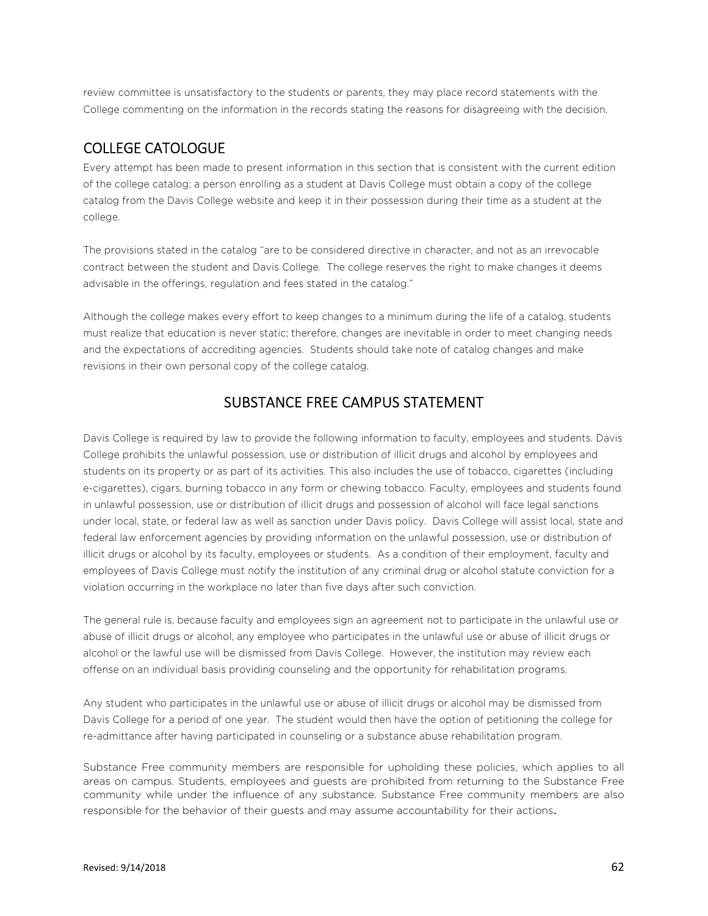review committee is unsatisfactory to the students or parents, they may place record statements with the College commenting on the information in the records stating the reasons for disagreeing with the decision.

## COLLEGE CATOLOGUE

Every attempt has been made to present information in this section that is consistent with the current edition of the college catalog; a person enrolling as a student at Davis College must obtain a copy of the college catalog from the Davis College website and keep it in their possession during their time as a student at the college.

The provisions stated in the catalog "are to be considered directive in character, and not as an irrevocable contract between the student and Davis College. The college reserves the right to make changes it deems advisable in the offerings, regulation and fees stated in the catalog."

Although the college makes every effort to keep changes to a minimum during the life of a catalog, students must realize that education is never static; therefore, changes are inevitable in order to meet changing needs and the expectations of accrediting agencies. Students should take note of catalog changes and make revisions in their own personal copy of the college catalog.

## SUBSTANCE FREE CAMPUS STATEMENT

Davis College is required by law to provide the following information to faculty, employees and students. Davis College prohibits the unlawful possession, use or distribution of illicit drugs and alcohol by employees and students on its property or as part of its activities. This also includes the use of tobacco, cigarettes (including e-cigarettes), cigars, burning tobacco in any form or chewing tobacco. Faculty, employees and students found in unlawful possession, use or distribution of illicit drugs and possession of alcohol will face legal sanctions under local, state, or federal law as well as sanction under Davis policy. Davis College will assist local, state and federal law enforcement agencies by providing information on the unlawful possession, use or distribution of illicit drugs or alcohol by its faculty, employees or students. As a condition of their employment, faculty and employees of Davis College must notify the institution of any criminal drug or alcohol statute conviction for a violation occurring in the workplace no later than five days after such conviction.

The general rule is, because faculty and employees sign an agreement not to participate in the unlawful use or abuse of illicit drugs or alcohol, any employee who participates in the unlawful use or abuse of illicit drugs or alcohol or the lawful use will be dismissed from Davis College. However, the institution may review each offense on an individual basis providing counseling and the opportunity for rehabilitation programs.

Any student who participates in the unlawful use or abuse of illicit drugs or alcohol may be dismissed from Davis College for a period of one year. The student would then have the option of petitioning the college for re-admittance after having participated in counseling or a substance abuse rehabilitation program.

Substance Free community members are responsible for upholding these policies, which applies to all areas on campus. Students, employees and guests are prohibited from returning to the Substance Free community while under the influence of any substance. Substance Free community members are also responsible for the behavior of their guests and may assume accountability for their actions.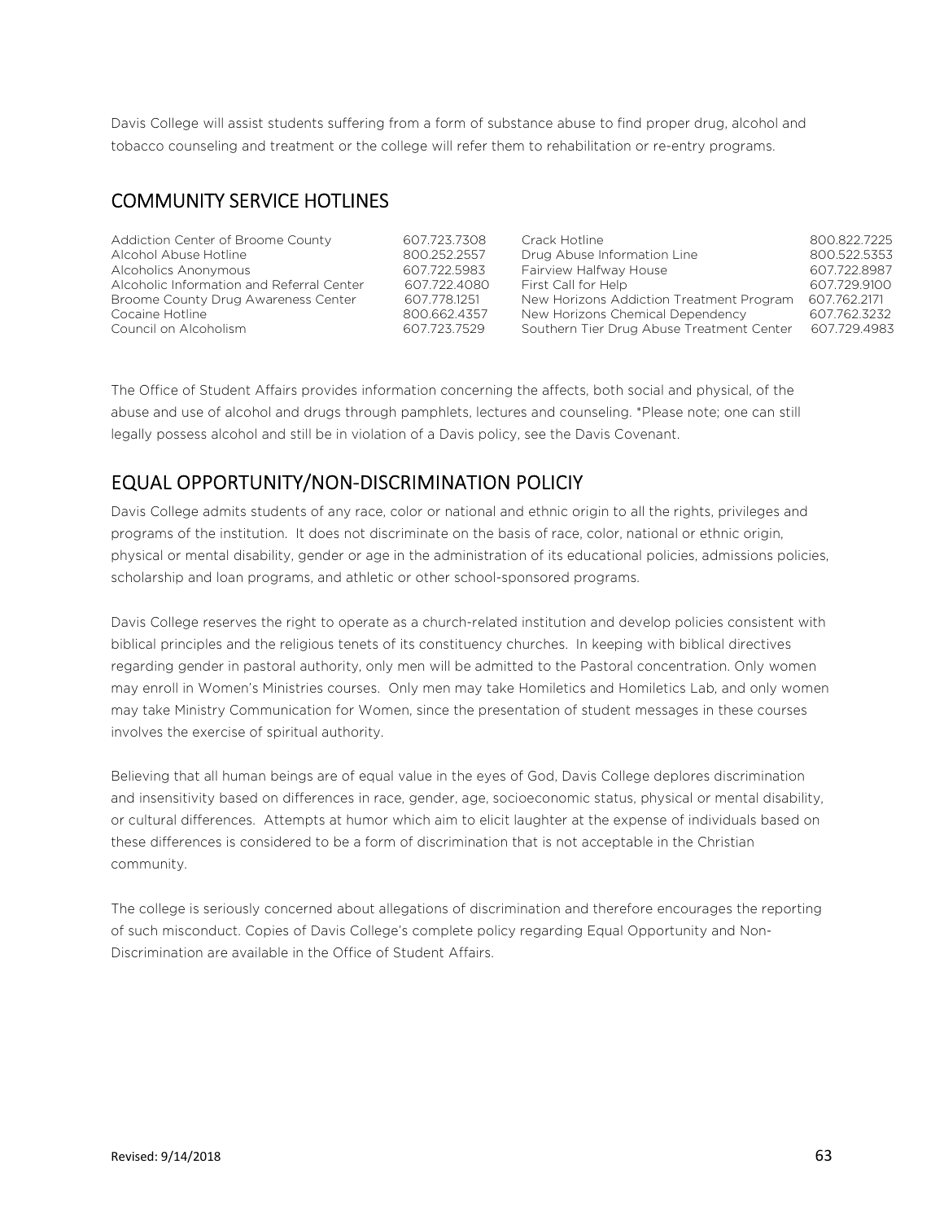Davis College will assist students suffering from a form of substance abuse to find proper drug, alcohol and tobacco counseling and treatment or the college will refer them to rehabilitation or re-entry programs.

## COMMUNITY SERVICE HOTLINES

| | | | |
|---|---|---|---|
| Addiction Center of Broome County | 607.723.7308 | Crack Hotline | 800.822.7225 |
| Alcohol Abuse Hotline | 800.252.2557 | Drug Abuse Information Line | 800.522.5353 |
| Alcoholics Anonymous | 607.722.5983 | Fairview Halfway House | 607.722.8987 |
| Alcoholic Information and Referral Center | 607.722.4080 | First Call for Help | 607.729.9100 |
| Broome County Drug Awareness Center | 607.778.1251 | New Horizons Addiction Treatment Program | 607.762.2171 |
| Cocaine Hotline | 800.662.4357 | New Horizons Chemical Dependency | 607.762.3232 |
| Council on Alcoholism | 607.723.7529 | Southern Tier Drug Abuse Treatment Center | 607.729.4983 |

The Office of Student Affairs provides information concerning the affects, both social and physical, of the abuse and use of alcohol and drugs through pamphlets, lectures and counseling. *Please note; one can still legally possess alcohol and still be in violation of a Davis policy, see the Davis Covenant.

## EQUAL OPPORTUNITY/NON-DISCRIMINATION POLICIY

Davis College admits students of any race, color or national and ethnic origin to all the rights, privileges and programs of the institution. It does not discriminate on the basis of race, color, national or ethnic origin, physical or mental disability, gender or age in the administration of its educational policies, admissions policies, scholarship and loan programs, and athletic or other school-sponsored programs.

Davis College reserves the right to operate as a church-related institution and develop policies consistent with biblical principles and the religious tenets of its constituency churches. In keeping with biblical directives regarding gender in pastoral authority, only men will be admitted to the Pastoral concentration. Only women may enroll in Women's Ministries courses. Only men may take Homiletics and Homiletics Lab, and only women may take Ministry Communication for Women, since the presentation of student messages in these courses involves the exercise of spiritual authority.

Believing that all human beings are of equal value in the eyes of God, Davis College deplores discrimination and insensitivity based on differences in race, gender, age, socioeconomic status, physical or mental disability, or cultural differences. Attempts at humor which aim to elicit laughter at the expense of individuals based on these differences is considered to be a form of discrimination that is not acceptable in the Christian community.

The college is seriously concerned about allegations of discrimination and therefore encourages the reporting of such misconduct. Copies of Davis College's complete policy regarding Equal Opportunity and Non-Discrimination are available in the Office of Student Affairs.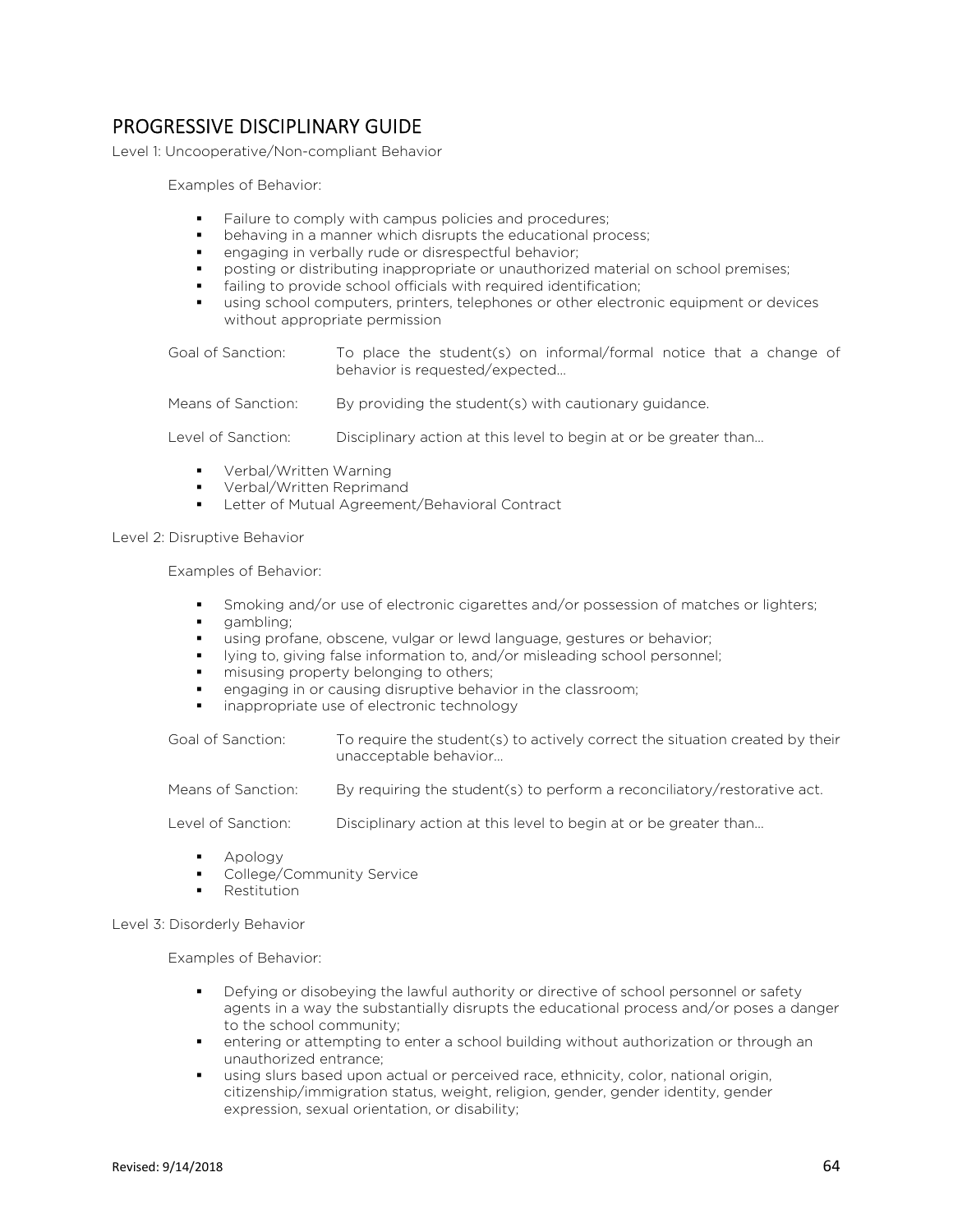## PROGRESSIVE DISCIPLINARY GUIDE

Level 1: Uncooperative/Non-compliant Behavior

Examples of Behavior:

- Failure to comply with campus policies and procedures;
- behaving in a manner which disrupts the educational process;
- engaging in verbally rude or disrespectful behavior;
- posting or distributing inappropriate or unauthorized material on school premises;
- failing to provide school officials with required identification;
- using school computers, printers, telephones or other electronic equipment or devices without appropriate permission

Goal of Sanction: To place the student(s) on informal/formal notice that a change of behavior is requested/expected…

Means of Sanction: By providing the student(s) with cautionary guidance.

Level of Sanction: Disciplinary action at this level to begin at or be greater than…

- Verbal/Written Warning
- Verbal/Written Reprimand
- Letter of Mutual Agreement/Behavioral Contract

Level 2: Disruptive Behavior

Examples of Behavior:

- Smoking and/or use of electronic cigarettes and/or possession of matches or lighters;
- gambling;
- using profane, obscene, vulgar or lewd language, gestures or behavior;
- lying to, giving false information to, and/or misleading school personnel;
- misusing property belonging to others;
- engaging in or causing disruptive behavior in the classroom;
- inappropriate use of electronic technology

Goal of Sanction: To require the student(s) to actively correct the situation created by their unacceptable behavior…

Means of Sanction: By requiring the student(s) to perform a reconciliatory/restorative act.

Level of Sanction: Disciplinary action at this level to begin at or be greater than…

- Apology
- College/Community Service
- Restitution

Level 3: Disorderly Behavior

Examples of Behavior:

- Defying or disobeying the lawful authority or directive of school personnel or safety agents in a way the substantially disrupts the educational process and/or poses a danger to the school community;
- entering or attempting to enter a school building without authorization or through an unauthorized entrance;
- using slurs based upon actual or perceived race, ethnicity, color, national origin, citizenship/immigration status, weight, religion, gender, gender identity, gender expression, sexual orientation, or disability;

Revised: 9/14/2018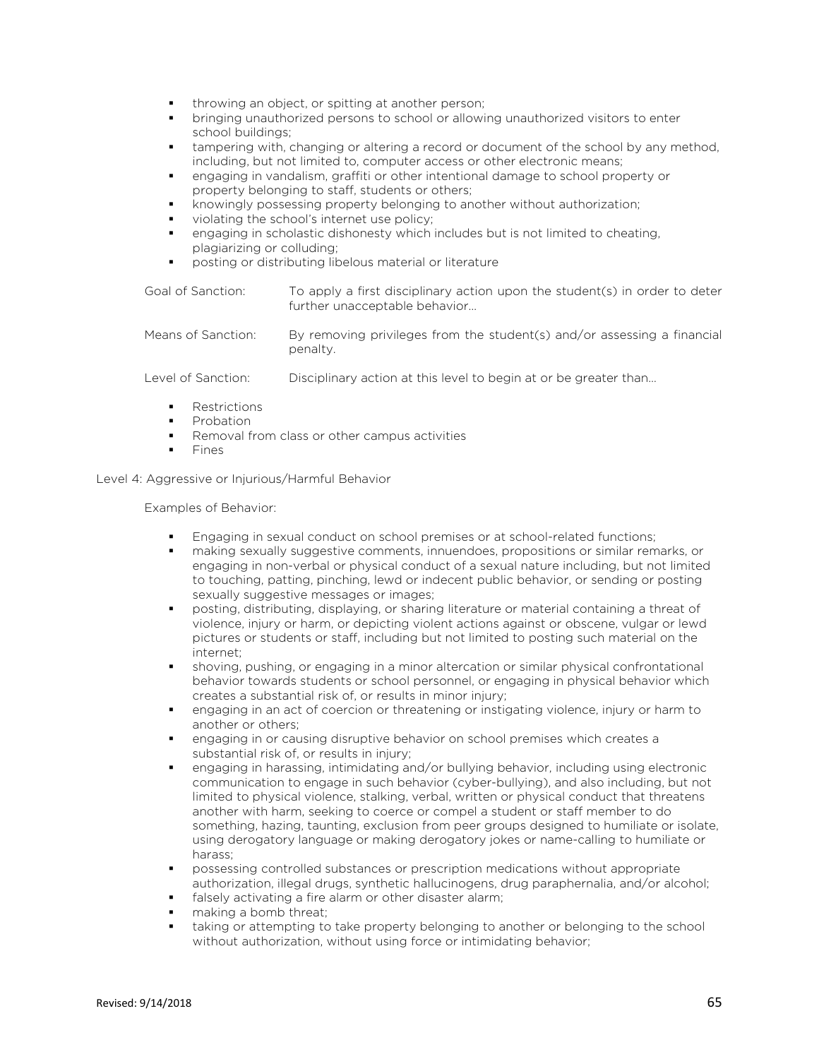- throwing an object, or spitting at another person;
- bringing unauthorized persons to school or allowing unauthorized visitors to enter school buildings;
- tampering with, changing or altering a record or document of the school by any method, including, but not limited to, computer access or other electronic means;
- engaging in vandalism, graffiti or other intentional damage to school property or property belonging to staff, students or others;
- knowingly possessing property belonging to another without authorization;
- violating the school's internet use policy;
- engaging in scholastic dishonesty which includes but is not limited to cheating, plagiarizing or colluding;
- posting or distributing libelous material or literature

Goal of Sanction: To apply a first disciplinary action upon the student(s) in order to deter further unacceptable behavior…

Means of Sanction: By removing privileges from the student(s) and/or assessing a financial penalty.

Level of Sanction: Disciplinary action at this level to begin at or be greater than…

- Restrictions
- Probation
- Removal from class or other campus activities
- Fines

Level 4: Aggressive or Injurious/Harmful Behavior

Examples of Behavior:

- Engaging in sexual conduct on school premises or at school-related functions;
- making sexually suggestive comments, innuendoes, propositions or similar remarks, or engaging in non-verbal or physical conduct of a sexual nature including, but not limited to touching, patting, pinching, lewd or indecent public behavior, or sending or posting sexually suggestive messages or images;
- posting, distributing, displaying, or sharing literature or material containing a threat of violence, injury or harm, or depicting violent actions against or obscene, vulgar or lewd pictures or students or staff, including but not limited to posting such material on the internet;
- shoving, pushing, or engaging in a minor altercation or similar physical confrontational behavior towards students or school personnel, or engaging in physical behavior which creates a substantial risk of, or results in minor injury;
- engaging in an act of coercion or threatening or instigating violence, injury or harm to another or others;
- engaging in or causing disruptive behavior on school premises which creates a substantial risk of, or results in injury;
- engaging in harassing, intimidating and/or bullying behavior, including using electronic communication to engage in such behavior (cyber-bullying), and also including, but not limited to physical violence, stalking, verbal, written or physical conduct that threatens another with harm, seeking to coerce or compel a student or staff member to do something, hazing, taunting, exclusion from peer groups designed to humiliate or isolate, using derogatory language or making derogatory jokes or name-calling to humiliate or harass;
- possessing controlled substances or prescription medications without appropriate authorization, illegal drugs, synthetic hallucinogens, drug paraphernalia, and/or alcohol;
- falsely activating a fire alarm or other disaster alarm;
- making a bomb threat;
- taking or attempting to take property belonging to another or belonging to the school without authorization, without using force or intimidating behavior;

Revised: 9/14/2018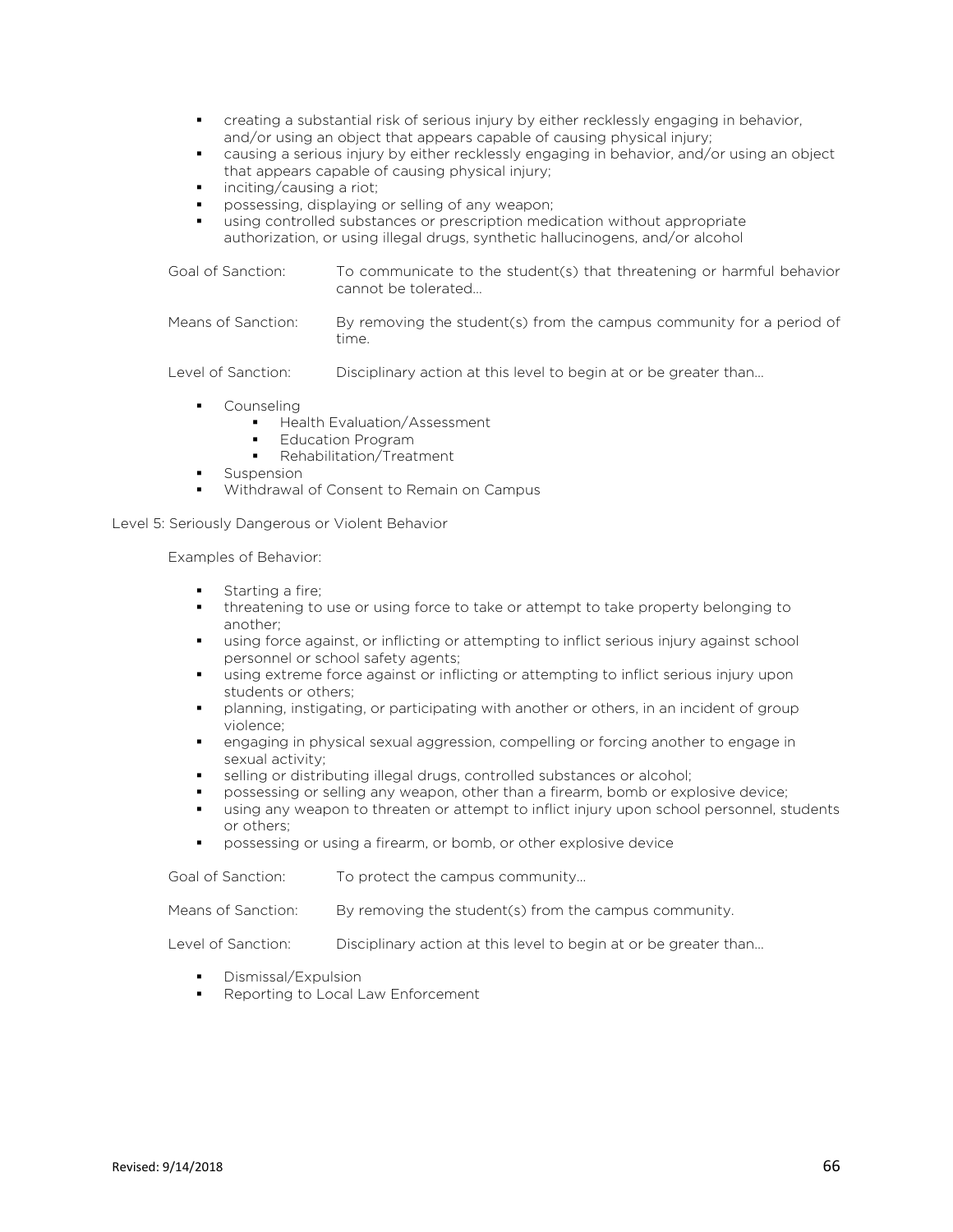- creating a substantial risk of serious injury by either recklessly engaging in behavior, and/or using an object that appears capable of causing physical injury;
- causing a serious injury by either recklessly engaging in behavior, and/or using an object that appears capable of causing physical injury;
- inciting/causing a riot;
- possessing, displaying or selling of any weapon;
- using controlled substances or prescription medication without appropriate authorization, or using illegal drugs, synthetic hallucinogens, and/or alcohol

Goal of Sanction: To communicate to the student(s) that threatening or harmful behavior cannot be tolerated…

Means of Sanction: By removing the student(s) from the campus community for a period of time.

Level of Sanction: Disciplinary action at this level to begin at or be greater than…

- Counseling
  - Health Evaluation/Assessment
  - Education Program
  - Rehabilitation/Treatment
- Suspension
- Withdrawal of Consent to Remain on Campus

Level 5: Seriously Dangerous or Violent Behavior

Examples of Behavior:

- Starting a fire;
- threatening to use or using force to take or attempt to take property belonging to another;
- using force against, or inflicting or attempting to inflict serious injury against school personnel or school safety agents;
- using extreme force against or inflicting or attempting to inflict serious injury upon students or others;
- planning, instigating, or participating with another or others, in an incident of group violence;
- engaging in physical sexual aggression, compelling or forcing another to engage in sexual activity;
- selling or distributing illegal drugs, controlled substances or alcohol;
- possessing or selling any weapon, other than a firearm, bomb or explosive device;
- using any weapon to threaten or attempt to inflict injury upon school personnel, students or others;
- possessing or using a firearm, or bomb, or other explosive device

Goal of Sanction: To protect the campus community…

Means of Sanction: By removing the student(s) from the campus community.

Level of Sanction: Disciplinary action at this level to begin at or be greater than…

- Dismissal/Expulsion
- Reporting to Local Law Enforcement

Revised: 9/14/2018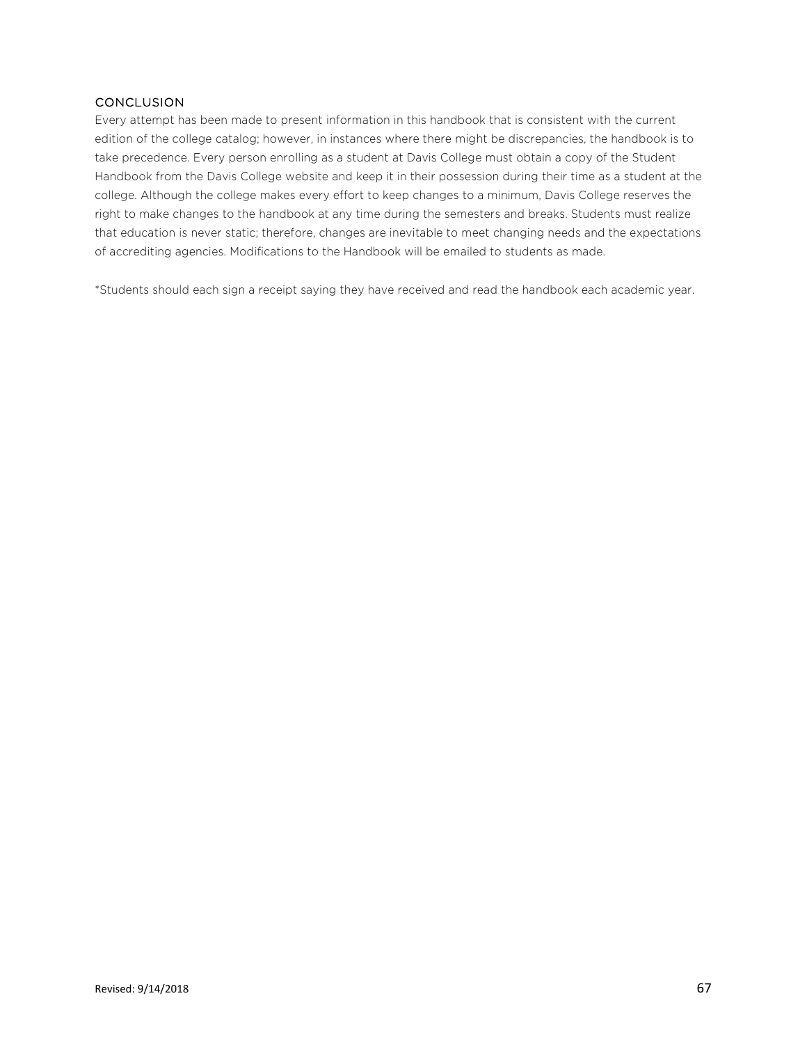## CONCLUSION

Every attempt has been made to present information in this handbook that is consistent with the current edition of the college catalog; however, in instances where there might be discrepancies, the handbook is to take precedence. Every person enrolling as a student at Davis College must obtain a copy of the Student Handbook from the Davis College website and keep it in their possession during their time as a student at the college. Although the college makes every effort to keep changes to a minimum, Davis College reserves the right to make changes to the handbook at any time during the semesters and breaks. Students must realize that education is never static; therefore, changes are inevitable to meet changing needs and the expectations of accrediting agencies. Modifications to the Handbook will be emailed to students as made.

*Students should each sign a receipt saying they have received and read the handbook each academic year.